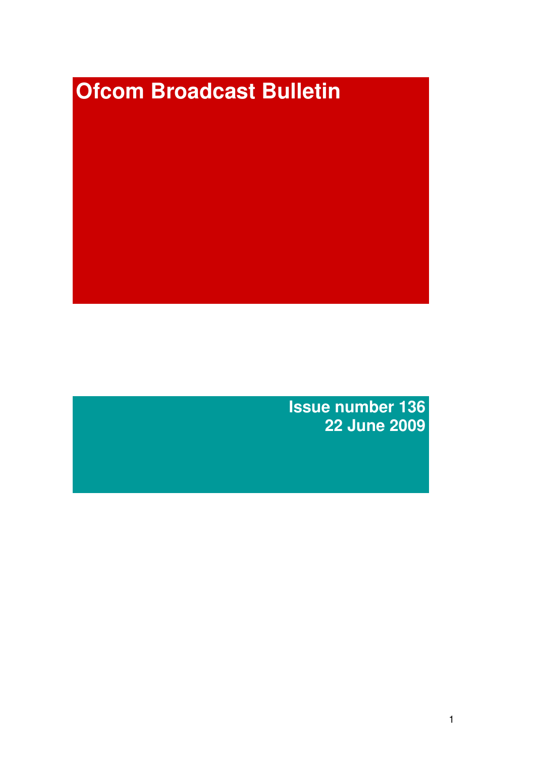# Ofcom Broadcast Bulletin

**Issue number 136**
**22 June 2009**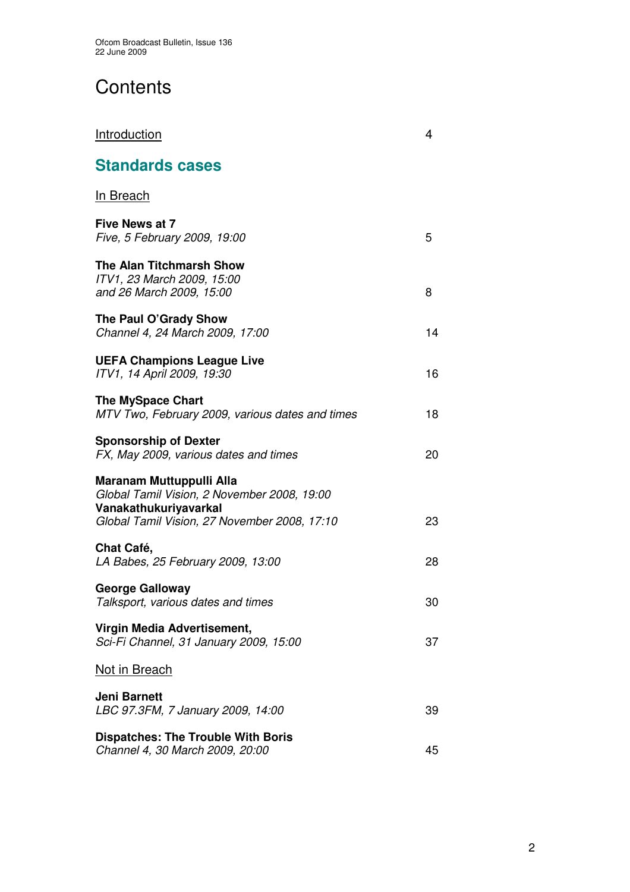# Contents

Introduction 4

## Standards cases

In Breach

**Five News at 7**
*Five, 5 February 2009, 19:00* 5

**The Alan Titchmarsh Show**
*ITV1, 23 March 2009, 15:00*
*and 26 March 2009, 15:00* 8

**The Paul O'Grady Show**
*Channel 4, 24 March 2009, 17:00* 14

**UEFA Champions League Live**
*ITV1, 14 April 2009, 19:30* 16

**The MySpace Chart**
*MTV Two, February 2009, various dates and times* 18

**Sponsorship of Dexter**
*FX, May 2009, various dates and times* 20

**Maranam Muttuppulli Alla**
*Global Tamil Vision, 2 November 2008, 19:00*
**Vanakathukuriyavarkal**
*Global Tamil Vision, 27 November 2008, 17:10* 23

**Chat Café,**
*LA Babes, 25 February 2009, 13:00* 28

**George Galloway**
*Talksport, various dates and times* 30

**Virgin Media Advertisement,**
*Sci-Fi Channel, 31 January 2009, 15:00* 37

Not in Breach

**Jeni Barnett**
*LBC 97.3FM, 7 January 2009, 14:00* 39

**Dispatches: The Trouble With Boris**
*Channel 4, 30 March 2009, 20:00* 45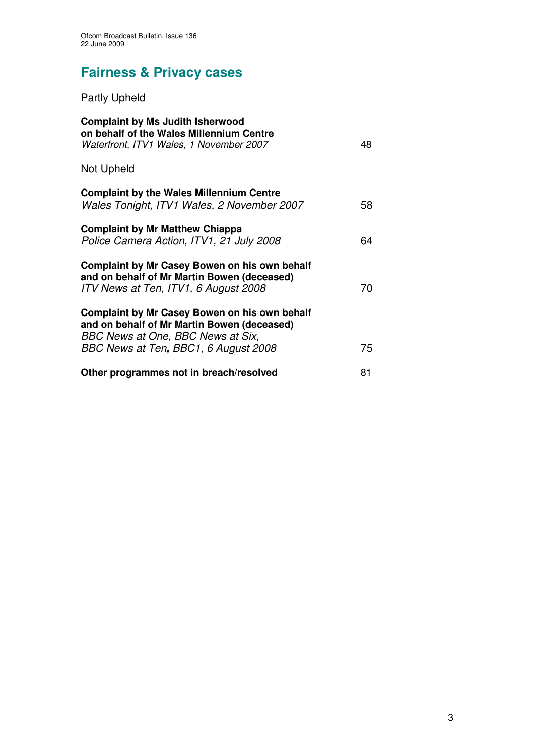## Fairness & Privacy cases

Partly Upheld

**Complaint by Ms Judith Isherwood on behalf of the Wales Millennium Centre**
*Waterfront, ITV1 Wales, 1 November 2007* 48

Not Upheld

**Complaint by the Wales Millennium Centre**
*Wales Tonight, ITV1 Wales, 2 November 2007* 58

**Complaint by Mr Matthew Chiappa**
*Police Camera Action, ITV1, 21 July 2008* 64

**Complaint by Mr Casey Bowen on his own behalf and on behalf of Mr Martin Bowen (deceased)**
*ITV News at Ten, ITV1, 6 August 2008* 70

**Complaint by Mr Casey Bowen on his own behalf and on behalf of Mr Martin Bowen (deceased)**
*BBC News at One, BBC News at Six, BBC News at Ten*, *BBC1, 6 August 2008* 75

**Other programmes not in breach/resolved** 81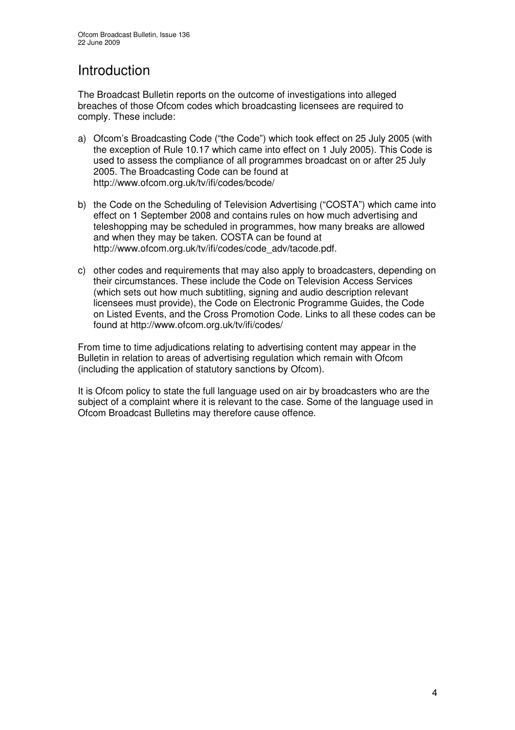# Introduction

The Broadcast Bulletin reports on the outcome of investigations into alleged breaches of those Ofcom codes which broadcasting licensees are required to comply. These include:

a) Ofcom's Broadcasting Code ("the Code") which took effect on 25 July 2005 (with the exception of Rule 10.17 which came into effect on 1 July 2005). This Code is used to assess the compliance of all programmes broadcast on or after 25 July 2005. The Broadcasting Code can be found at http://www.ofcom.org.uk/tv/ifi/codes/bcode/

b) the Code on the Scheduling of Television Advertising ("COSTA") which came into effect on 1 September 2008 and contains rules on how much advertising and teleshopping may be scheduled in programmes, how many breaks are allowed and when they may be taken. COSTA can be found at http://www.ofcom.org.uk/tv/ifi/codes/code_adv/tacode.pdf.

c) other codes and requirements that may also apply to broadcasters, depending on their circumstances. These include the Code on Television Access Services (which sets out how much subtitling, signing and audio description relevant licensees must provide), the Code on Electronic Programme Guides, the Code on Listed Events, and the Cross Promotion Code. Links to all these codes can be found at http://www.ofcom.org.uk/tv/ifi/codes/

From time to time adjudications relating to advertising content may appear in the Bulletin in relation to areas of advertising regulation which remain with Ofcom (including the application of statutory sanctions by Ofcom).

It is Ofcom policy to state the full language used on air by broadcasters who are the subject of a complaint where it is relevant to the case. Some of the language used in Ofcom Broadcast Bulletins may therefore cause offence.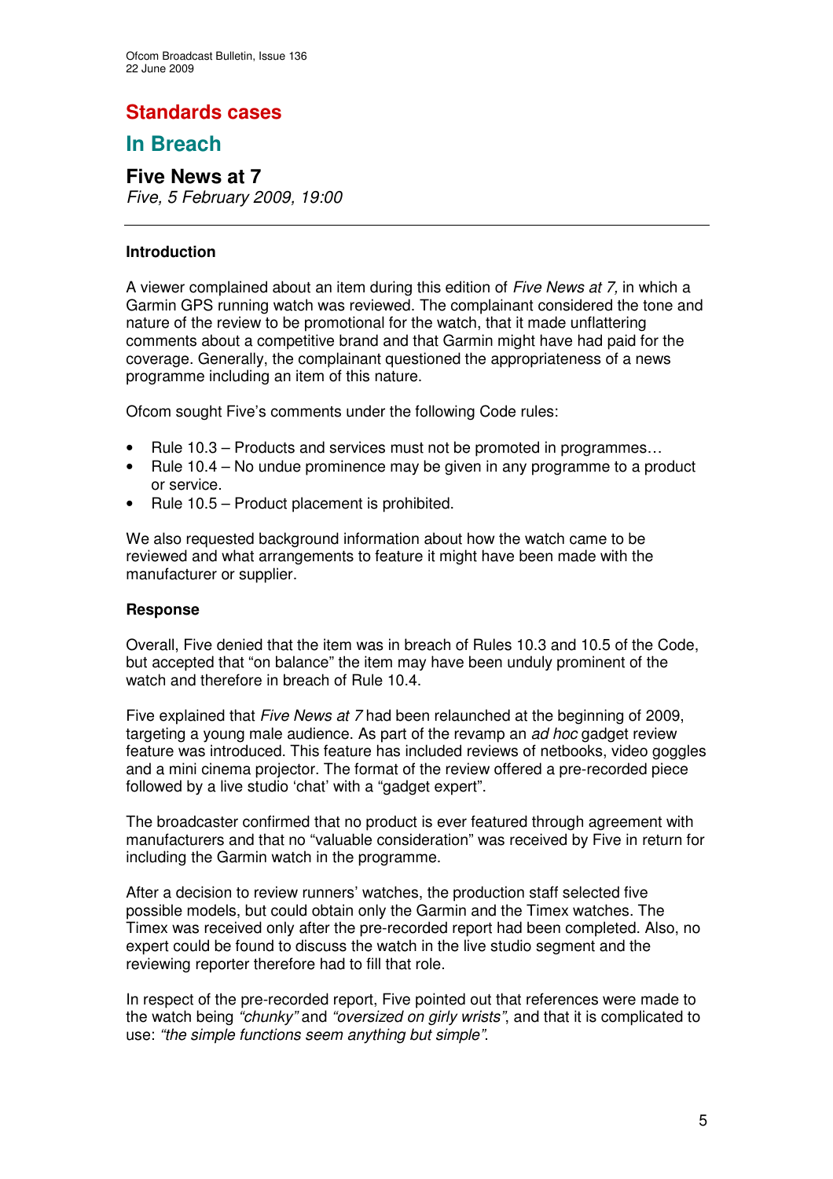# Standards cases

## In Breach

### Five News at 7

*Five, 5 February 2009, 19:00*

---

**Introduction**

A viewer complained about an item during this edition of *Five News at 7,* in which a Garmin GPS running watch was reviewed. The complainant considered the tone and nature of the review to be promotional for the watch, that it made unflattering comments about a competitive brand and that Garmin might have had paid for the coverage. Generally, the complainant questioned the appropriateness of a news programme including an item of this nature.

Ofcom sought Five's comments under the following Code rules:

- Rule 10.3 – Products and services must not be promoted in programmes…
- Rule 10.4 – No undue prominence may be given in any programme to a product or service.
- Rule 10.5 – Product placement is prohibited.

We also requested background information about how the watch came to be reviewed and what arrangements to feature it might have been made with the manufacturer or supplier.

**Response**

Overall, Five denied that the item was in breach of Rules 10.3 and 10.5 of the Code, but accepted that "on balance" the item may have been unduly prominent of the watch and therefore in breach of Rule 10.4.

Five explained that *Five News at 7* had been relaunched at the beginning of 2009, targeting a young male audience. As part of the revamp an *ad hoc* gadget review feature was introduced. This feature has included reviews of netbooks, video goggles and a mini cinema projector. The format of the review offered a pre-recorded piece followed by a live studio 'chat' with a "gadget expert".

The broadcaster confirmed that no product is ever featured through agreement with manufacturers and that no "valuable consideration" was received by Five in return for including the Garmin watch in the programme.

After a decision to review runners' watches, the production staff selected five possible models, but could obtain only the Garmin and the Timex watches. The Timex was received only after the pre-recorded report had been completed. Also, no expert could be found to discuss the watch in the live studio segment and the reviewing reporter therefore had to fill that role.

In respect of the pre-recorded report, Five pointed out that references were made to the watch being *"chunky"* and *"oversized on girly wrists"*, and that it is complicated to use: *"the simple functions seem anything but simple"*.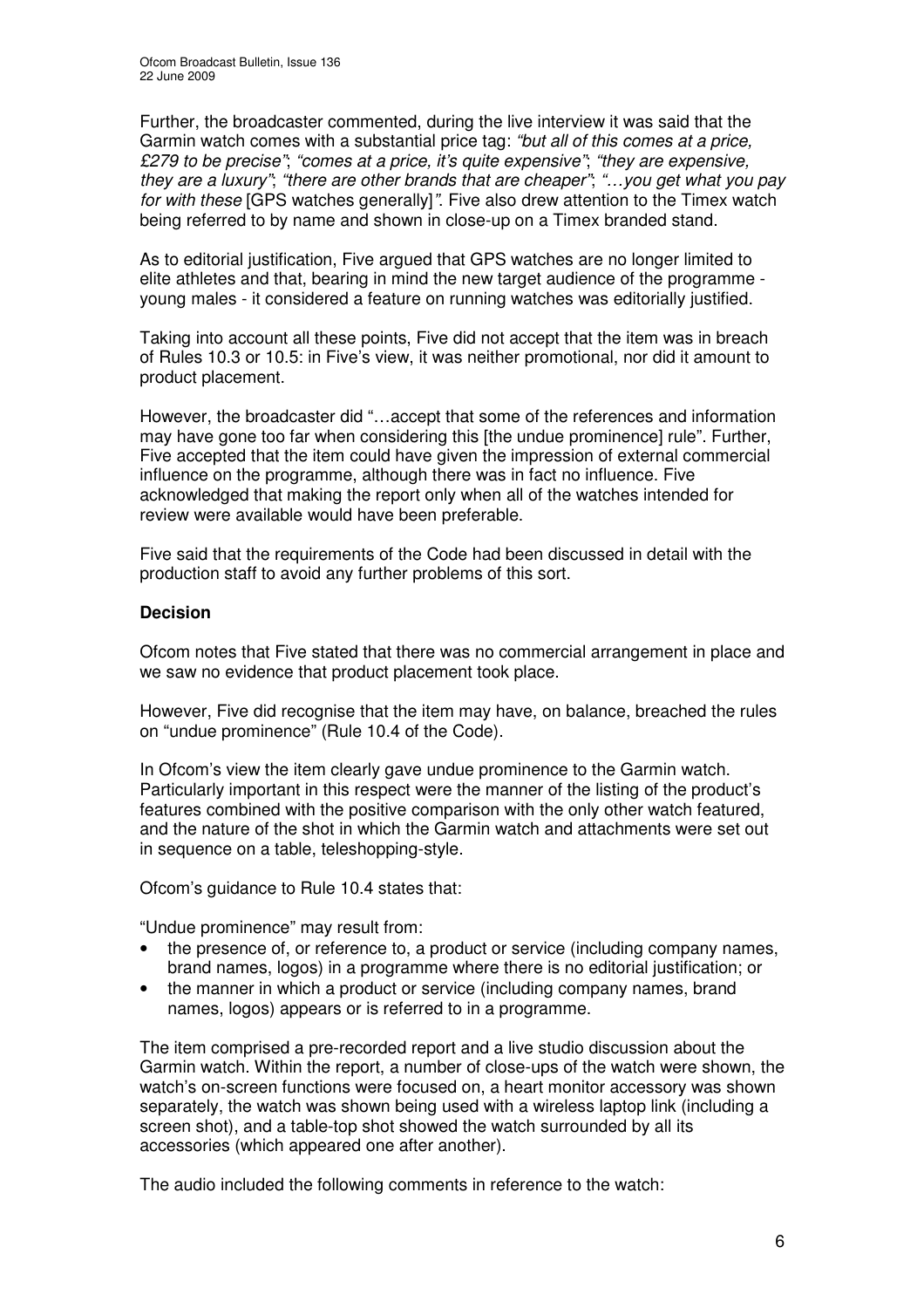Further, the broadcaster commented, during the live interview it was said that the Garmin watch comes with a substantial price tag: *"but all of this comes at a price, £279 to be precise"*; *"comes at a price, it's quite expensive"*; *"they are expensive, they are a luxury"*; *"there are other brands that are cheaper"*; *"…you get what you pay for with these* [GPS watches generally]*"*. Five also drew attention to the Timex watch being referred to by name and shown in close-up on a Timex branded stand.

As to editorial justification, Five argued that GPS watches are no longer limited to elite athletes and that, bearing in mind the new target audience of the programme - young males - it considered a feature on running watches was editorially justified.

Taking into account all these points, Five did not accept that the item was in breach of Rules 10.3 or 10.5: in Five's view, it was neither promotional, nor did it amount to product placement.

However, the broadcaster did "…accept that some of the references and information may have gone too far when considering this [the undue prominence] rule". Further, Five accepted that the item could have given the impression of external commercial influence on the programme, although there was in fact no influence. Five acknowledged that making the report only when all of the watches intended for review were available would have been preferable.

Five said that the requirements of the Code had been discussed in detail with the production staff to avoid any further problems of this sort.

**Decision**

Ofcom notes that Five stated that there was no commercial arrangement in place and we saw no evidence that product placement took place.

However, Five did recognise that the item may have, on balance, breached the rules on "undue prominence" (Rule 10.4 of the Code).

In Ofcom's view the item clearly gave undue prominence to the Garmin watch. Particularly important in this respect were the manner of the listing of the product's features combined with the positive comparison with the only other watch featured, and the nature of the shot in which the Garmin watch and attachments were set out in sequence on a table, teleshopping-style.

Ofcom's guidance to Rule 10.4 states that:

"Undue prominence" may result from:
- the presence of, or reference to, a product or service (including company names, brand names, logos) in a programme where there is no editorial justification; or
- the manner in which a product or service (including company names, brand names, logos) appears or is referred to in a programme.

The item comprised a pre-recorded report and a live studio discussion about the Garmin watch. Within the report, a number of close-ups of the watch were shown, the watch's on-screen functions were focused on, a heart monitor accessory was shown separately, the watch was shown being used with a wireless laptop link (including a screen shot), and a table-top shot showed the watch surrounded by all its accessories (which appeared one after another).

The audio included the following comments in reference to the watch: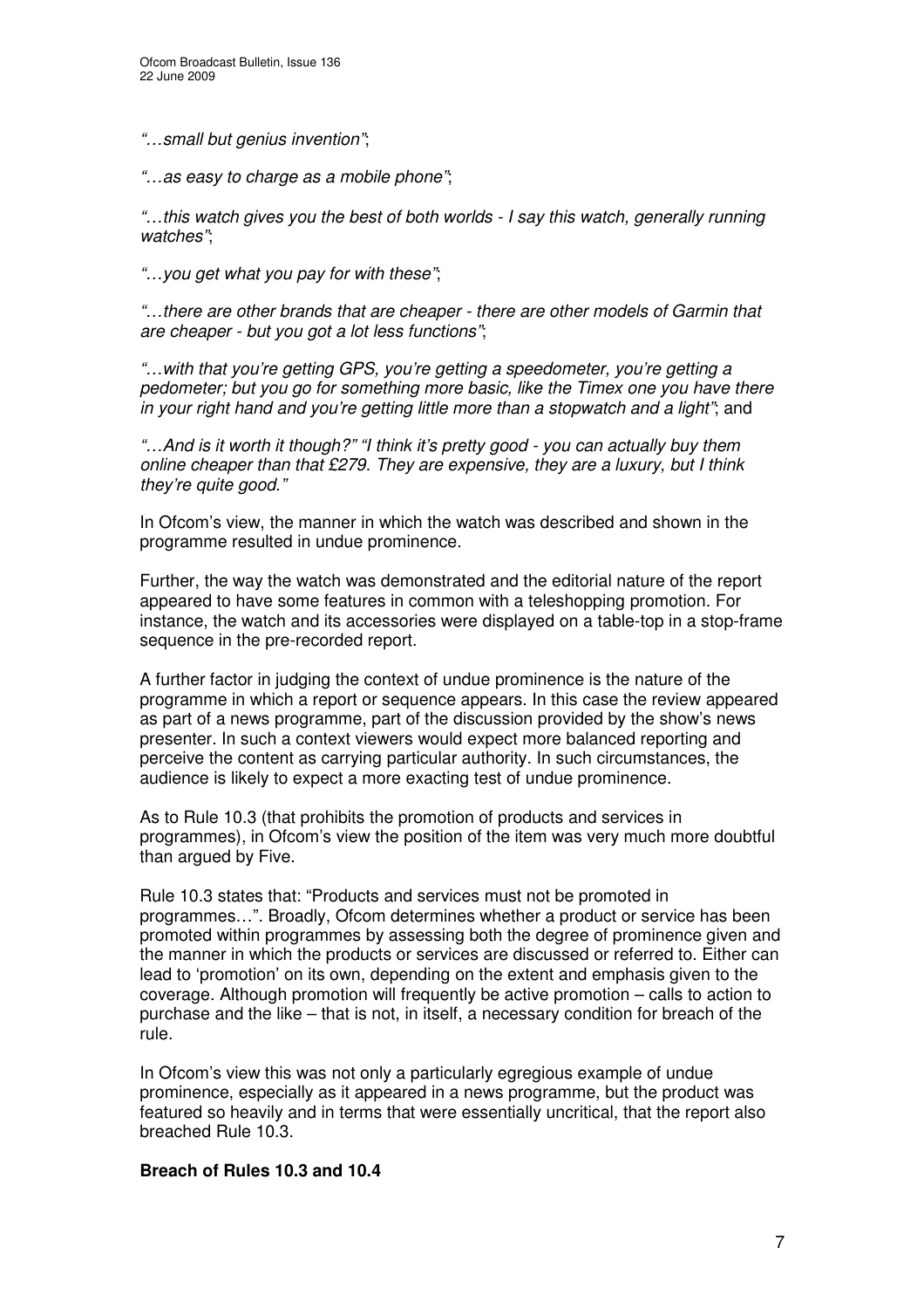*"…small but genius invention"*;

*"…as easy to charge as a mobile phone"*;

*"…this watch gives you the best of both worlds - I say this watch, generally running watches"*;

*"…you get what you pay for with these"*;

*"…there are other brands that are cheaper - there are other models of Garmin that are cheaper - but you got a lot less functions"*;

*"…with that you're getting GPS, you're getting a speedometer, you're getting a pedometer; but you go for something more basic, like the Timex one you have there in your right hand and you're getting little more than a stopwatch and a light"*; and

*"…And is it worth it though?" "I think it's pretty good - you can actually buy them online cheaper than that £279. They are expensive, they are a luxury, but I think they're quite good."*

In Ofcom's view, the manner in which the watch was described and shown in the programme resulted in undue prominence.

Further, the way the watch was demonstrated and the editorial nature of the report appeared to have some features in common with a teleshopping promotion. For instance, the watch and its accessories were displayed on a table-top in a stop-frame sequence in the pre-recorded report.

A further factor in judging the context of undue prominence is the nature of the programme in which a report or sequence appears. In this case the review appeared as part of a news programme, part of the discussion provided by the show's news presenter. In such a context viewers would expect more balanced reporting and perceive the content as carrying particular authority. In such circumstances, the audience is likely to expect a more exacting test of undue prominence.

As to Rule 10.3 (that prohibits the promotion of products and services in programmes), in Ofcom's view the position of the item was very much more doubtful than argued by Five.

Rule 10.3 states that: "Products and services must not be promoted in programmes…". Broadly, Ofcom determines whether a product or service has been promoted within programmes by assessing both the degree of prominence given and the manner in which the products or services are discussed or referred to. Either can lead to 'promotion' on its own, depending on the extent and emphasis given to the coverage. Although promotion will frequently be active promotion – calls to action to purchase and the like – that is not, in itself, a necessary condition for breach of the rule.

In Ofcom's view this was not only a particularly egregious example of undue prominence, especially as it appeared in a news programme, but the product was featured so heavily and in terms that were essentially uncritical, that the report also breached Rule 10.3.

**Breach of Rules 10.3 and 10.4**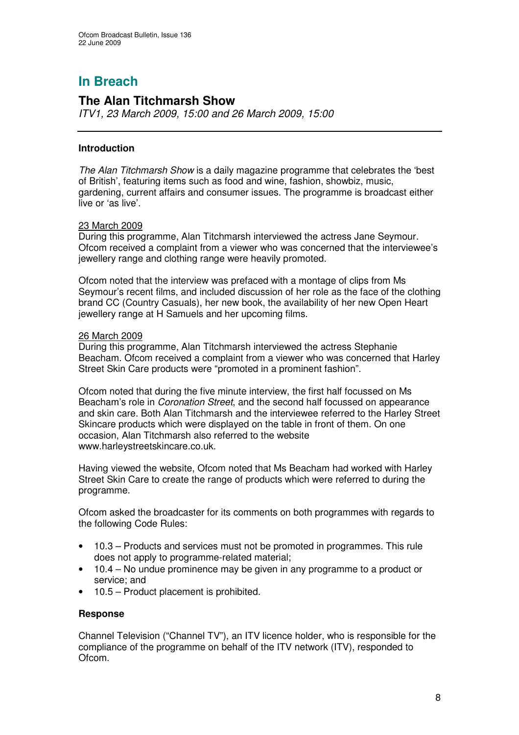# In Breach

## The Alan Titchmarsh Show

*ITV1, 23 March 2009, 15:00 and 26 March 2009, 15:00*

---

### Introduction

*The Alan Titchmarsh Show* is a daily magazine programme that celebrates the 'best of British', featuring items such as food and wine, fashion, showbiz, music, gardening, current affairs and consumer issues. The programme is broadcast either live or 'as live'.

<u>23 March 2009</u>
During this programme, Alan Titchmarsh interviewed the actress Jane Seymour. Ofcom received a complaint from a viewer who was concerned that the interviewee's jewellery range and clothing range were heavily promoted.

Ofcom noted that the interview was prefaced with a montage of clips from Ms Seymour's recent films, and included discussion of her role as the face of the clothing brand CC (Country Casuals), her new book, the availability of her new Open Heart jewellery range at H Samuels and her upcoming films.

<u>26 March 2009</u>
During this programme, Alan Titchmarsh interviewed the actress Stephanie Beacham. Ofcom received a complaint from a viewer who was concerned that Harley Street Skin Care products were "promoted in a prominent fashion".

Ofcom noted that during the five minute interview, the first half focussed on Ms Beacham's role in *Coronation Street*, and the second half focussed on appearance and skin care. Both Alan Titchmarsh and the interviewee referred to the Harley Street Skincare products which were displayed on the table in front of them. On one occasion, Alan Titchmarsh also referred to the website www.harleystreetskincare.co.uk.

Having viewed the website, Ofcom noted that Ms Beacham had worked with Harley Street Skin Care to create the range of products which were referred to during the programme.

Ofcom asked the broadcaster for its comments on both programmes with regards to the following Code Rules:

- 10.3 – Products and services must not be promoted in programmes. This rule does not apply to programme-related material;
- 10.4 – No undue prominence may be given in any programme to a product or service; and
- 10.5 – Product placement is prohibited.

### Response

Channel Television ("Channel TV"), an ITV licence holder, who is responsible for the compliance of the programme on behalf of the ITV network (ITV), responded to Ofcom.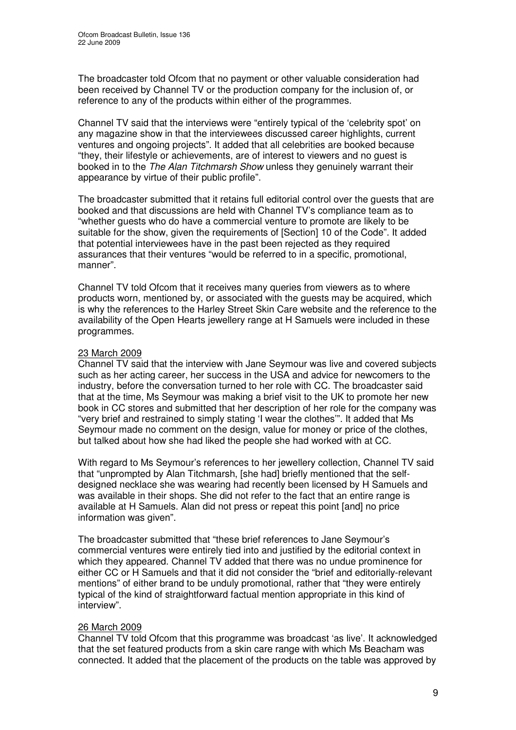The broadcaster told Ofcom that no payment or other valuable consideration had been received by Channel TV or the production company for the inclusion of, or reference to any of the products within either of the programmes.

Channel TV said that the interviews were "entirely typical of the 'celebrity spot' on any magazine show in that the interviewees discussed career highlights, current ventures and ongoing projects". It added that all celebrities are booked because "they, their lifestyle or achievements, are of interest to viewers and no guest is booked in to the *The Alan Titchmarsh Show* unless they genuinely warrant their appearance by virtue of their public profile".

The broadcaster submitted that it retains full editorial control over the guests that are booked and that discussions are held with Channel TV's compliance team as to "whether guests who do have a commercial venture to promote are likely to be suitable for the show, given the requirements of [Section] 10 of the Code". It added that potential interviewees have in the past been rejected as they required assurances that their ventures "would be referred to in a specific, promotional, manner".

Channel TV told Ofcom that it receives many queries from viewers as to where products worn, mentioned by, or associated with the guests may be acquired, which is why the references to the Harley Street Skin Care website and the reference to the availability of the Open Hearts jewellery range at H Samuels were included in these programmes.

23 March 2009

Channel TV said that the interview with Jane Seymour was live and covered subjects such as her acting career, her success in the USA and advice for newcomers to the industry, before the conversation turned to her role with CC. The broadcaster said that at the time, Ms Seymour was making a brief visit to the UK to promote her new book in CC stores and submitted that her description of her role for the company was "very brief and restrained to simply stating 'I wear the clothes'". It added that Ms Seymour made no comment on the design, value for money or price of the clothes, but talked about how she had liked the people she had worked with at CC.

With regard to Ms Seymour's references to her jewellery collection, Channel TV said that "unprompted by Alan Titchmarsh, [she had] briefly mentioned that the self-designed necklace she was wearing had recently been licensed by H Samuels and was available in their shops. She did not refer to the fact that an entire range is available at H Samuels. Alan did not press or repeat this point [and] no price information was given".

The broadcaster submitted that "these brief references to Jane Seymour's commercial ventures were entirely tied into and justified by the editorial context in which they appeared. Channel TV added that there was no undue prominence for either CC or H Samuels and that it did not consider the "brief and editorially-relevant mentions" of either brand to be unduly promotional, rather that "they were entirely typical of the kind of straightforward factual mention appropriate in this kind of interview".

26 March 2009

Channel TV told Ofcom that this programme was broadcast 'as live'. It acknowledged that the set featured products from a skin care range with which Ms Beacham was connected. It added that the placement of the products on the table was approved by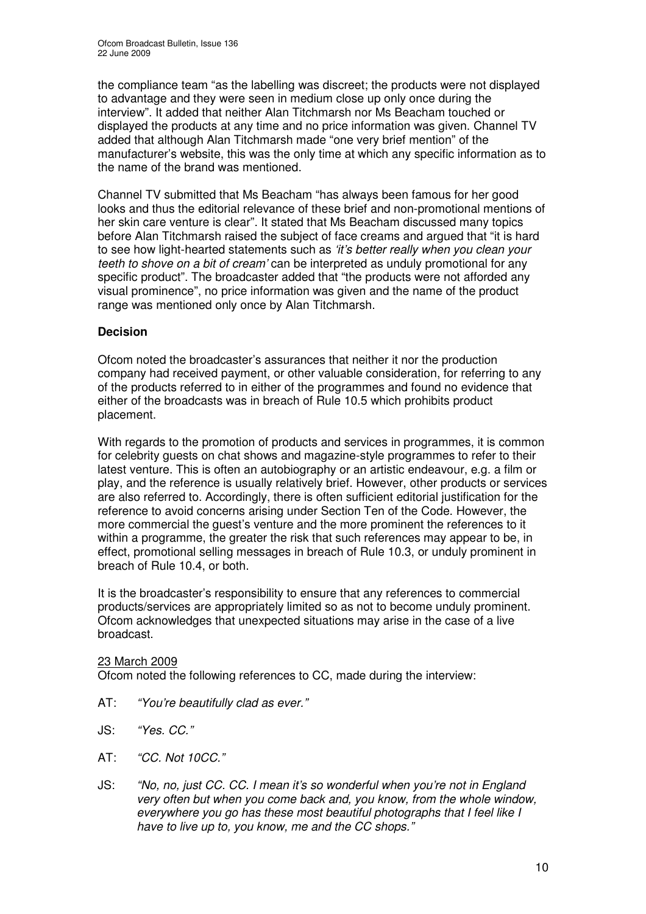the compliance team "as the labelling was discreet; the products were not displayed to advantage and they were seen in medium close up only once during the interview". It added that neither Alan Titchmarsh nor Ms Beacham touched or displayed the products at any time and no price information was given. Channel TV added that although Alan Titchmarsh made "one very brief mention" of the manufacturer's website, this was the only time at which any specific information as to the name of the brand was mentioned.

Channel TV submitted that Ms Beacham "has always been famous for her good looks and thus the editorial relevance of these brief and non-promotional mentions of her skin care venture is clear". It stated that Ms Beacham discussed many topics before Alan Titchmarsh raised the subject of face creams and argued that "it is hard to see how light-hearted statements such as *'it's better really when you clean your teeth to shove on a bit of cream'* can be interpreted as unduly promotional for any specific product". The broadcaster added that "the products were not afforded any visual prominence", no price information was given and the name of the product range was mentioned only once by Alan Titchmarsh.

**Decision**

Ofcom noted the broadcaster's assurances that neither it nor the production company had received payment, or other valuable consideration, for referring to any of the products referred to in either of the programmes and found no evidence that either of the broadcasts was in breach of Rule 10.5 which prohibits product placement.

With regards to the promotion of products and services in programmes, it is common for celebrity guests on chat shows and magazine-style programmes to refer to their latest venture. This is often an autobiography or an artistic endeavour, e.g. a film or play, and the reference is usually relatively brief. However, other products or services are also referred to. Accordingly, there is often sufficient editorial justification for the reference to avoid concerns arising under Section Ten of the Code. However, the more commercial the guest's venture and the more prominent the references to it within a programme, the greater the risk that such references may appear to be, in effect, promotional selling messages in breach of Rule 10.3, or unduly prominent in breach of Rule 10.4, or both.

It is the broadcaster's responsibility to ensure that any references to commercial products/services are appropriately limited so as not to become unduly prominent. Ofcom acknowledges that unexpected situations may arise in the case of a live broadcast.

<u>23 March 2009</u>

Ofcom noted the following references to CC, made during the interview:

AT: *"You're beautifully clad as ever."*

JS: *"Yes. CC."*

AT: *"CC. Not 10CC."*

JS: *"No, no, just CC. CC. I mean it's so wonderful when you're not in England very often but when you come back and, you know, from the whole window, everywhere you go has these most beautiful photographs that I feel like I have to live up to, you know, me and the CC shops."*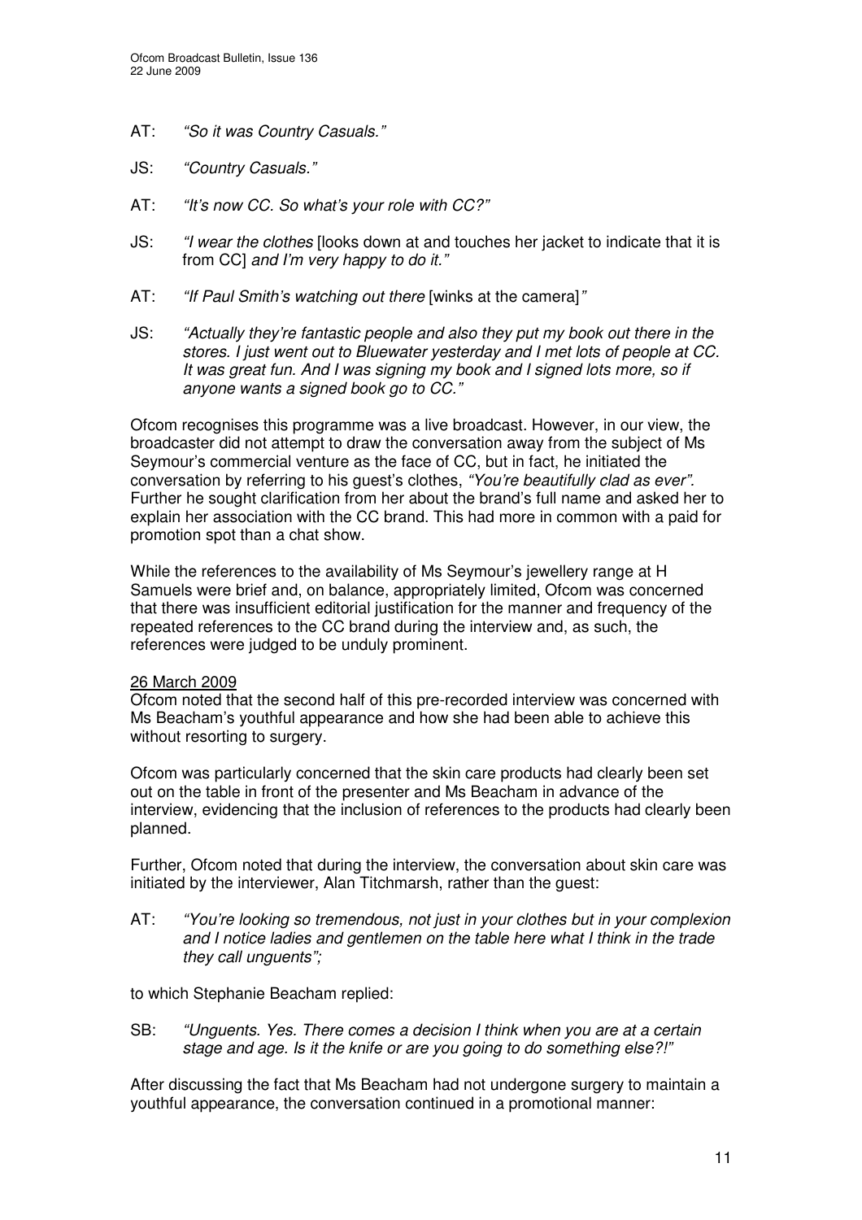AT: *"So it was Country Casuals."*

JS: *"Country Casuals."*

AT: *"It's now CC. So what's your role with CC?"*

JS: *"I wear the clothes* [looks down at and touches her jacket to indicate that it is from CC] *and I'm very happy to do it."*

AT: *"If Paul Smith's watching out there* [winks at the camera]*"*

JS: *"Actually they're fantastic people and also they put my book out there in the stores. I just went out to Bluewater yesterday and I met lots of people at CC. It was great fun. And I was signing my book and I signed lots more, so if anyone wants a signed book go to CC."*

Ofcom recognises this programme was a live broadcast. However, in our view, the broadcaster did not attempt to draw the conversation away from the subject of Ms Seymour's commercial venture as the face of CC, but in fact, he initiated the conversation by referring to his guest's clothes, *"You're beautifully clad as ever"*. Further he sought clarification from her about the brand's full name and asked her to explain her association with the CC brand. This had more in common with a paid for promotion spot than a chat show.

While the references to the availability of Ms Seymour's jewellery range at H Samuels were brief and, on balance, appropriately limited, Ofcom was concerned that there was insufficient editorial justification for the manner and frequency of the repeated references to the CC brand during the interview and, as such, the references were judged to be unduly prominent.

<u>26 March 2009</u>

Ofcom noted that the second half of this pre-recorded interview was concerned with Ms Beacham's youthful appearance and how she had been able to achieve this without resorting to surgery.

Ofcom was particularly concerned that the skin care products had clearly been set out on the table in front of the presenter and Ms Beacham in advance of the interview, evidencing that the inclusion of references to the products had clearly been planned.

Further, Ofcom noted that during the interview, the conversation about skin care was initiated by the interviewer, Alan Titchmarsh, rather than the guest:

AT: *"You're looking so tremendous, not just in your clothes but in your complexion and I notice ladies and gentlemen on the table here what I think in the trade they call unguents";*

to which Stephanie Beacham replied:

SB: *"Unguents. Yes. There comes a decision I think when you are at a certain stage and age. Is it the knife or are you going to do something else?!"*

After discussing the fact that Ms Beacham had not undergone surgery to maintain a youthful appearance, the conversation continued in a promotional manner: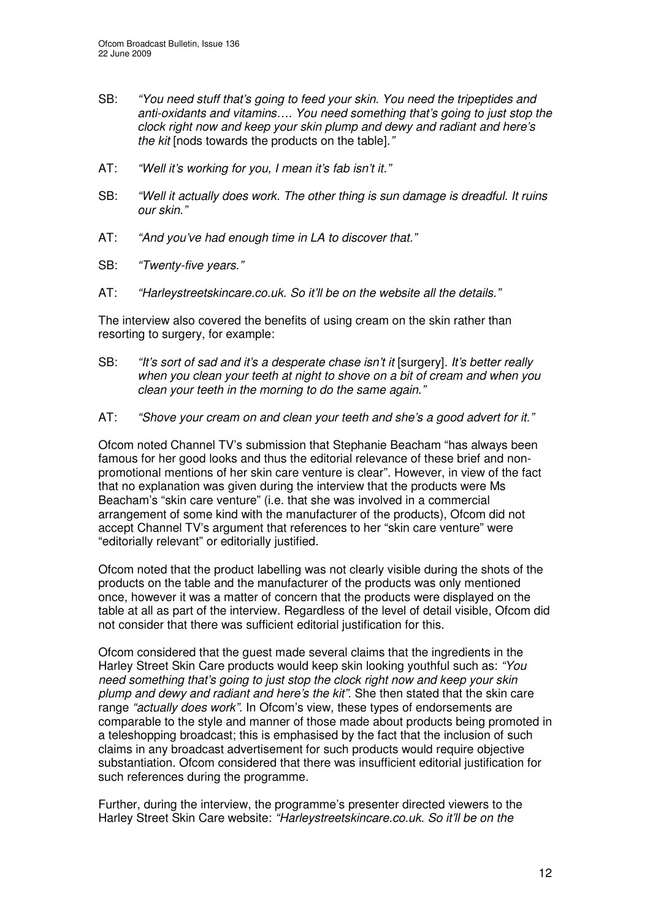SB: *"You need stuff that's going to feed your skin. You need the tripeptides and anti-oxidants and vitamins…. You need something that's going to just stop the clock right now and keep your skin plump and dewy and radiant and here's the kit* [nods towards the products on the table]*."*

AT: *"Well it's working for you, I mean it's fab isn't it."*

SB: *"Well it actually does work. The other thing is sun damage is dreadful. It ruins our skin."*

AT: *"And you've had enough time in LA to discover that."*

SB: *"Twenty-five years."*

AT: *"Harleystreetskincare.co.uk. So it'll be on the website all the details."*

The interview also covered the benefits of using cream on the skin rather than resorting to surgery, for example:

SB: *"It's sort of sad and it's a desperate chase isn't it* [surgery]*. It's better really when you clean your teeth at night to shove on a bit of cream and when you clean your teeth in the morning to do the same again."*

AT: *"Shove your cream on and clean your teeth and she's a good advert for it."*

Ofcom noted Channel TV's submission that Stephanie Beacham "has always been famous for her good looks and thus the editorial relevance of these brief and non-promotional mentions of her skin care venture is clear". However, in view of the fact that no explanation was given during the interview that the products were Ms Beacham's "skin care venture" (i.e. that she was involved in a commercial arrangement of some kind with the manufacturer of the products), Ofcom did not accept Channel TV's argument that references to her "skin care venture" were "editorially relevant" or editorially justified.

Ofcom noted that the product labelling was not clearly visible during the shots of the products on the table and the manufacturer of the products was only mentioned once, however it was a matter of concern that the products were displayed on the table at all as part of the interview. Regardless of the level of detail visible, Ofcom did not consider that there was sufficient editorial justification for this.

Ofcom considered that the guest made several claims that the ingredients in the Harley Street Skin Care products would keep skin looking youthful such as: *"You need something that's going to just stop the clock right now and keep your skin plump and dewy and radiant and here's the kit"*. She then stated that the skin care range *"actually does work"*. In Ofcom's view, these types of endorsements are comparable to the style and manner of those made about products being promoted in a teleshopping broadcast; this is emphasised by the fact that the inclusion of such claims in any broadcast advertisement for such products would require objective substantiation. Ofcom considered that there was insufficient editorial justification for such references during the programme.

Further, during the interview, the programme's presenter directed viewers to the Harley Street Skin Care website: *"Harleystreetskincare.co.uk. So it'll be on the*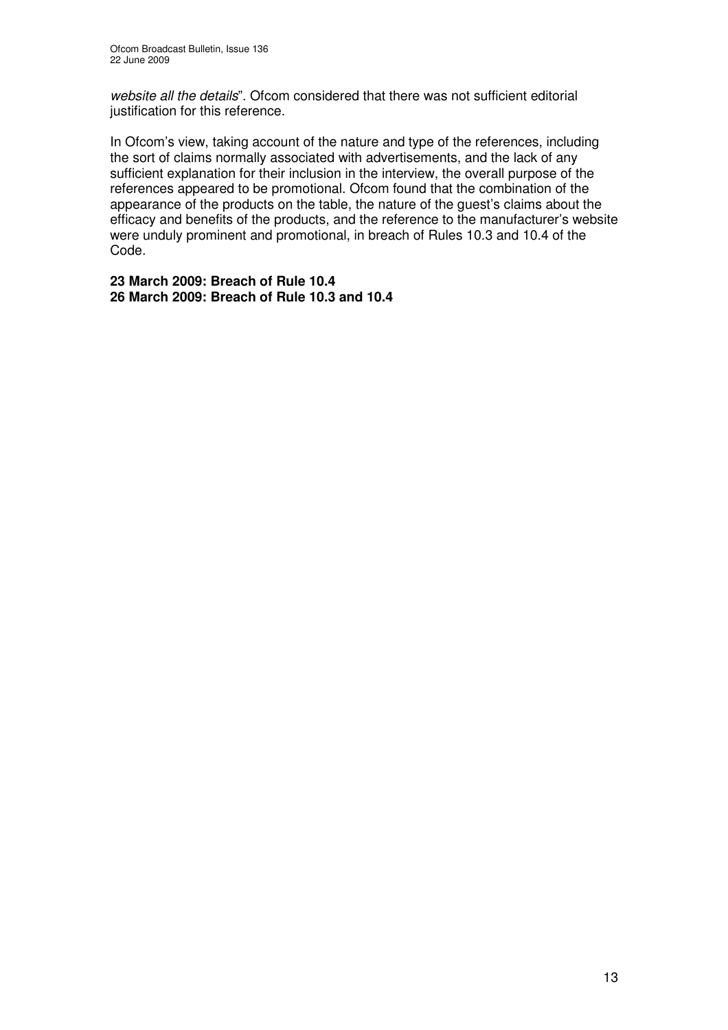*website all the details*". Ofcom considered that there was not sufficient editorial justification for this reference.

In Ofcom's view, taking account of the nature and type of the references, including the sort of claims normally associated with advertisements, and the lack of any sufficient explanation for their inclusion in the interview, the overall purpose of the references appeared to be promotional. Ofcom found that the combination of the appearance of the products on the table, the nature of the guest's claims about the efficacy and benefits of the products, and the reference to the manufacturer's website were unduly prominent and promotional, in breach of Rules 10.3 and 10.4 of the Code.

**23 March 2009: Breach of Rule 10.4**
**26 March 2009: Breach of Rule 10.3 and 10.4**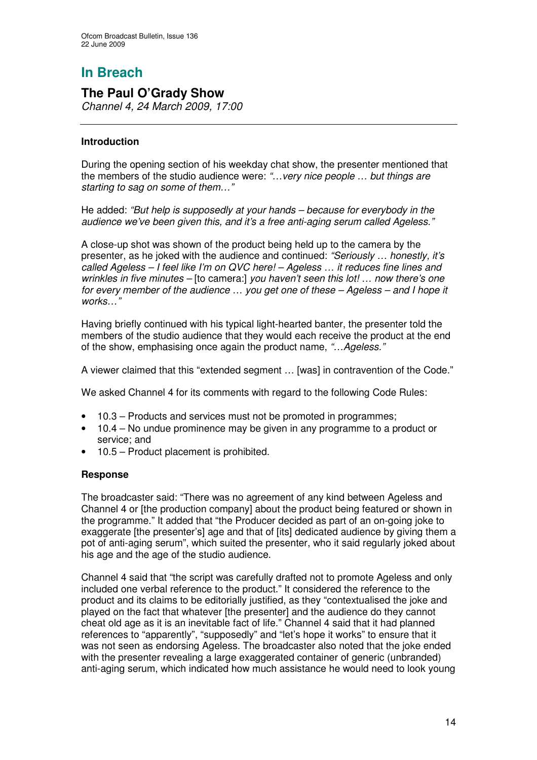# In Breach

## The Paul O'Grady Show

*Channel 4, 24 March 2009, 17:00*

---

### Introduction

During the opening section of his weekday chat show, the presenter mentioned that the members of the studio audience were: *"…very nice people … but things are starting to sag on some of them…"*

He added: *"But help is supposedly at your hands – because for everybody in the audience we've been given this, and it's a free anti-aging serum called Ageless."*

A close-up shot was shown of the product being held up to the camera by the presenter, as he joked with the audience and continued: *"Seriously … honestly, it's called Ageless – I feel like I'm on QVC here! – Ageless … it reduces fine lines and wrinkles in five minutes –* [to camera:] *you haven't seen this lot! … now there's one for every member of the audience … you get one of these – Ageless – and I hope it works…"*

Having briefly continued with his typical light-hearted banter, the presenter told the members of the studio audience that they would each receive the product at the end of the show, emphasising once again the product name, *"…Ageless."*

A viewer claimed that this "extended segment … [was] in contravention of the Code."

We asked Channel 4 for its comments with regard to the following Code Rules:

- 10.3 – Products and services must not be promoted in programmes;
- 10.4 – No undue prominence may be given in any programme to a product or service; and
- 10.5 – Product placement is prohibited.

### Response

The broadcaster said: "There was no agreement of any kind between Ageless and Channel 4 or [the production company] about the product being featured or shown in the programme." It added that "the Producer decided as part of an on-going joke to exaggerate [the presenter's] age and that of [its] dedicated audience by giving them a pot of anti-aging serum", which suited the presenter, who it said regularly joked about his age and the age of the studio audience.

Channel 4 said that "the script was carefully drafted not to promote Ageless and only included one verbal reference to the product." It considered the reference to the product and its claims to be editorially justified, as they "contextualised the joke and played on the fact that whatever [the presenter] and the audience do they cannot cheat old age as it is an inevitable fact of life." Channel 4 said that it had planned references to "apparently", "supposedly" and "let's hope it works" to ensure that it was not seen as endorsing Ageless. The broadcaster also noted that the joke ended with the presenter revealing a large exaggerated container of generic (unbranded) anti-aging serum, which indicated how much assistance he would need to look young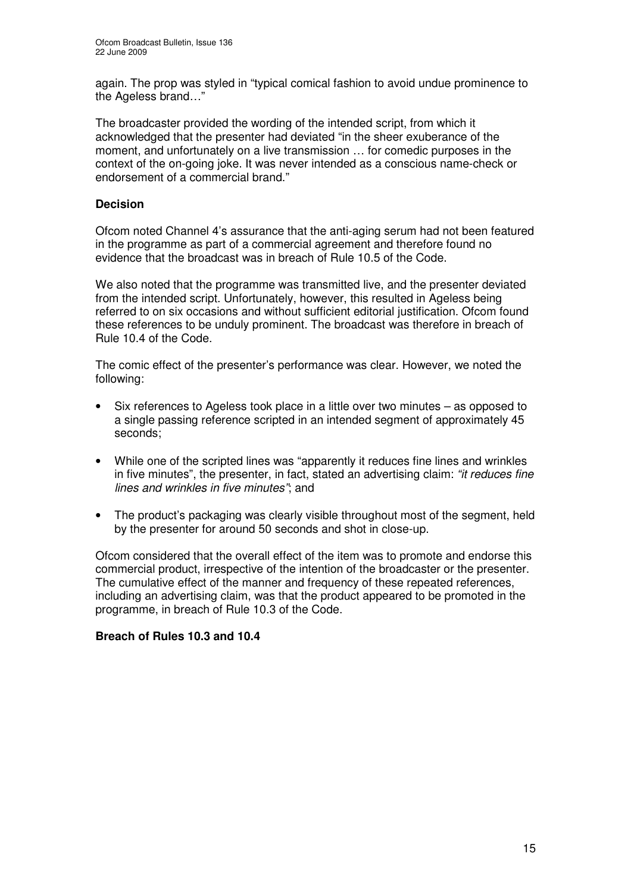again. The prop was styled in "typical comical fashion to avoid undue prominence to the Ageless brand…"

The broadcaster provided the wording of the intended script, from which it acknowledged that the presenter had deviated "in the sheer exuberance of the moment, and unfortunately on a live transmission … for comedic purposes in the context of the on-going joke. It was never intended as a conscious name-check or endorsement of a commercial brand."

### Decision

Ofcom noted Channel 4's assurance that the anti-aging serum had not been featured in the programme as part of a commercial agreement and therefore found no evidence that the broadcast was in breach of Rule 10.5 of the Code.

We also noted that the programme was transmitted live, and the presenter deviated from the intended script. Unfortunately, however, this resulted in Ageless being referred to on six occasions and without sufficient editorial justification. Ofcom found these references to be unduly prominent. The broadcast was therefore in breach of Rule 10.4 of the Code.

The comic effect of the presenter's performance was clear. However, we noted the following:

- Six references to Ageless took place in a little over two minutes – as opposed to a single passing reference scripted in an intended segment of approximately 45 seconds;
- While one of the scripted lines was "apparently it reduces fine lines and wrinkles in five minutes", the presenter, in fact, stated an advertising claim: *"it reduces fine lines and wrinkles in five minutes"*; and
- The product's packaging was clearly visible throughout most of the segment, held by the presenter for around 50 seconds and shot in close-up.

Ofcom considered that the overall effect of the item was to promote and endorse this commercial product, irrespective of the intention of the broadcaster or the presenter. The cumulative effect of the manner and frequency of these repeated references, including an advertising claim, was that the product appeared to be promoted in the programme, in breach of Rule 10.3 of the Code.

**Breach of Rules 10.3 and 10.4**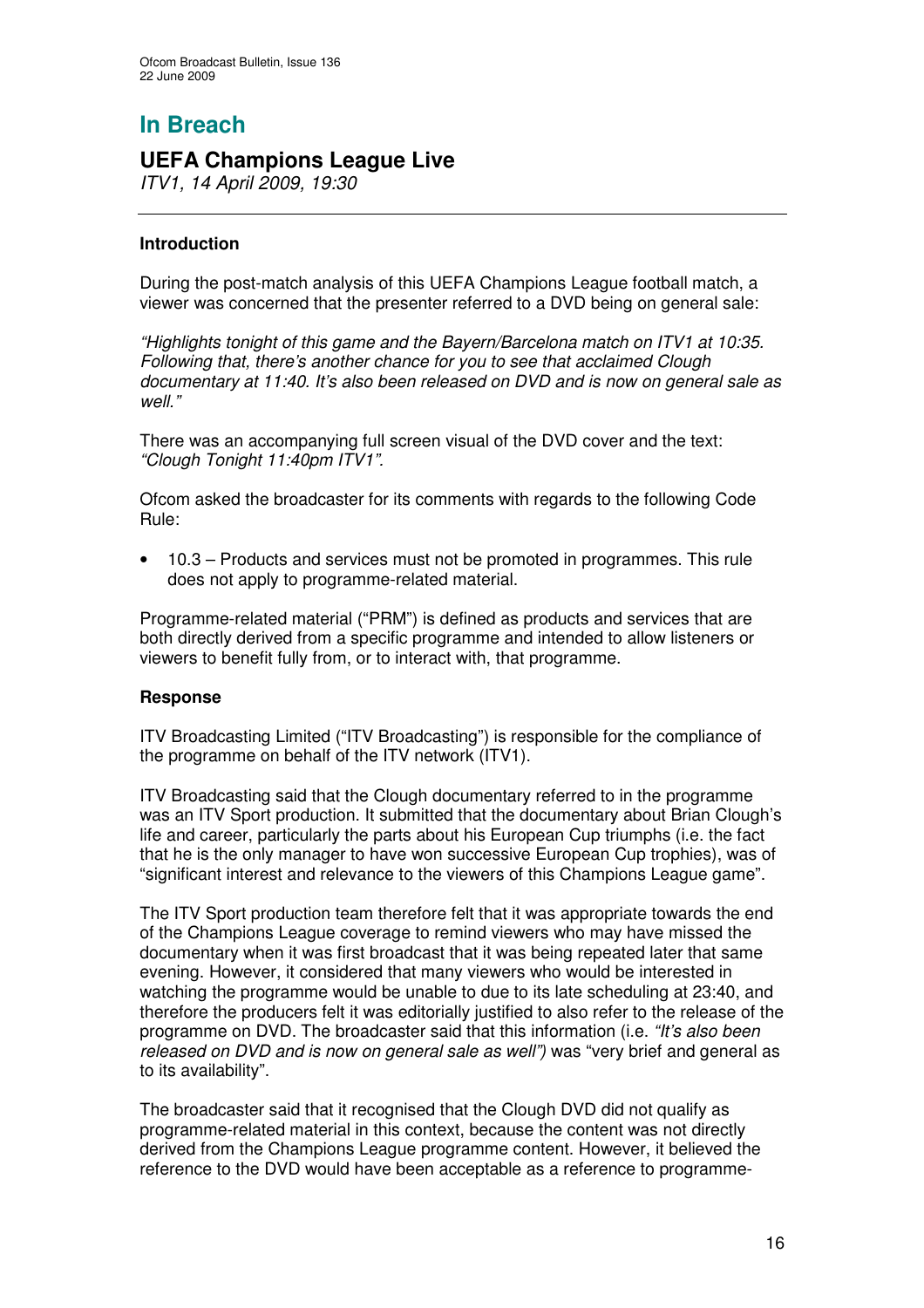# In Breach

## UEFA Champions League Live

*ITV1, 14 April 2009, 19:30*

---

### Introduction

During the post-match analysis of this UEFA Champions League football match, a viewer was concerned that the presenter referred to a DVD being on general sale:

*"Highlights tonight of this game and the Bayern/Barcelona match on ITV1 at 10:35. Following that, there's another chance for you to see that acclaimed Clough documentary at 11:40. It's also been released on DVD and is now on general sale as well."*

There was an accompanying full screen visual of the DVD cover and the text: *"Clough Tonight 11:40pm ITV1"*.

Ofcom asked the broadcaster for its comments with regards to the following Code Rule:

- 10.3 – Products and services must not be promoted in programmes. This rule does not apply to programme-related material.

Programme-related material ("PRM") is defined as products and services that are both directly derived from a specific programme and intended to allow listeners or viewers to benefit fully from, or to interact with, that programme.

### Response

ITV Broadcasting Limited ("ITV Broadcasting") is responsible for the compliance of the programme on behalf of the ITV network (ITV1).

ITV Broadcasting said that the Clough documentary referred to in the programme was an ITV Sport production. It submitted that the documentary about Brian Clough's life and career, particularly the parts about his European Cup triumphs (i.e. the fact that he is the only manager to have won successive European Cup trophies), was of "significant interest and relevance to the viewers of this Champions League game".

The ITV Sport production team therefore felt that it was appropriate towards the end of the Champions League coverage to remind viewers who may have missed the documentary when it was first broadcast that it was being repeated later that same evening. However, it considered that many viewers who would be interested in watching the programme would be unable to due to its late scheduling at 23:40, and therefore the producers felt it was editorially justified to also refer to the release of the programme on DVD. The broadcaster said that this information (i.e. *"It's also been released on DVD and is now on general sale as well")* was "very brief and general as to its availability".

The broadcaster said that it recognised that the Clough DVD did not qualify as programme-related material in this context, because the content was not directly derived from the Champions League programme content. However, it believed the reference to the DVD would have been acceptable as a reference to programme-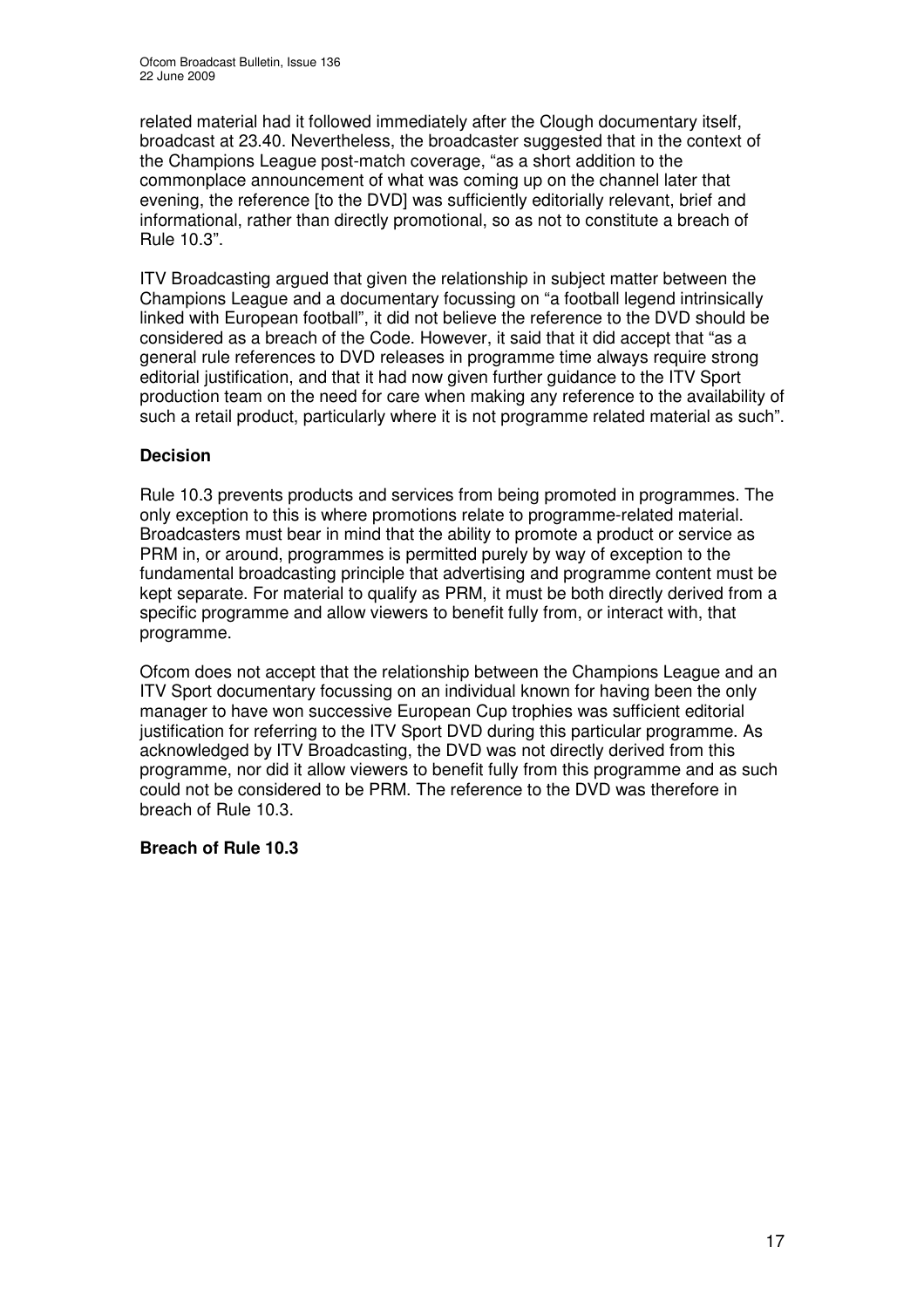related material had it followed immediately after the Clough documentary itself, broadcast at 23.40. Nevertheless, the broadcaster suggested that in the context of the Champions League post-match coverage, "as a short addition to the commonplace announcement of what was coming up on the channel later that evening, the reference [to the DVD] was sufficiently editorially relevant, brief and informational, rather than directly promotional, so as not to constitute a breach of Rule 10.3".

ITV Broadcasting argued that given the relationship in subject matter between the Champions League and a documentary focussing on "a football legend intrinsically linked with European football", it did not believe the reference to the DVD should be considered as a breach of the Code. However, it said that it did accept that "as a general rule references to DVD releases in programme time always require strong editorial justification, and that it had now given further guidance to the ITV Sport production team on the need for care when making any reference to the availability of such a retail product, particularly where it is not programme related material as such".

**Decision**

Rule 10.3 prevents products and services from being promoted in programmes. The only exception to this is where promotions relate to programme-related material. Broadcasters must bear in mind that the ability to promote a product or service as PRM in, or around, programmes is permitted purely by way of exception to the fundamental broadcasting principle that advertising and programme content must be kept separate. For material to qualify as PRM, it must be both directly derived from a specific programme and allow viewers to benefit fully from, or interact with, that programme.

Ofcom does not accept that the relationship between the Champions League and an ITV Sport documentary focussing on an individual known for having been the only manager to have won successive European Cup trophies was sufficient editorial justification for referring to the ITV Sport DVD during this particular programme. As acknowledged by ITV Broadcasting, the DVD was not directly derived from this programme, nor did it allow viewers to benefit fully from this programme and as such could not be considered to be PRM. The reference to the DVD was therefore in breach of Rule 10.3.

**Breach of Rule 10.3**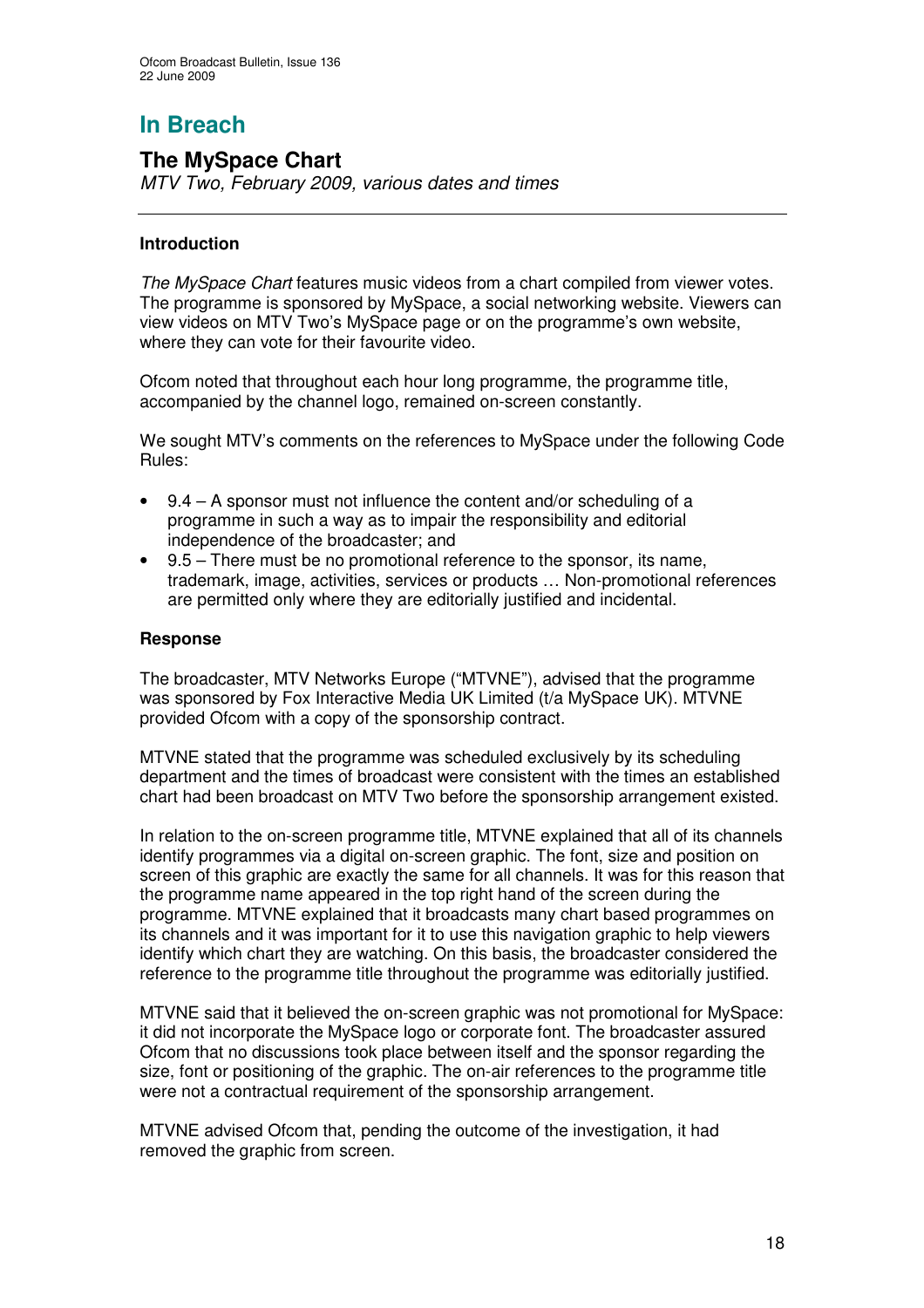## In Breach

### The MySpace Chart

*MTV Two, February 2009, various dates and times*

---

#### Introduction

*The MySpace Chart* features music videos from a chart compiled from viewer votes. The programme is sponsored by MySpace, a social networking website. Viewers can view videos on MTV Two's MySpace page or on the programme's own website, where they can vote for their favourite video.

Ofcom noted that throughout each hour long programme, the programme title, accompanied by the channel logo, remained on-screen constantly.

We sought MTV's comments on the references to MySpace under the following Code Rules:

- 9.4 – A sponsor must not influence the content and/or scheduling of a programme in such a way as to impair the responsibility and editorial independence of the broadcaster; and
- 9.5 – There must be no promotional reference to the sponsor, its name, trademark, image, activities, services or products … Non-promotional references are permitted only where they are editorially justified and incidental.

#### Response

The broadcaster, MTV Networks Europe ("MTVNE"), advised that the programme was sponsored by Fox Interactive Media UK Limited (t/a MySpace UK). MTVNE provided Ofcom with a copy of the sponsorship contract.

MTVNE stated that the programme was scheduled exclusively by its scheduling department and the times of broadcast were consistent with the times an established chart had been broadcast on MTV Two before the sponsorship arrangement existed.

In relation to the on-screen programme title, MTVNE explained that all of its channels identify programmes via a digital on-screen graphic. The font, size and position on screen of this graphic are exactly the same for all channels. It was for this reason that the programme name appeared in the top right hand of the screen during the programme. MTVNE explained that it broadcasts many chart based programmes on its channels and it was important for it to use this navigation graphic to help viewers identify which chart they are watching. On this basis, the broadcaster considered the reference to the programme title throughout the programme was editorially justified.

MTVNE said that it believed the on-screen graphic was not promotional for MySpace: it did not incorporate the MySpace logo or corporate font. The broadcaster assured Ofcom that no discussions took place between itself and the sponsor regarding the size, font or positioning of the graphic. The on-air references to the programme title were not a contractual requirement of the sponsorship arrangement.

MTVNE advised Ofcom that, pending the outcome of the investigation, it had removed the graphic from screen.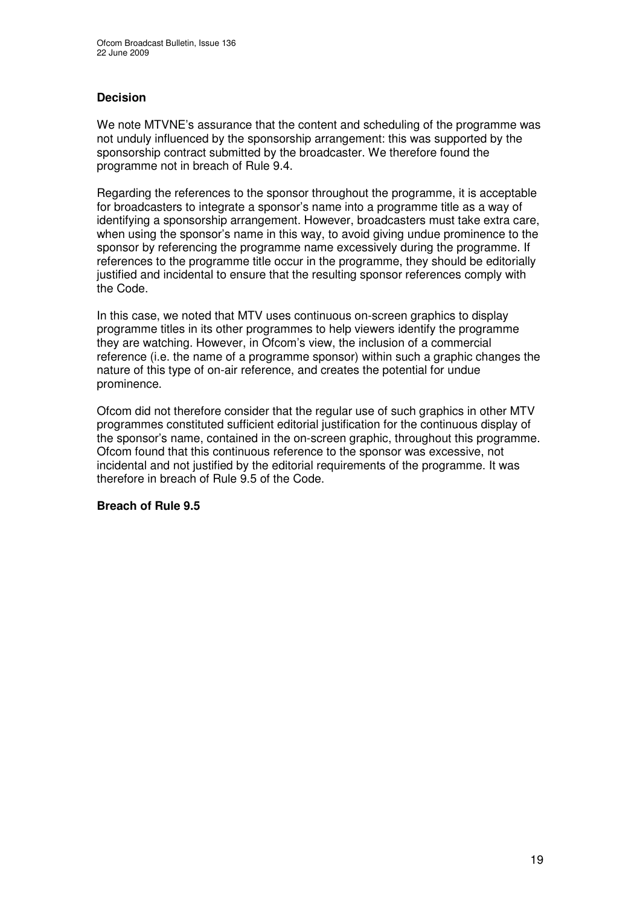### Decision

We note MTVNE's assurance that the content and scheduling of the programme was not unduly influenced by the sponsorship arrangement: this was supported by the sponsorship contract submitted by the broadcaster. We therefore found the programme not in breach of Rule 9.4.

Regarding the references to the sponsor throughout the programme, it is acceptable for broadcasters to integrate a sponsor's name into a programme title as a way of identifying a sponsorship arrangement. However, broadcasters must take extra care, when using the sponsor's name in this way, to avoid giving undue prominence to the sponsor by referencing the programme name excessively during the programme. If references to the programme title occur in the programme, they should be editorially justified and incidental to ensure that the resulting sponsor references comply with the Code.

In this case, we noted that MTV uses continuous on-screen graphics to display programme titles in its other programmes to help viewers identify the programme they are watching. However, in Ofcom's view, the inclusion of a commercial reference (i.e. the name of a programme sponsor) within such a graphic changes the nature of this type of on-air reference, and creates the potential for undue prominence.

Ofcom did not therefore consider that the regular use of such graphics in other MTV programmes constituted sufficient editorial justification for the continuous display of the sponsor's name, contained in the on-screen graphic, throughout this programme. Ofcom found that this continuous reference to the sponsor was excessive, not incidental and not justified by the editorial requirements of the programme. It was therefore in breach of Rule 9.5 of the Code.

**Breach of Rule 9.5**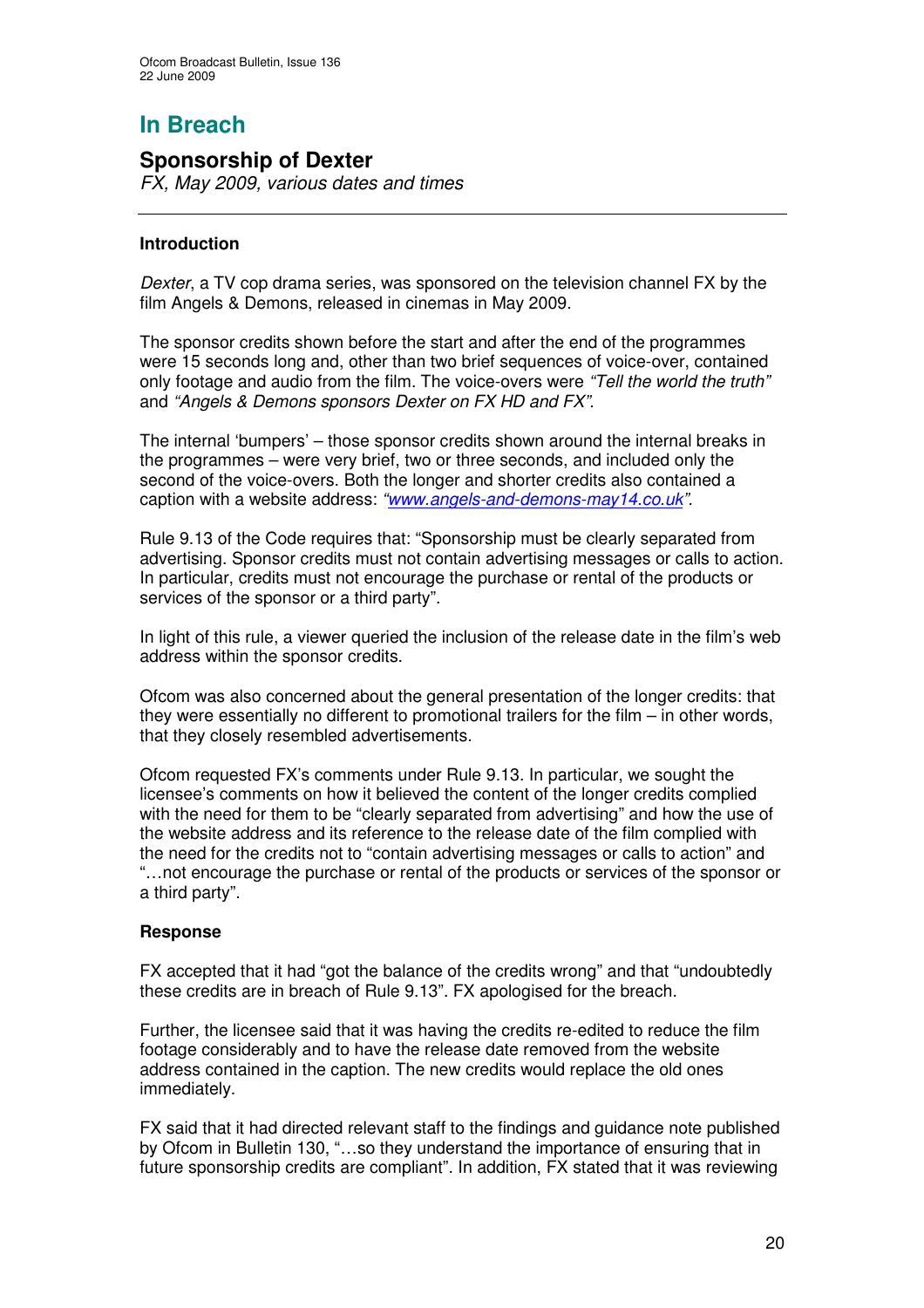# In Breach

## Sponsorship of Dexter

*FX, May 2009, various dates and times*

---

### Introduction

*Dexter*, a TV cop drama series, was sponsored on the television channel FX by the film Angels & Demons, released in cinemas in May 2009.

The sponsor credits shown before the start and after the end of the programmes were 15 seconds long and, other than two brief sequences of voice-over, contained only footage and audio from the film. The voice-overs were *"Tell the world the truth"* and *"Angels & Demons sponsors Dexter on FX HD and FX"*.

The internal 'bumpers' – those sponsor credits shown around the internal breaks in the programmes – were very brief, two or three seconds, and included only the second of the voice-overs. Both the longer and shorter credits also contained a caption with a website address: *"www.angels-and-demons-may14.co.uk"*.

Rule 9.13 of the Code requires that: "Sponsorship must be clearly separated from advertising. Sponsor credits must not contain advertising messages or calls to action. In particular, credits must not encourage the purchase or rental of the products or services of the sponsor or a third party".

In light of this rule, a viewer queried the inclusion of the release date in the film's web address within the sponsor credits.

Ofcom was also concerned about the general presentation of the longer credits: that they were essentially no different to promotional trailers for the film – in other words, that they closely resembled advertisements.

Ofcom requested FX's comments under Rule 9.13. In particular, we sought the licensee's comments on how it believed the content of the longer credits complied with the need for them to be "clearly separated from advertising" and how the use of the website address and its reference to the release date of the film complied with the need for the credits not to "contain advertising messages or calls to action" and "…not encourage the purchase or rental of the products or services of the sponsor or a third party".

### Response

FX accepted that it had "got the balance of the credits wrong" and that "undoubtedly these credits are in breach of Rule 9.13". FX apologised for the breach.

Further, the licensee said that it was having the credits re-edited to reduce the film footage considerably and to have the release date removed from the website address contained in the caption. The new credits would replace the old ones immediately.

FX said that it had directed relevant staff to the findings and guidance note published by Ofcom in Bulletin 130, "…so they understand the importance of ensuring that in future sponsorship credits are compliant". In addition, FX stated that it was reviewing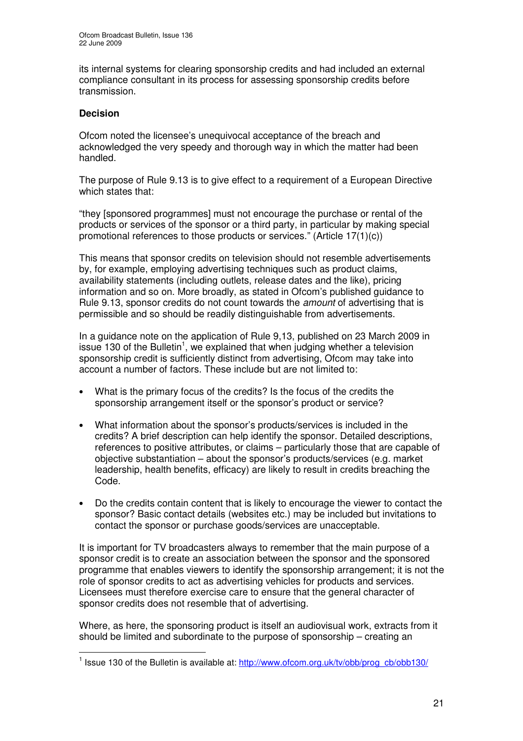its internal systems for clearing sponsorship credits and had included an external compliance consultant in its process for assessing sponsorship credits before transmission.

**Decision**

Ofcom noted the licensee's unequivocal acceptance of the breach and acknowledged the very speedy and thorough way in which the matter had been handled.

The purpose of Rule 9.13 is to give effect to a requirement of a European Directive which states that:

"they [sponsored programmes] must not encourage the purchase or rental of the products or services of the sponsor or a third party, in particular by making special promotional references to those products or services." (Article 17(1)(c))

This means that sponsor credits on television should not resemble advertisements by, for example, employing advertising techniques such as product claims, availability statements (including outlets, release dates and the like), pricing information and so on. More broadly, as stated in Ofcom's published guidance to Rule 9.13, sponsor credits do not count towards the *amount* of advertising that is permissible and so should be readily distinguishable from advertisements.

In a guidance note on the application of Rule 9,13, published on 23 March 2009 in issue 130 of the Bulletin[1], we explained that when judging whether a television sponsorship credit is sufficiently distinct from advertising, Ofcom may take into account a number of factors. These include but are not limited to:

- What is the primary focus of the credits? Is the focus of the credits the sponsorship arrangement itself or the sponsor's product or service?
- What information about the sponsor's products/services is included in the credits? A brief description can help identify the sponsor. Detailed descriptions, references to positive attributes, or claims – particularly those that are capable of objective substantiation – about the sponsor's products/services (e.g. market leadership, health benefits, efficacy) are likely to result in credits breaching the Code.
- Do the credits contain content that is likely to encourage the viewer to contact the sponsor? Basic contact details (websites etc.) may be included but invitations to contact the sponsor or purchase goods/services are unacceptable.

It is important for TV broadcasters always to remember that the main purpose of a sponsor credit is to create an association between the sponsor and the sponsored programme that enables viewers to identify the sponsorship arrangement; it is not the role of sponsor credits to act as advertising vehicles for products and services. Licensees must therefore exercise care to ensure that the general character of sponsor credits does not resemble that of advertising.

Where, as here, the sponsoring product is itself an audiovisual work, extracts from it should be limited and subordinate to the purpose of sponsorship – creating an

[1] Issue 130 of the Bulletin is available at: http://www.ofcom.org.uk/tv/obb/prog_cb/obb130/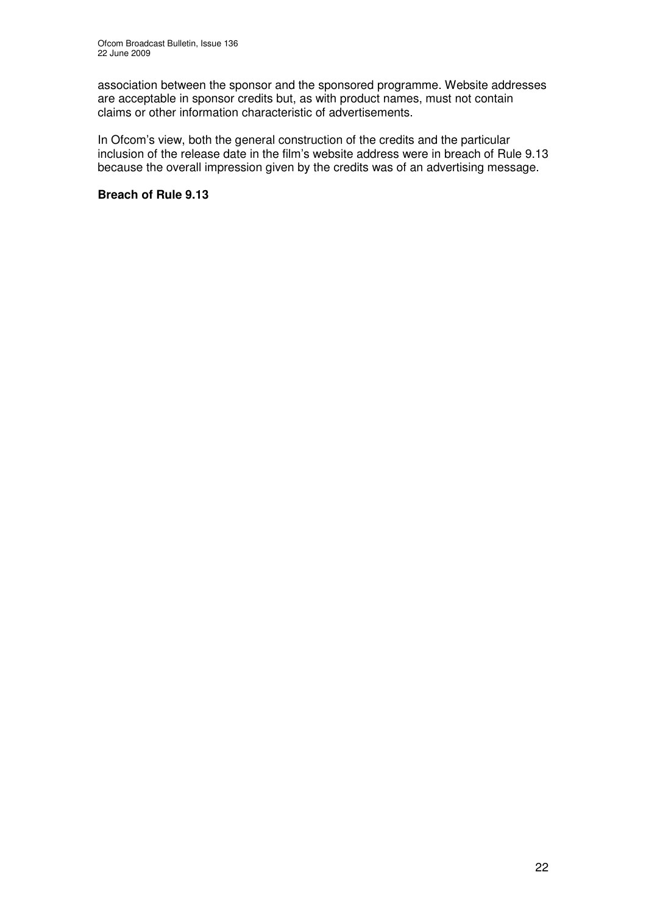association between the sponsor and the sponsored programme. Website addresses are acceptable in sponsor credits but, as with product names, must not contain claims or other information characteristic of advertisements.

In Ofcom's view, both the general construction of the credits and the particular inclusion of the release date in the film's website address were in breach of Rule 9.13 because the overall impression given by the credits was of an advertising message.

**Breach of Rule 9.13**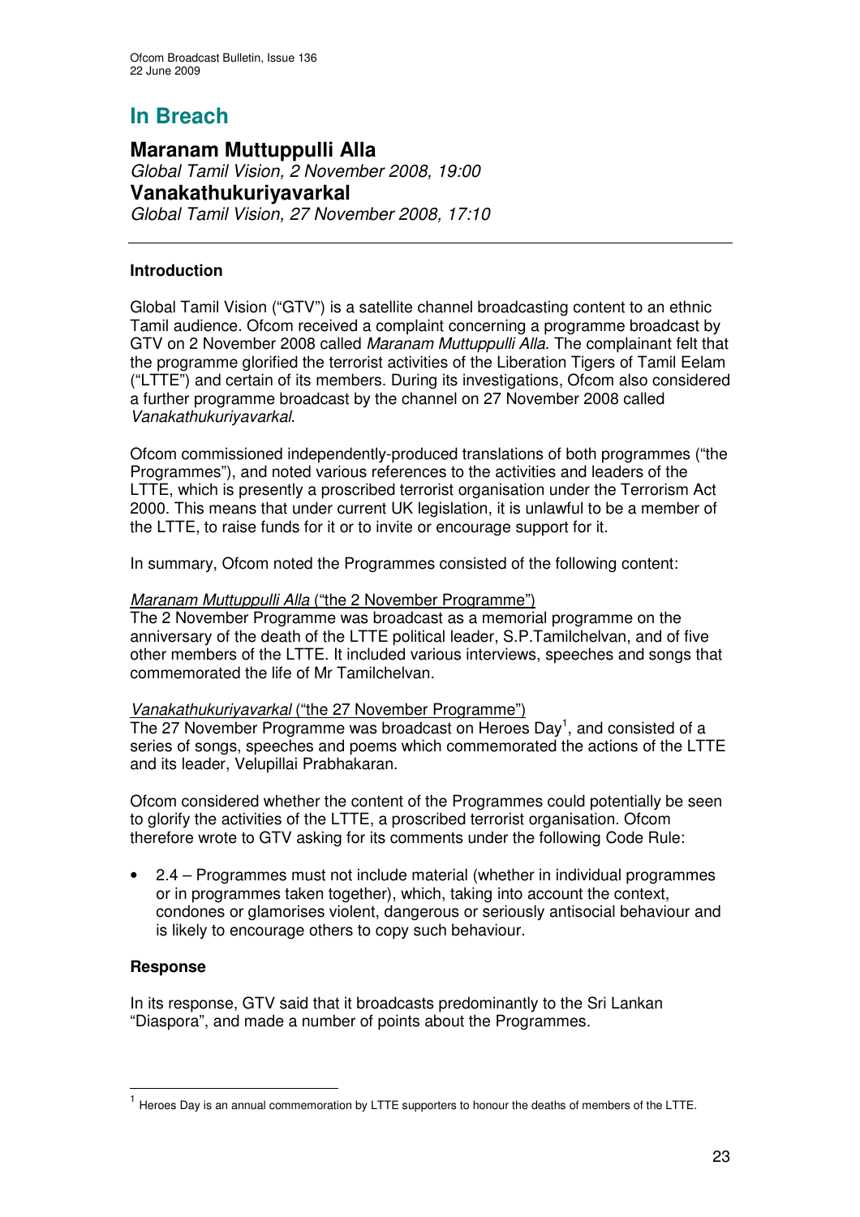# In Breach

## Maranam Muttuppulli Alla

*Global Tamil Vision, 2 November 2008, 19:00*

## Vanakathukuriyavarkal

*Global Tamil Vision, 27 November 2008, 17:10*

---

### Introduction

Global Tamil Vision ("GTV") is a satellite channel broadcasting content to an ethnic Tamil audience. Ofcom received a complaint concerning a programme broadcast by GTV on 2 November 2008 called *Maranam Muttuppulli Alla*. The complainant felt that the programme glorified the terrorist activities of the Liberation Tigers of Tamil Eelam ("LTTE") and certain of its members. During its investigations, Ofcom also considered a further programme broadcast by the channel on 27 November 2008 called *Vanakathukuriyavarkal*.

Ofcom commissioned independently-produced translations of both programmes ("the Programmes"), and noted various references to the activities and leaders of the LTTE, which is presently a proscribed terrorist organisation under the Terrorism Act 2000. This means that under current UK legislation, it is unlawful to be a member of the LTTE, to raise funds for it or to invite or encourage support for it.

In summary, Ofcom noted the Programmes consisted of the following content:

<u>*Maranam Muttuppulli Alla* ("the 2 November Programme")</u>
The 2 November Programme was broadcast as a memorial programme on the anniversary of the death of the LTTE political leader, S.P.Tamilchelvan, and of five other members of the LTTE. It included various interviews, speeches and songs that commemorated the life of Mr Tamilchelvan.

<u>*Vanakathukuriyavarkal* ("the 27 November Programme")</u>
The 27 November Programme was broadcast on Heroes Day[1], and consisted of a series of songs, speeches and poems which commemorated the actions of the LTTE and its leader, Velupillai Prabhakaran.

Ofcom considered whether the content of the Programmes could potentially be seen to glorify the activities of the LTTE, a proscribed terrorist organisation. Ofcom therefore wrote to GTV asking for its comments under the following Code Rule:

- 2.4 – Programmes must not include material (whether in individual programmes or in programmes taken together), which, taking into account the context, condones or glamorises violent, dangerous or seriously antisocial behaviour and is likely to encourage others to copy such behaviour.

### Response

In its response, GTV said that it broadcasts predominantly to the Sri Lankan "Diaspora", and made a number of points about the Programmes.

---

[1] Heroes Day is an annual commemoration by LTTE supporters to honour the deaths of members of the LTTE.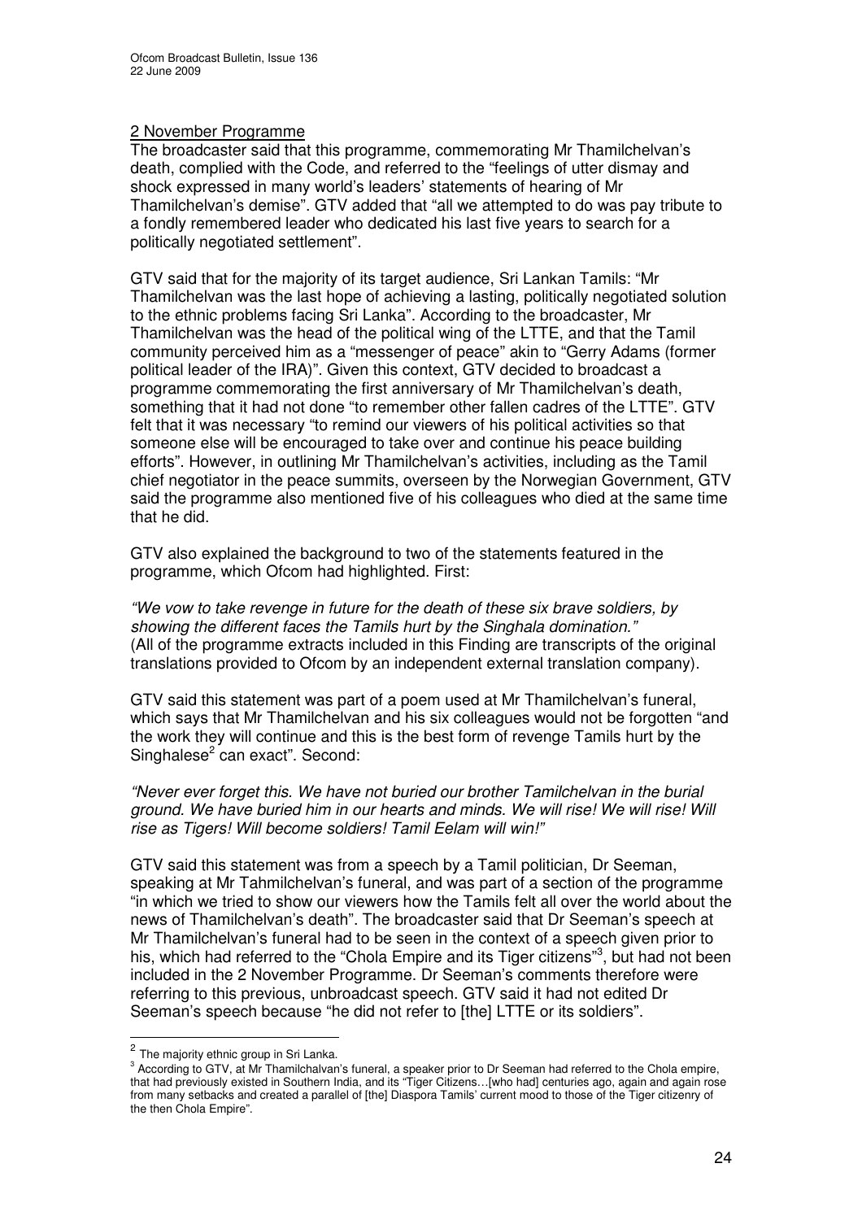2 November Programme

The broadcaster said that this programme, commemorating Mr Thamilchelvan's death, complied with the Code, and referred to the "feelings of utter dismay and shock expressed in many world's leaders' statements of hearing of Mr Thamilchelvan's demise". GTV added that "all we attempted to do was pay tribute to a fondly remembered leader who dedicated his last five years to search for a politically negotiated settlement".

GTV said that for the majority of its target audience, Sri Lankan Tamils: "Mr Thamilchelvan was the last hope of achieving a lasting, politically negotiated solution to the ethnic problems facing Sri Lanka". According to the broadcaster, Mr Thamilchelvan was the head of the political wing of the LTTE, and that the Tamil community perceived him as a "messenger of peace" akin to "Gerry Adams (former political leader of the IRA)". Given this context, GTV decided to broadcast a programme commemorating the first anniversary of Mr Thamilchelvan's death, something that it had not done "to remember other fallen cadres of the LTTE". GTV felt that it was necessary "to remind our viewers of his political activities so that someone else will be encouraged to take over and continue his peace building efforts". However, in outlining Mr Thamilchelvan's activities, including as the Tamil chief negotiator in the peace summits, overseen by the Norwegian Government, GTV said the programme also mentioned five of his colleagues who died at the same time that he did.

GTV also explained the background to two of the statements featured in the programme, which Ofcom had highlighted. First:

*"We vow to take revenge in future for the death of these six brave soldiers, by showing the different faces the Tamils hurt by the Singhala domination."*
(All of the programme extracts included in this Finding are transcripts of the original translations provided to Ofcom by an independent external translation company).

GTV said this statement was part of a poem used at Mr Thamilchelvan's funeral, which says that Mr Thamilchelvan and his six colleagues would not be forgotten "and the work they will continue and this is the best form of revenge Tamils hurt by the Singhalese[2] can exact". Second:

*"Never ever forget this. We have not buried our brother Tamilchelvan in the burial ground. We have buried him in our hearts and minds. We will rise! We will rise! Will rise as Tigers! Will become soldiers! Tamil Eelam will win!"*

GTV said this statement was from a speech by a Tamil politician, Dr Seeman, speaking at Mr Tahmilchelvan's funeral, and was part of a section of the programme "in which we tried to show our viewers how the Tamils felt all over the world about the news of Thamilchelvan's death". The broadcaster said that Dr Seeman's speech at Mr Thamilchelvan's funeral had to be seen in the context of a speech given prior to his, which had referred to the "Chola Empire and its Tiger citizens"[3], but had not been included in the 2 November Programme. Dr Seeman's comments therefore were referring to this previous, unbroadcast speech. GTV said it had not edited Dr Seeman's speech because "he did not refer to [the] LTTE or its soldiers".

---

[2] The majority ethnic group in Sri Lanka.

[3] According to GTV, at Mr Thamilchalvan's funeral, a speaker prior to Dr Seeman had referred to the Chola empire, that had previously existed in Southern India, and its "Tiger Citizens…[who had] centuries ago, again and again rose from many setbacks and created a parallel of [the] Diaspora Tamils' current mood to those of the Tiger citizenry of the then Chola Empire".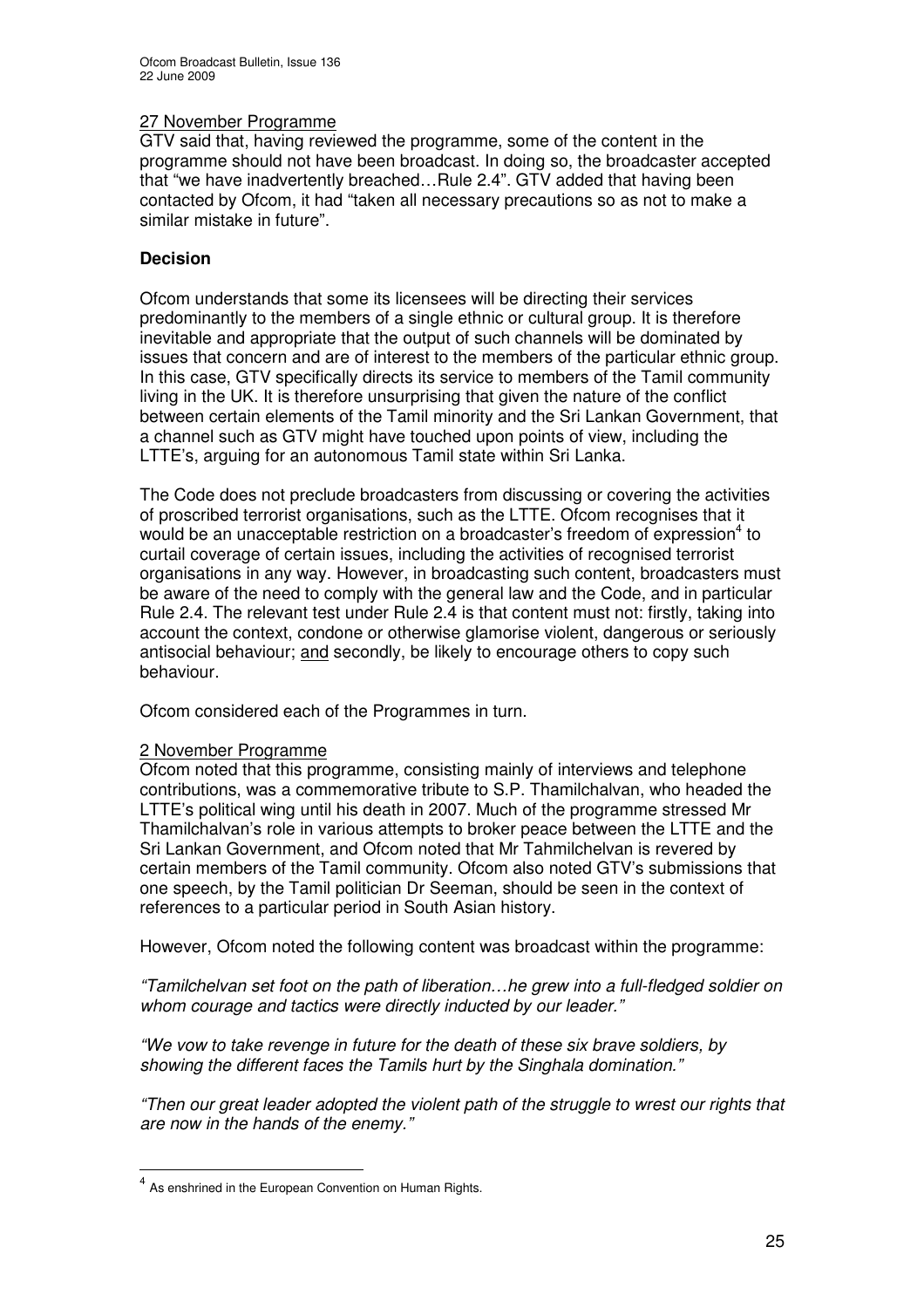27 November Programme

GTV said that, having reviewed the programme, some of the content in the programme should not have been broadcast. In doing so, the broadcaster accepted that "we have inadvertently breached…Rule 2.4". GTV added that having been contacted by Ofcom, it had "taken all necessary precautions so as not to make a similar mistake in future".

**Decision**

Ofcom understands that some its licensees will be directing their services predominantly to the members of a single ethnic or cultural group. It is therefore inevitable and appropriate that the output of such channels will be dominated by issues that concern and are of interest to the members of the particular ethnic group. In this case, GTV specifically directs its service to members of the Tamil community living in the UK. It is therefore unsurprising that given the nature of the conflict between certain elements of the Tamil minority and the Sri Lankan Government, that a channel such as GTV might have touched upon points of view, including the LTTE's, arguing for an autonomous Tamil state within Sri Lanka.

The Code does not preclude broadcasters from discussing or covering the activities of proscribed terrorist organisations, such as the LTTE. Ofcom recognises that it would be an unacceptable restriction on a broadcaster's freedom of expression[4] to curtail coverage of certain issues, including the activities of recognised terrorist organisations in any way. However, in broadcasting such content, broadcasters must be aware of the need to comply with the general law and the Code, and in particular Rule 2.4. The relevant test under Rule 2.4 is that content must not: firstly, taking into account the context, condone or otherwise glamorise violent, dangerous or seriously antisocial behaviour; and secondly, be likely to encourage others to copy such behaviour.

Ofcom considered each of the Programmes in turn.

2 November Programme

Ofcom noted that this programme, consisting mainly of interviews and telephone contributions, was a commemorative tribute to S.P. Thamilchalvan, who headed the LTTE's political wing until his death in 2007. Much of the programme stressed Mr Thamilchalvan's role in various attempts to broker peace between the LTTE and the Sri Lankan Government, and Ofcom noted that Mr Tahmilchelvan is revered by certain members of the Tamil community. Ofcom also noted GTV's submissions that one speech, by the Tamil politician Dr Seeman, should be seen in the context of references to a particular period in South Asian history.

However, Ofcom noted the following content was broadcast within the programme:

*"Tamilchelvan set foot on the path of liberation…he grew into a full-fledged soldier on whom courage and tactics were directly inducted by our leader."*

*"We vow to take revenge in future for the death of these six brave soldiers, by showing the different faces the Tamils hurt by the Singhala domination."*

*"Then our great leader adopted the violent path of the struggle to wrest our rights that are now in the hands of the enemy."*

[4] As enshrined in the European Convention on Human Rights.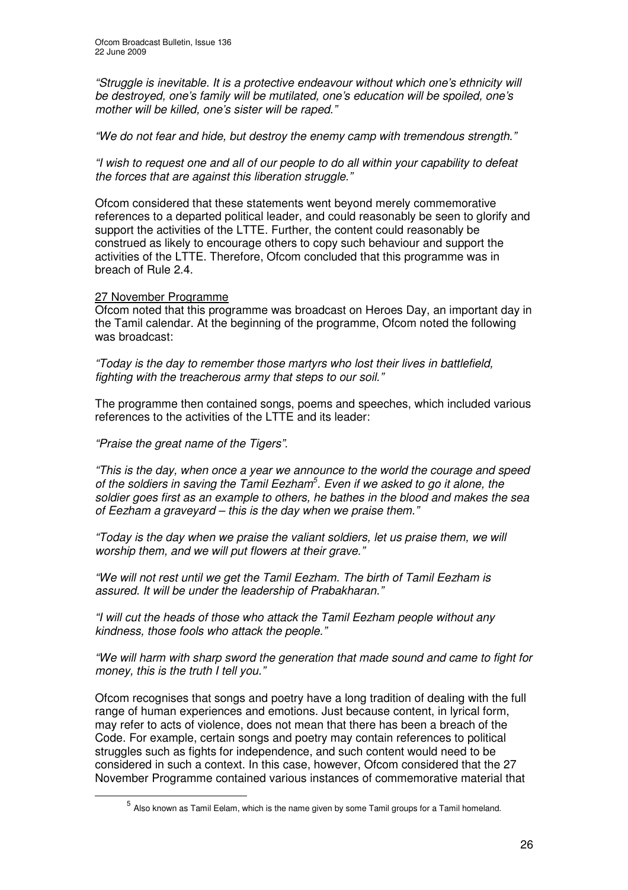*"Struggle is inevitable. It is a protective endeavour without which one's ethnicity will be destroyed, one's family will be mutilated, one's education will be spoiled, one's mother will be killed, one's sister will be raped."*

*"We do not fear and hide, but destroy the enemy camp with tremendous strength."*

*"I wish to request one and all of our people to do all within your capability to defeat the forces that are against this liberation struggle."*

Ofcom considered that these statements went beyond merely commemorative references to a departed political leader, and could reasonably be seen to glorify and support the activities of the LTTE. Further, the content could reasonably be construed as likely to encourage others to copy such behaviour and support the activities of the LTTE. Therefore, Ofcom concluded that this programme was in breach of Rule 2.4.

27 November Programme

Ofcom noted that this programme was broadcast on Heroes Day, an important day in the Tamil calendar. At the beginning of the programme, Ofcom noted the following was broadcast:

*"Today is the day to remember those martyrs who lost their lives in battlefield, fighting with the treacherous army that steps to our soil."*

The programme then contained songs, poems and speeches, which included various references to the activities of the LTTE and its leader:

*"Praise the great name of the Tigers".*

*"This is the day, when once a year we announce to the world the courage and speed of the soldiers in saving the Tamil Eezham[5]. Even if we asked to go it alone, the soldier goes first as an example to others, he bathes in the blood and makes the sea of Eezham a graveyard – this is the day when we praise them."*

*"Today is the day when we praise the valiant soldiers, let us praise them, we will worship them, and we will put flowers at their grave."*

*"We will not rest until we get the Tamil Eezham. The birth of Tamil Eezham is assured. It will be under the leadership of Prabakharan."*

*"I will cut the heads of those who attack the Tamil Eezham people without any kindness, those fools who attack the people."*

*"We will harm with sharp sword the generation that made sound and came to fight for money, this is the truth I tell you."*

Ofcom recognises that songs and poetry have a long tradition of dealing with the full range of human experiences and emotions. Just because content, in lyrical form, may refer to acts of violence, does not mean that there has been a breach of the Code. For example, certain songs and poetry may contain references to political struggles such as fights for independence, and such content would need to be considered in such a context. In this case, however, Ofcom considered that the 27 November Programme contained various instances of commemorative material that

[5] Also known as Tamil Eelam, which is the name given by some Tamil groups for a Tamil homeland.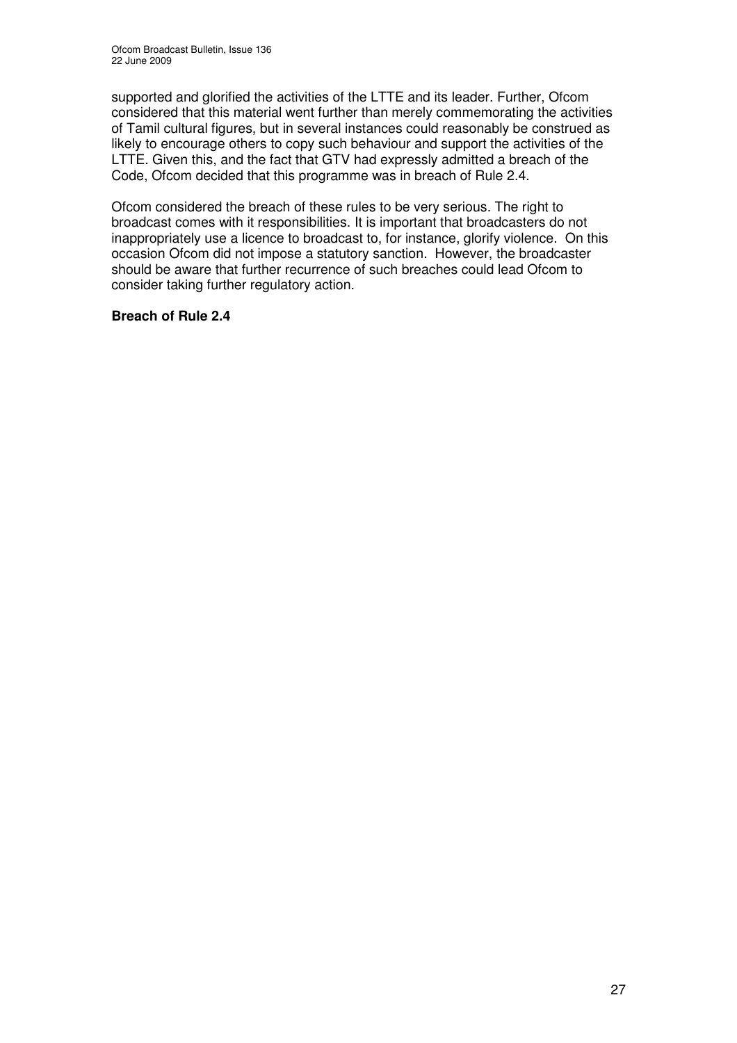supported and glorified the activities of the LTTE and its leader. Further, Ofcom considered that this material went further than merely commemorating the activities of Tamil cultural figures, but in several instances could reasonably be construed as likely to encourage others to copy such behaviour and support the activities of the LTTE. Given this, and the fact that GTV had expressly admitted a breach of the Code, Ofcom decided that this programme was in breach of Rule 2.4.

Ofcom considered the breach of these rules to be very serious. The right to broadcast comes with it responsibilities. It is important that broadcasters do not inappropriately use a licence to broadcast to, for instance, glorify violence. On this occasion Ofcom did not impose a statutory sanction. However, the broadcaster should be aware that further recurrence of such breaches could lead Ofcom to consider taking further regulatory action.

**Breach of Rule 2.4**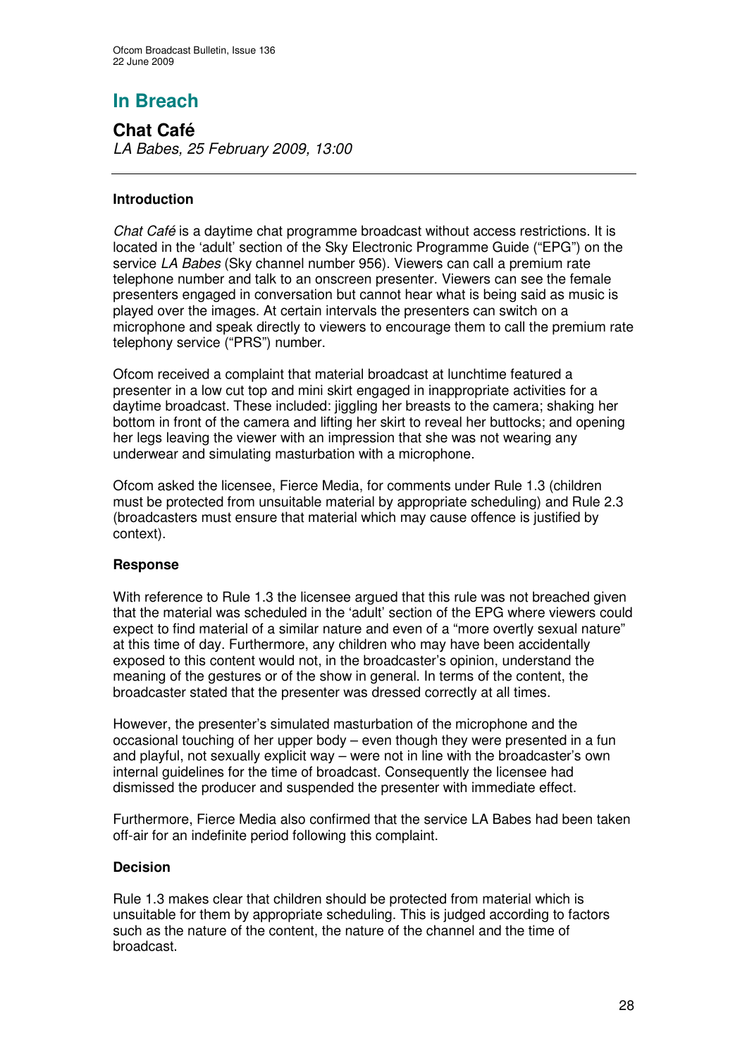# In Breach

## Chat Café

*LA Babes, 25 February 2009, 13:00*

---

### Introduction

*Chat Café* is a daytime chat programme broadcast without access restrictions. It is located in the 'adult' section of the Sky Electronic Programme Guide ("EPG") on the service *LA Babes* (Sky channel number 956). Viewers can call a premium rate telephone number and talk to an onscreen presenter. Viewers can see the female presenters engaged in conversation but cannot hear what is being said as music is played over the images. At certain intervals the presenters can switch on a microphone and speak directly to viewers to encourage them to call the premium rate telephony service ("PRS") number.

Ofcom received a complaint that material broadcast at lunchtime featured a presenter in a low cut top and mini skirt engaged in inappropriate activities for a daytime broadcast. These included: jiggling her breasts to the camera; shaking her bottom in front of the camera and lifting her skirt to reveal her buttocks; and opening her legs leaving the viewer with an impression that she was not wearing any underwear and simulating masturbation with a microphone.

Ofcom asked the licensee, Fierce Media, for comments under Rule 1.3 (children must be protected from unsuitable material by appropriate scheduling) and Rule 2.3 (broadcasters must ensure that material which may cause offence is justified by context).

### Response

With reference to Rule 1.3 the licensee argued that this rule was not breached given that the material was scheduled in the 'adult' section of the EPG where viewers could expect to find material of a similar nature and even of a "more overtly sexual nature" at this time of day. Furthermore, any children who may have been accidentally exposed to this content would not, in the broadcaster's opinion, understand the meaning of the gestures or of the show in general. In terms of the content, the broadcaster stated that the presenter was dressed correctly at all times.

However, the presenter's simulated masturbation of the microphone and the occasional touching of her upper body – even though they were presented in a fun and playful, not sexually explicit way – were not in line with the broadcaster's own internal guidelines for the time of broadcast. Consequently the licensee had dismissed the producer and suspended the presenter with immediate effect.

Furthermore, Fierce Media also confirmed that the service LA Babes had been taken off-air for an indefinite period following this complaint.

### Decision

Rule 1.3 makes clear that children should be protected from material which is unsuitable for them by appropriate scheduling. This is judged according to factors such as the nature of the content, the nature of the channel and the time of broadcast.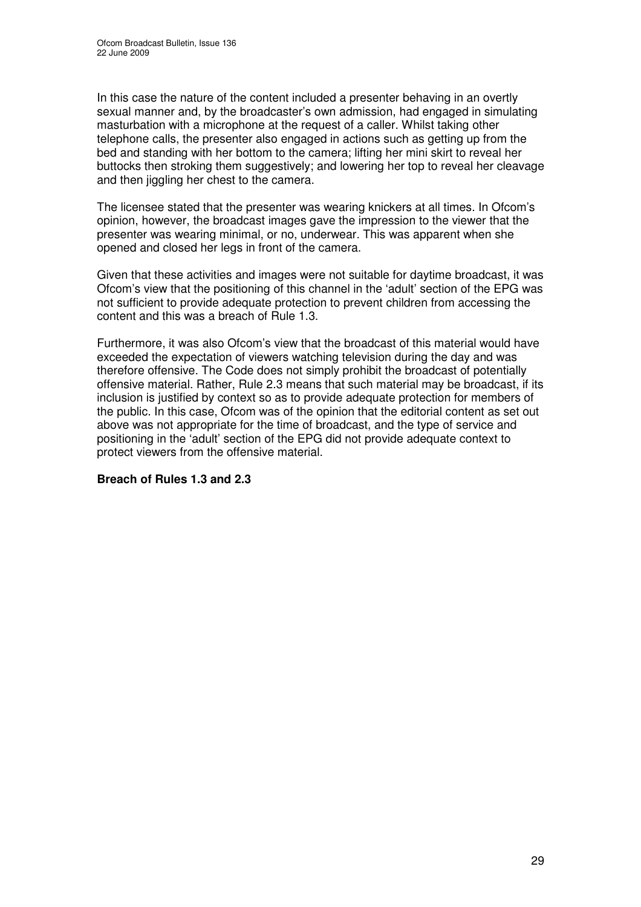In this case the nature of the content included a presenter behaving in an overtly sexual manner and, by the broadcaster's own admission, had engaged in simulating masturbation with a microphone at the request of a caller. Whilst taking other telephone calls, the presenter also engaged in actions such as getting up from the bed and standing with her bottom to the camera; lifting her mini skirt to reveal her buttocks then stroking them suggestively; and lowering her top to reveal her cleavage and then jiggling her chest to the camera.

The licensee stated that the presenter was wearing knickers at all times. In Ofcom's opinion, however, the broadcast images gave the impression to the viewer that the presenter was wearing minimal, or no, underwear. This was apparent when she opened and closed her legs in front of the camera.

Given that these activities and images were not suitable for daytime broadcast, it was Ofcom's view that the positioning of this channel in the 'adult' section of the EPG was not sufficient to provide adequate protection to prevent children from accessing the content and this was a breach of Rule 1.3.

Furthermore, it was also Ofcom's view that the broadcast of this material would have exceeded the expectation of viewers watching television during the day and was therefore offensive. The Code does not simply prohibit the broadcast of potentially offensive material. Rather, Rule 2.3 means that such material may be broadcast, if its inclusion is justified by context so as to provide adequate protection for members of the public. In this case, Ofcom was of the opinion that the editorial content as set out above was not appropriate for the time of broadcast, and the type of service and positioning in the 'adult' section of the EPG did not provide adequate context to protect viewers from the offensive material.

**Breach of Rules 1.3 and 2.3**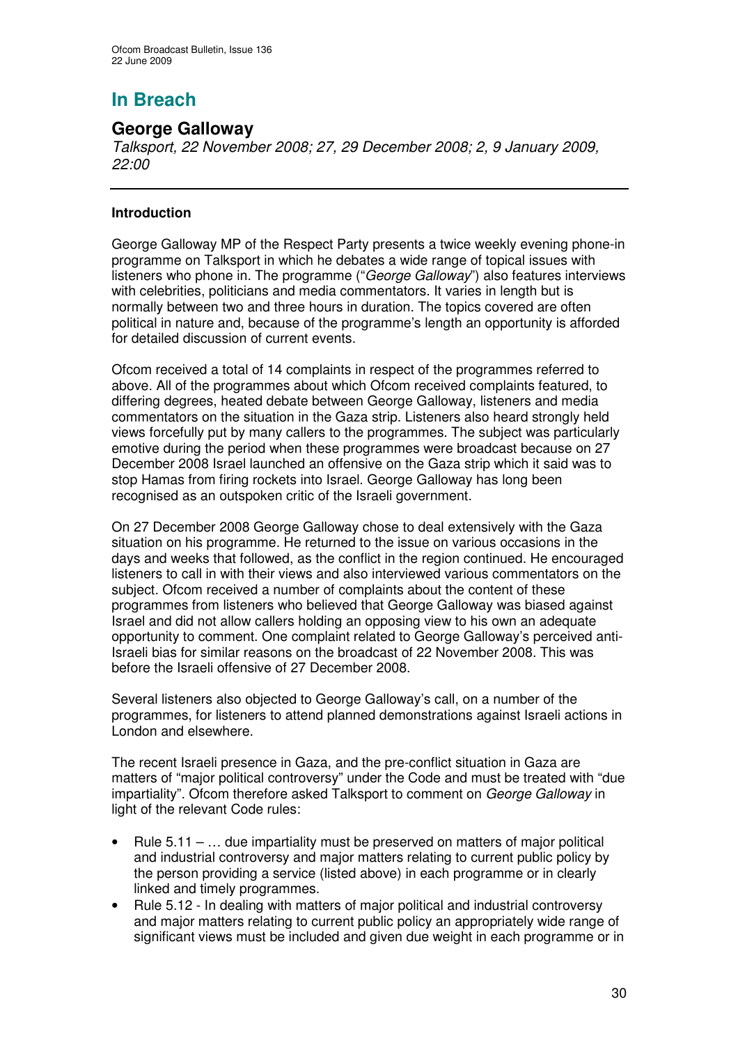## In Breach

### George Galloway

*Talksport, 22 November 2008; 27, 29 December 2008; 2, 9 January 2009, 22:00*

---

**Introduction**

George Galloway MP of the Respect Party presents a twice weekly evening phone-in programme on Talksport in which he debates a wide range of topical issues with listeners who phone in. The programme ("*George Galloway*") also features interviews with celebrities, politicians and media commentators. It varies in length but is normally between two and three hours in duration. The topics covered are often political in nature and, because of the programme's length an opportunity is afforded for detailed discussion of current events.

Ofcom received a total of 14 complaints in respect of the programmes referred to above. All of the programmes about which Ofcom received complaints featured, to differing degrees, heated debate between George Galloway, listeners and media commentators on the situation in the Gaza strip. Listeners also heard strongly held views forcefully put by many callers to the programmes. The subject was particularly emotive during the period when these programmes were broadcast because on 27 December 2008 Israel launched an offensive on the Gaza strip which it said was to stop Hamas from firing rockets into Israel. George Galloway has long been recognised as an outspoken critic of the Israeli government.

On 27 December 2008 George Galloway chose to deal extensively with the Gaza situation on his programme. He returned to the issue on various occasions in the days and weeks that followed, as the conflict in the region continued. He encouraged listeners to call in with their views and also interviewed various commentators on the subject. Ofcom received a number of complaints about the content of these programmes from listeners who believed that George Galloway was biased against Israel and did not allow callers holding an opposing view to his own an adequate opportunity to comment. One complaint related to George Galloway's perceived anti-Israeli bias for similar reasons on the broadcast of 22 November 2008. This was before the Israeli offensive of 27 December 2008.

Several listeners also objected to George Galloway's call, on a number of the programmes, for listeners to attend planned demonstrations against Israeli actions in London and elsewhere.

The recent Israeli presence in Gaza, and the pre-conflict situation in Gaza are matters of "major political controversy" under the Code and must be treated with "due impartiality". Ofcom therefore asked Talksport to comment on *George Galloway* in light of the relevant Code rules:

- Rule 5.11 – … due impartiality must be preserved on matters of major political and industrial controversy and major matters relating to current public policy by the person providing a service (listed above) in each programme or in clearly linked and timely programmes.
- Rule 5.12 - In dealing with matters of major political and industrial controversy and major matters relating to current public policy an appropriately wide range of significant views must be included and given due weight in each programme or in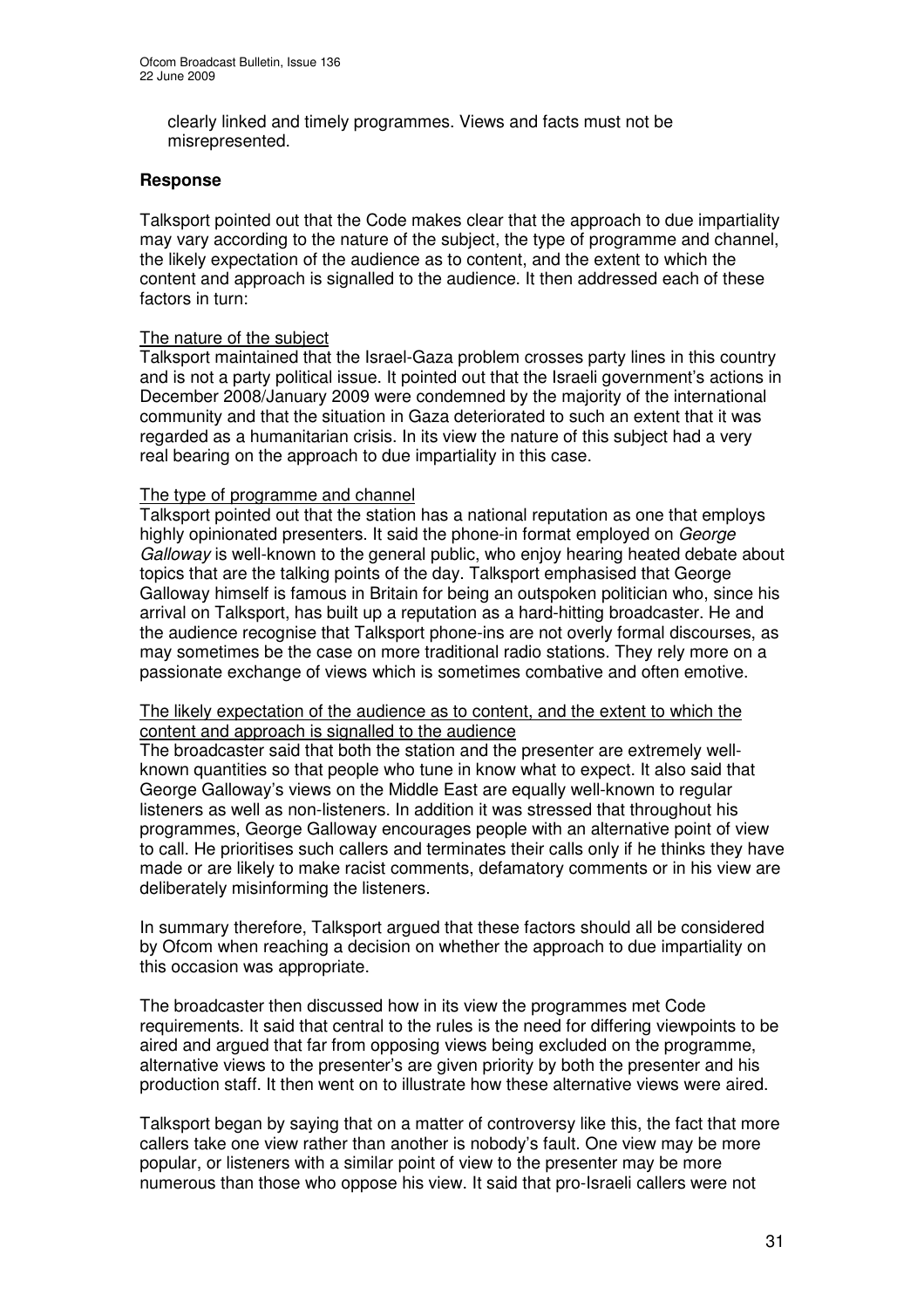clearly linked and timely programmes. Views and facts must not be misrepresented.

**Response**

Talksport pointed out that the Code makes clear that the approach to due impartiality may vary according to the nature of the subject, the type of programme and channel, the likely expectation of the audience as to content, and the extent to which the content and approach is signalled to the audience. It then addressed each of these factors in turn:

The nature of the subject

Talksport maintained that the Israel-Gaza problem crosses party lines in this country and is not a party political issue. It pointed out that the Israeli government's actions in December 2008/January 2009 were condemned by the majority of the international community and that the situation in Gaza deteriorated to such an extent that it was regarded as a humanitarian crisis. In its view the nature of this subject had a very real bearing on the approach to due impartiality in this case.

The type of programme and channel

Talksport pointed out that the station has a national reputation as one that employs highly opinionated presenters. It said the phone-in format employed on *George Galloway* is well-known to the general public, who enjoy hearing heated debate about topics that are the talking points of the day. Talksport emphasised that George Galloway himself is famous in Britain for being an outspoken politician who, since his arrival on Talksport, has built up a reputation as a hard-hitting broadcaster. He and the audience recognise that Talksport phone-ins are not overly formal discourses, as may sometimes be the case on more traditional radio stations. They rely more on a passionate exchange of views which is sometimes combative and often emotive.

The likely expectation of the audience as to content, and the extent to which the content and approach is signalled to the audience

The broadcaster said that both the station and the presenter are extremely well-known quantities so that people who tune in know what to expect. It also said that George Galloway's views on the Middle East are equally well-known to regular listeners as well as non-listeners. In addition it was stressed that throughout his programmes, George Galloway encourages people with an alternative point of view to call. He prioritises such callers and terminates their calls only if he thinks they have made or are likely to make racist comments, defamatory comments or in his view are deliberately misinforming the listeners.

In summary therefore, Talksport argued that these factors should all be considered by Ofcom when reaching a decision on whether the approach to due impartiality on this occasion was appropriate.

The broadcaster then discussed how in its view the programmes met Code requirements. It said that central to the rules is the need for differing viewpoints to be aired and argued that far from opposing views being excluded on the programme, alternative views to the presenter's are given priority by both the presenter and his production staff. It then went on to illustrate how these alternative views were aired.

Talksport began by saying that on a matter of controversy like this, the fact that more callers take one view rather than another is nobody's fault. One view may be more popular, or listeners with a similar point of view to the presenter may be more numerous than those who oppose his view. It said that pro-Israeli callers were not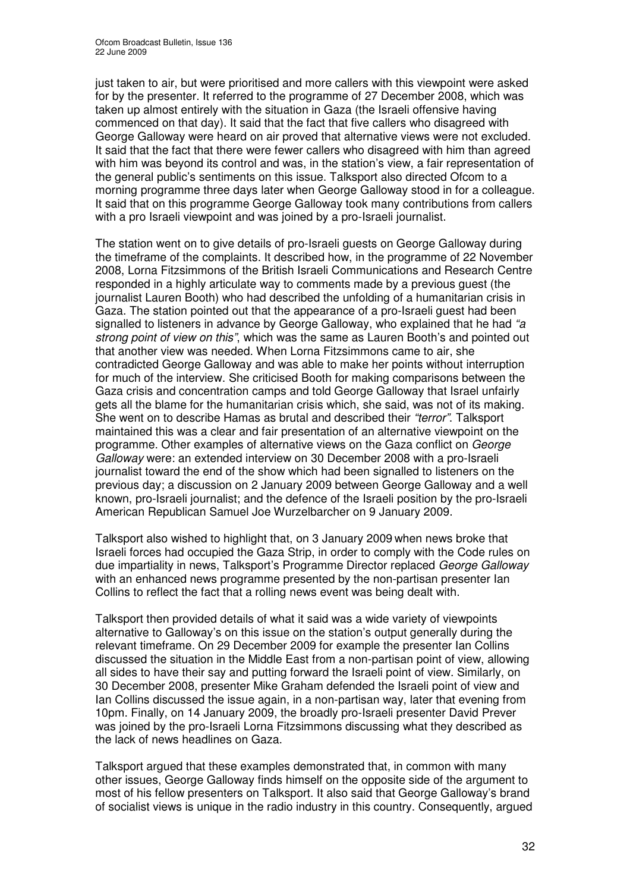just taken to air, but were prioritised and more callers with this viewpoint were asked for by the presenter. It referred to the programme of 27 December 2008, which was taken up almost entirely with the situation in Gaza (the Israeli offensive having commenced on that day). It said that the fact that five callers who disagreed with George Galloway were heard on air proved that alternative views were not excluded. It said that the fact that there were fewer callers who disagreed with him than agreed with him was beyond its control and was, in the station's view, a fair representation of the general public's sentiments on this issue. Talksport also directed Ofcom to a morning programme three days later when George Galloway stood in for a colleague. It said that on this programme George Galloway took many contributions from callers with a pro Israeli viewpoint and was joined by a pro-Israeli journalist.

The station went on to give details of pro-Israeli guests on George Galloway during the timeframe of the complaints. It described how, in the programme of 22 November 2008, Lorna Fitzsimmons of the British Israeli Communications and Research Centre responded in a highly articulate way to comments made by a previous guest (the journalist Lauren Booth) who had described the unfolding of a humanitarian crisis in Gaza. The station pointed out that the appearance of a pro-Israeli guest had been signalled to listeners in advance by George Galloway, who explained that he had *"a strong point of view on this"*, which was the same as Lauren Booth's and pointed out that another view was needed. When Lorna Fitzsimmons came to air, she contradicted George Galloway and was able to make her points without interruption for much of the interview. She criticised Booth for making comparisons between the Gaza crisis and concentration camps and told George Galloway that Israel unfairly gets all the blame for the humanitarian crisis which, she said, was not of its making. She went on to describe Hamas as brutal and described their *"terror"*. Talksport maintained this was a clear and fair presentation of an alternative viewpoint on the programme. Other examples of alternative views on the Gaza conflict on *George Galloway* were: an extended interview on 30 December 2008 with a pro-Israeli journalist toward the end of the show which had been signalled to listeners on the previous day; a discussion on 2 January 2009 between George Galloway and a well known, pro-Israeli journalist; and the defence of the Israeli position by the pro-Israeli American Republican Samuel Joe Wurzelbarcher on 9 January 2009.

Talksport also wished to highlight that, on 3 January 2009 when news broke that Israeli forces had occupied the Gaza Strip, in order to comply with the Code rules on due impartiality in news, Talksport's Programme Director replaced *George Galloway* with an enhanced news programme presented by the non-partisan presenter Ian Collins to reflect the fact that a rolling news event was being dealt with.

Talksport then provided details of what it said was a wide variety of viewpoints alternative to Galloway's on this issue on the station's output generally during the relevant timeframe. On 29 December 2009 for example the presenter Ian Collins discussed the situation in the Middle East from a non-partisan point of view, allowing all sides to have their say and putting forward the Israeli point of view. Similarly, on 30 December 2008, presenter Mike Graham defended the Israeli point of view and Ian Collins discussed the issue again, in a non-partisan way, later that evening from 10pm. Finally, on 14 January 2009, the broadly pro-Israeli presenter David Prever was joined by the pro-Israeli Lorna Fitzsimmons discussing what they described as the lack of news headlines on Gaza.

Talksport argued that these examples demonstrated that, in common with many other issues, George Galloway finds himself on the opposite side of the argument to most of his fellow presenters on Talksport. It also said that George Galloway's brand of socialist views is unique in the radio industry in this country. Consequently, argued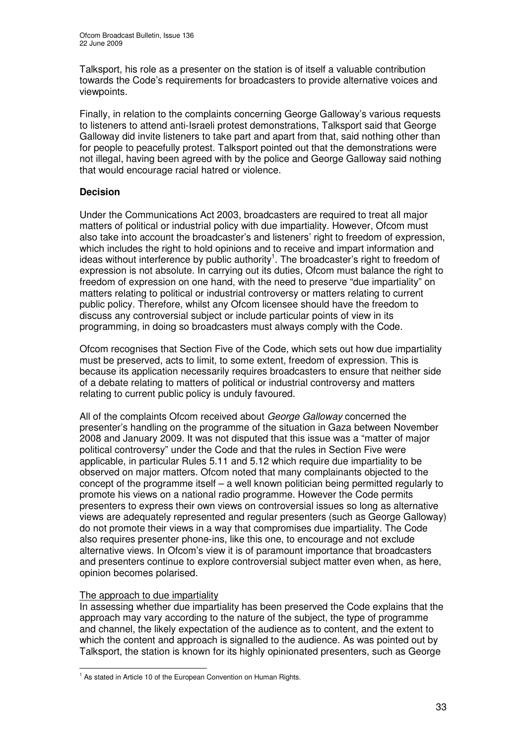Talksport, his role as a presenter on the station is of itself a valuable contribution towards the Code's requirements for broadcasters to provide alternative voices and viewpoints.

Finally, in relation to the complaints concerning George Galloway's various requests to listeners to attend anti-Israeli protest demonstrations, Talksport said that George Galloway did invite listeners to take part and apart from that, said nothing other than for people to peacefully protest. Talksport pointed out that the demonstrations were not illegal, having been agreed with by the police and George Galloway said nothing that would encourage racial hatred or violence.

**Decision**

Under the Communications Act 2003, broadcasters are required to treat all major matters of political or industrial policy with due impartiality. However, Ofcom must also take into account the broadcaster's and listeners' right to freedom of expression, which includes the right to hold opinions and to receive and impart information and ideas without interference by public authority[1]. The broadcaster's right to freedom of expression is not absolute. In carrying out its duties, Ofcom must balance the right to freedom of expression on one hand, with the need to preserve "due impartiality" on matters relating to political or industrial controversy or matters relating to current public policy. Therefore, whilst any Ofcom licensee should have the freedom to discuss any controversial subject or include particular points of view in its programming, in doing so broadcasters must always comply with the Code.

Ofcom recognises that Section Five of the Code, which sets out how due impartiality must be preserved, acts to limit, to some extent, freedom of expression. This is because its application necessarily requires broadcasters to ensure that neither side of a debate relating to matters of political or industrial controversy and matters relating to current public policy is unduly favoured.

All of the complaints Ofcom received about *George Galloway* concerned the presenter's handling on the programme of the situation in Gaza between November 2008 and January 2009. It was not disputed that this issue was a "matter of major political controversy" under the Code and that the rules in Section Five were applicable, in particular Rules 5.11 and 5.12 which require due impartiality to be observed on major matters. Ofcom noted that many complainants objected to the concept of the programme itself – a well known politician being permitted regularly to promote his views on a national radio programme. However the Code permits presenters to express their own views on controversial issues so long as alternative views are adequately represented and regular presenters (such as George Galloway) do not promote their views in a way that compromises due impartiality. The Code also requires presenter phone-ins, like this one, to encourage and not exclude alternative views. In Ofcom's view it is of paramount importance that broadcasters and presenters continue to explore controversial subject matter even when, as here, opinion becomes polarised.

<u>The approach to due impartiality</u>
In assessing whether due impartiality has been preserved the Code explains that the approach may vary according to the nature of the subject, the type of programme and channel, the likely expectation of the audience as to content, and the extent to which the content and approach is signalled to the audience. As was pointed out by Talksport, the station is known for its highly opinionated presenters, such as George

[1] As stated in Article 10 of the European Convention on Human Rights.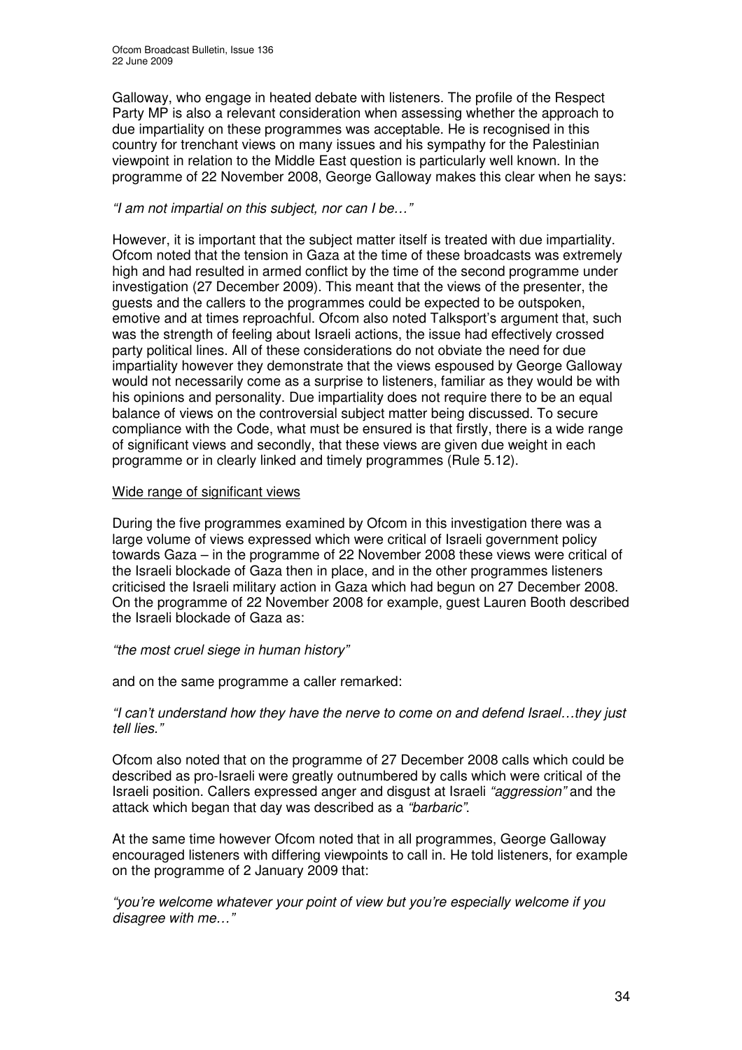Galloway, who engage in heated debate with listeners. The profile of the Respect Party MP is also a relevant consideration when assessing whether the approach to due impartiality on these programmes was acceptable. He is recognised in this country for trenchant views on many issues and his sympathy for the Palestinian viewpoint in relation to the Middle East question is particularly well known. In the programme of 22 November 2008, George Galloway makes this clear when he says:

*"I am not impartial on this subject, nor can I be…"*

However, it is important that the subject matter itself is treated with due impartiality. Ofcom noted that the tension in Gaza at the time of these broadcasts was extremely high and had resulted in armed conflict by the time of the second programme under investigation (27 December 2009). This meant that the views of the presenter, the guests and the callers to the programmes could be expected to be outspoken, emotive and at times reproachful. Ofcom also noted Talksport's argument that, such was the strength of feeling about Israeli actions, the issue had effectively crossed party political lines. All of these considerations do not obviate the need for due impartiality however they demonstrate that the views espoused by George Galloway would not necessarily come as a surprise to listeners, familiar as they would be with his opinions and personality. Due impartiality does not require there to be an equal balance of views on the controversial subject matter being discussed. To secure compliance with the Code, what must be ensured is that firstly, there is a wide range of significant views and secondly, that these views are given due weight in each programme or in clearly linked and timely programmes (Rule 5.12).

Wide range of significant views

During the five programmes examined by Ofcom in this investigation there was a large volume of views expressed which were critical of Israeli government policy towards Gaza – in the programme of 22 November 2008 these views were critical of the Israeli blockade of Gaza then in place, and in the other programmes listeners criticised the Israeli military action in Gaza which had begun on 27 December 2008. On the programme of 22 November 2008 for example, guest Lauren Booth described the Israeli blockade of Gaza as:

*"the most cruel siege in human history"*

and on the same programme a caller remarked:

*"I can't understand how they have the nerve to come on and defend Israel…they just tell lies."*

Ofcom also noted that on the programme of 27 December 2008 calls which could be described as pro-Israeli were greatly outnumbered by calls which were critical of the Israeli position. Callers expressed anger and disgust at Israeli *"aggression"* and the attack which began that day was described as a *"barbaric"*.

At the same time however Ofcom noted that in all programmes, George Galloway encouraged listeners with differing viewpoints to call in. He told listeners, for example on the programme of 2 January 2009 that:

*"you're welcome whatever your point of view but you're especially welcome if you disagree with me…"*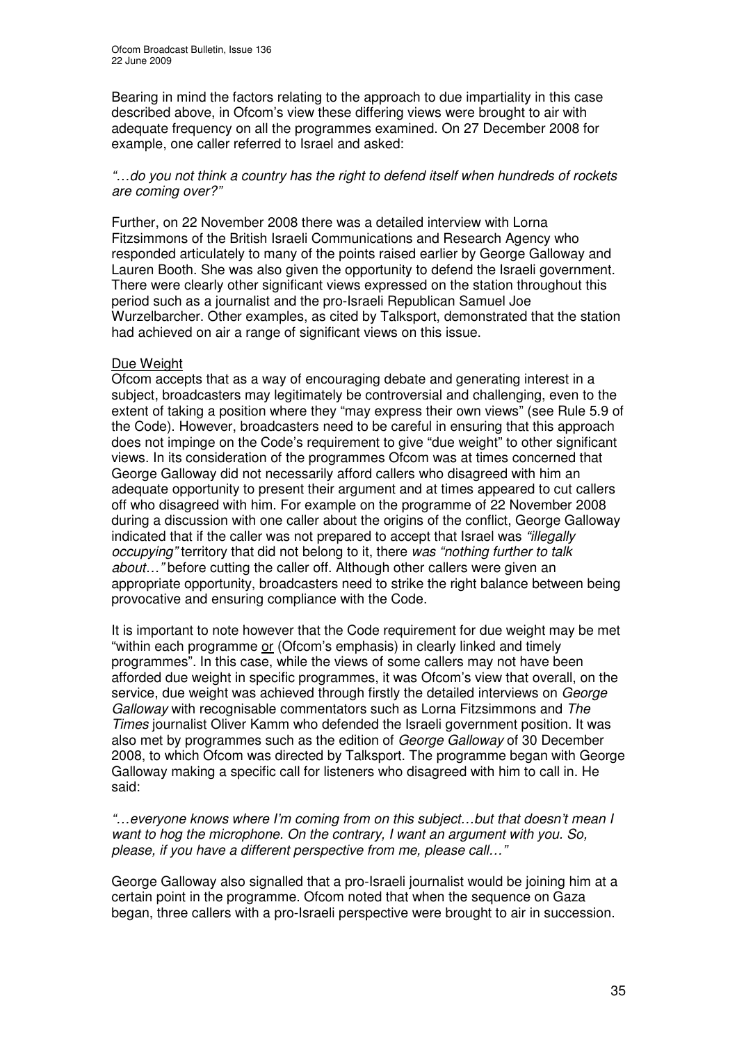Bearing in mind the factors relating to the approach to due impartiality in this case described above, in Ofcom's view these differing views were brought to air with adequate frequency on all the programmes examined. On 27 December 2008 for example, one caller referred to Israel and asked:

*"…do you not think a country has the right to defend itself when hundreds of rockets are coming over?"*

Further, on 22 November 2008 there was a detailed interview with Lorna Fitzsimmons of the British Israeli Communications and Research Agency who responded articulately to many of the points raised earlier by George Galloway and Lauren Booth. She was also given the opportunity to defend the Israeli government. There were clearly other significant views expressed on the station throughout this period such as a journalist and the pro-Israeli Republican Samuel Joe Wurzelbarcher. Other examples, as cited by Talksport, demonstrated that the station had achieved on air a range of significant views on this issue.

Due Weight

Ofcom accepts that as a way of encouraging debate and generating interest in a subject, broadcasters may legitimately be controversial and challenging, even to the extent of taking a position where they "may express their own views" (see Rule 5.9 of the Code). However, broadcasters need to be careful in ensuring that this approach does not impinge on the Code's requirement to give "due weight" to other significant views. In its consideration of the programmes Ofcom was at times concerned that George Galloway did not necessarily afford callers who disagreed with him an adequate opportunity to present their argument and at times appeared to cut callers off who disagreed with him. For example on the programme of 22 November 2008 during a discussion with one caller about the origins of the conflict, George Galloway indicated that if the caller was not prepared to accept that Israel was *"illegally occupying"* territory that did not belong to it, there *was "nothing further to talk about…"* before cutting the caller off. Although other callers were given an appropriate opportunity, broadcasters need to strike the right balance between being provocative and ensuring compliance with the Code.

It is important to note however that the Code requirement for due weight may be met "within each programme or (Ofcom's emphasis) in clearly linked and timely programmes". In this case, while the views of some callers may not have been afforded due weight in specific programmes, it was Ofcom's view that overall, on the service, due weight was achieved through firstly the detailed interviews on *George Galloway* with recognisable commentators such as Lorna Fitzsimmons and *The Times* journalist Oliver Kamm who defended the Israeli government position. It was also met by programmes such as the edition of *George Galloway* of 30 December 2008, to which Ofcom was directed by Talksport. The programme began with George Galloway making a specific call for listeners who disagreed with him to call in. He said:

*"…everyone knows where I'm coming from on this subject…but that doesn't mean I want to hog the microphone. On the contrary, I want an argument with you. So, please, if you have a different perspective from me, please call…"*

George Galloway also signalled that a pro-Israeli journalist would be joining him at a certain point in the programme. Ofcom noted that when the sequence on Gaza began, three callers with a pro-Israeli perspective were brought to air in succession.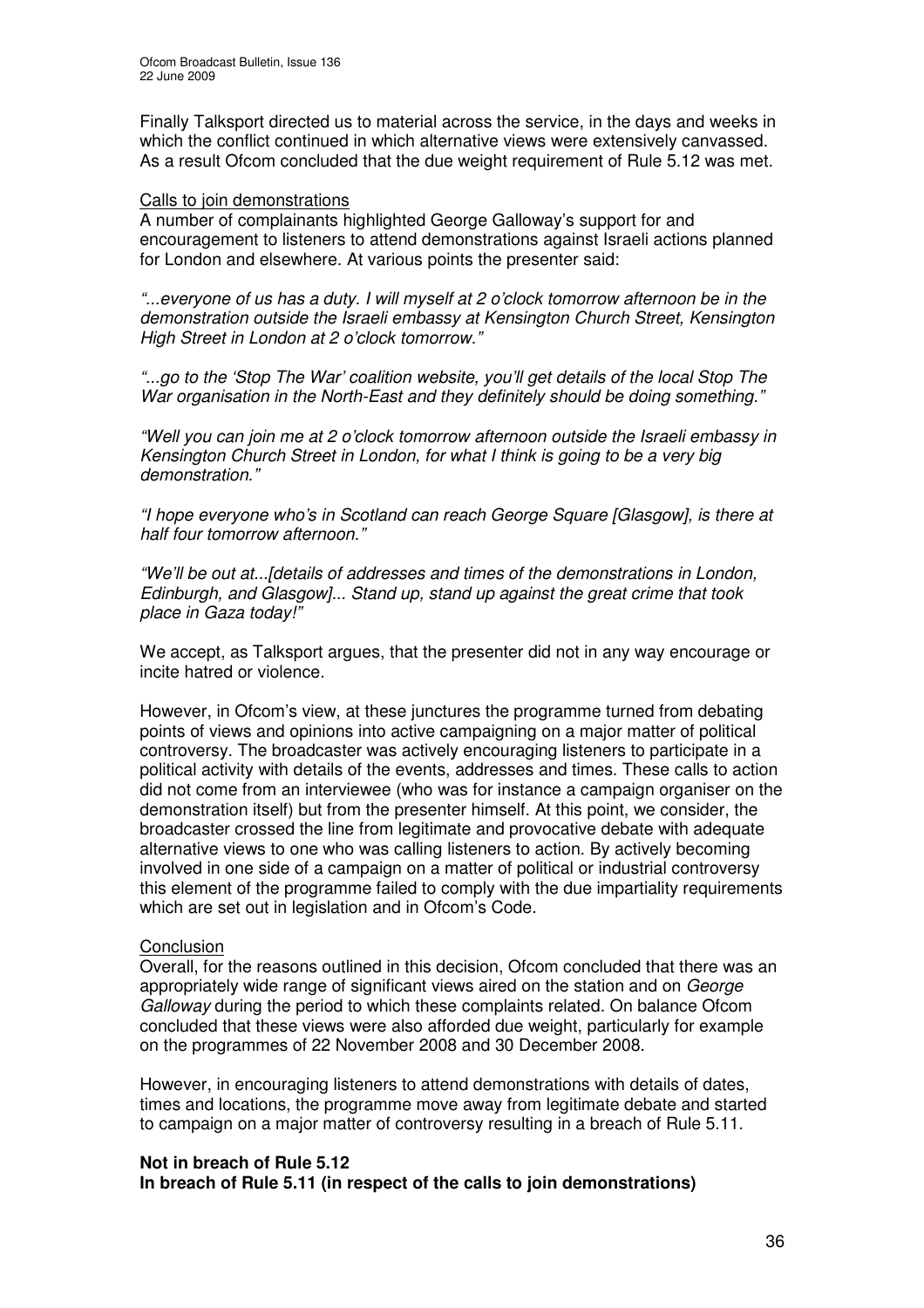Finally Talksport directed us to material across the service, in the days and weeks in which the conflict continued in which alternative views were extensively canvassed. As a result Ofcom concluded that the due weight requirement of Rule 5.12 was met.

Calls to join demonstrations

A number of complainants highlighted George Galloway's support for and encouragement to listeners to attend demonstrations against Israeli actions planned for London and elsewhere. At various points the presenter said:

*"...everyone of us has a duty. I will myself at 2 o'clock tomorrow afternoon be in the demonstration outside the Israeli embassy at Kensington Church Street, Kensington High Street in London at 2 o'clock tomorrow."*

*"...go to the 'Stop The War' coalition website, you'll get details of the local Stop The War organisation in the North-East and they definitely should be doing something."*

*"Well you can join me at 2 o'clock tomorrow afternoon outside the Israeli embassy in Kensington Church Street in London, for what I think is going to be a very big demonstration."*

*"I hope everyone who's in Scotland can reach George Square [Glasgow], is there at half four tomorrow afternoon."*

*"We'll be out at...[details of addresses and times of the demonstrations in London, Edinburgh, and Glasgow]... Stand up, stand up against the great crime that took place in Gaza today!"*

We accept, as Talksport argues, that the presenter did not in any way encourage or incite hatred or violence.

However, in Ofcom's view, at these junctures the programme turned from debating points of views and opinions into active campaigning on a major matter of political controversy. The broadcaster was actively encouraging listeners to participate in a political activity with details of the events, addresses and times. These calls to action did not come from an interviewee (who was for instance a campaign organiser on the demonstration itself) but from the presenter himself. At this point, we consider, the broadcaster crossed the line from legitimate and provocative debate with adequate alternative views to one who was calling listeners to action. By actively becoming involved in one side of a campaign on a matter of political or industrial controversy this element of the programme failed to comply with the due impartiality requirements which are set out in legislation and in Ofcom's Code.

Conclusion

Overall, for the reasons outlined in this decision, Ofcom concluded that there was an appropriately wide range of significant views aired on the station and on *George Galloway* during the period to which these complaints related. On balance Ofcom concluded that these views were also afforded due weight, particularly for example on the programmes of 22 November 2008 and 30 December 2008.

However, in encouraging listeners to attend demonstrations with details of dates, times and locations, the programme move away from legitimate debate and started to campaign on a major matter of controversy resulting in a breach of Rule 5.11.

**Not in breach of Rule 5.12**
**In breach of Rule 5.11 (in respect of the calls to join demonstrations)**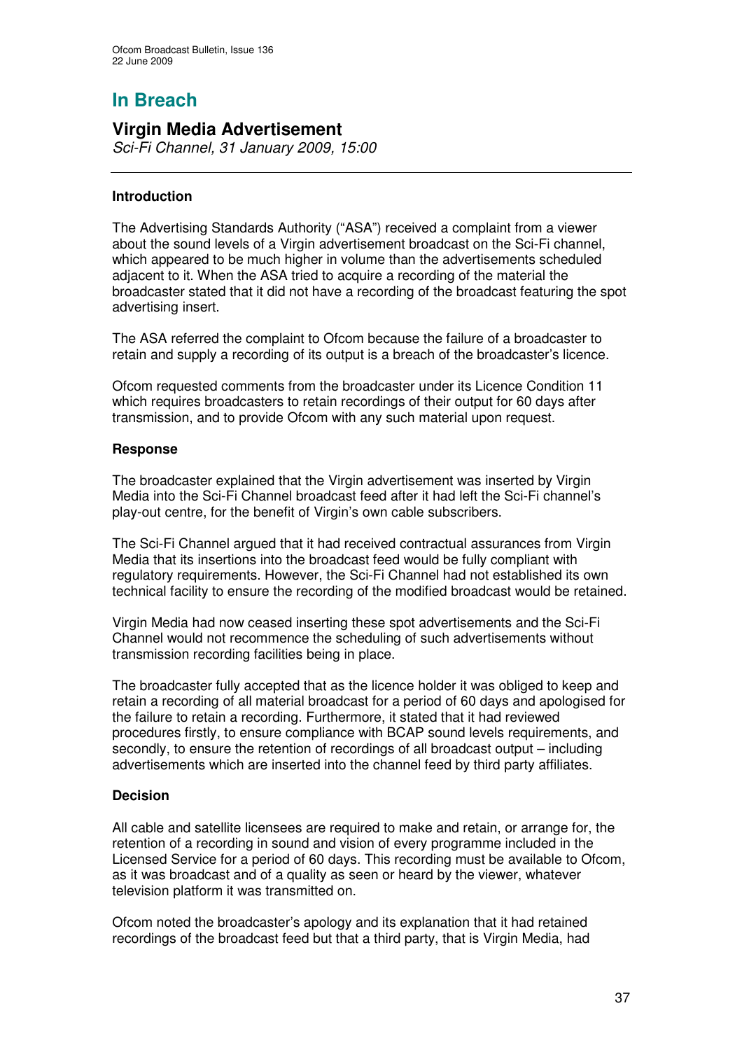# In Breach

## Virgin Media Advertisement

*Sci-Fi Channel, 31 January 2009, 15:00*

### Introduction

The Advertising Standards Authority ("ASA") received a complaint from a viewer about the sound levels of a Virgin advertisement broadcast on the Sci-Fi channel, which appeared to be much higher in volume than the advertisements scheduled adjacent to it. When the ASA tried to acquire a recording of the material the broadcaster stated that it did not have a recording of the broadcast featuring the spot advertising insert.

The ASA referred the complaint to Ofcom because the failure of a broadcaster to retain and supply a recording of its output is a breach of the broadcaster's licence.

Ofcom requested comments from the broadcaster under its Licence Condition 11 which requires broadcasters to retain recordings of their output for 60 days after transmission, and to provide Ofcom with any such material upon request.

### Response

The broadcaster explained that the Virgin advertisement was inserted by Virgin Media into the Sci-Fi Channel broadcast feed after it had left the Sci-Fi channel's play-out centre, for the benefit of Virgin's own cable subscribers.

The Sci-Fi Channel argued that it had received contractual assurances from Virgin Media that its insertions into the broadcast feed would be fully compliant with regulatory requirements. However, the Sci-Fi Channel had not established its own technical facility to ensure the recording of the modified broadcast would be retained.

Virgin Media had now ceased inserting these spot advertisements and the Sci-Fi Channel would not recommence the scheduling of such advertisements without transmission recording facilities being in place.

The broadcaster fully accepted that as the licence holder it was obliged to keep and retain a recording of all material broadcast for a period of 60 days and apologised for the failure to retain a recording. Furthermore, it stated that it had reviewed procedures firstly, to ensure compliance with BCAP sound levels requirements, and secondly, to ensure the retention of recordings of all broadcast output – including advertisements which are inserted into the channel feed by third party affiliates.

### Decision

All cable and satellite licensees are required to make and retain, or arrange for, the retention of a recording in sound and vision of every programme included in the Licensed Service for a period of 60 days. This recording must be available to Ofcom, as it was broadcast and of a quality as seen or heard by the viewer, whatever television platform it was transmitted on.

Ofcom noted the broadcaster's apology and its explanation that it had retained recordings of the broadcast feed but that a third party, that is Virgin Media, had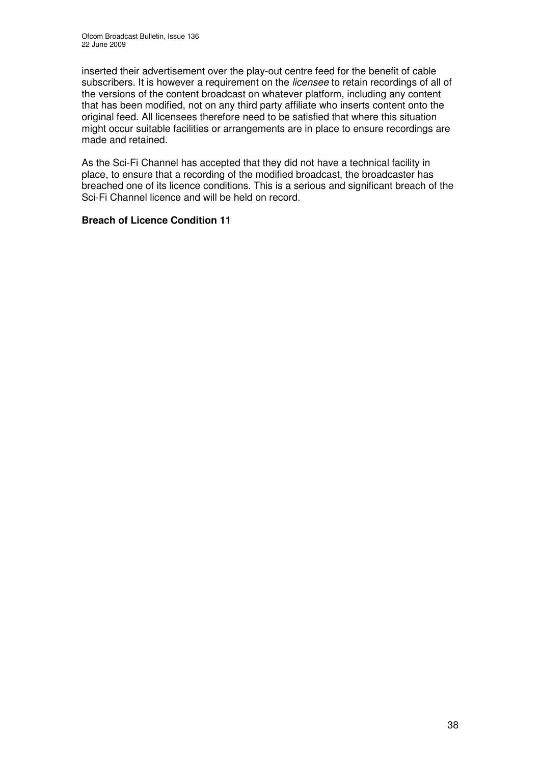inserted their advertisement over the play-out centre feed for the benefit of cable subscribers. It is however a requirement on the *licensee* to retain recordings of all of the versions of the content broadcast on whatever platform, including any content that has been modified, not on any third party affiliate who inserts content onto the original feed. All licensees therefore need to be satisfied that where this situation might occur suitable facilities or arrangements are in place to ensure recordings are made and retained.

As the Sci-Fi Channel has accepted that they did not have a technical facility in place, to ensure that a recording of the modified broadcast, the broadcaster has breached one of its licence conditions. This is a serious and significant breach of the Sci-Fi Channel licence and will be held on record.

**Breach of Licence Condition 11**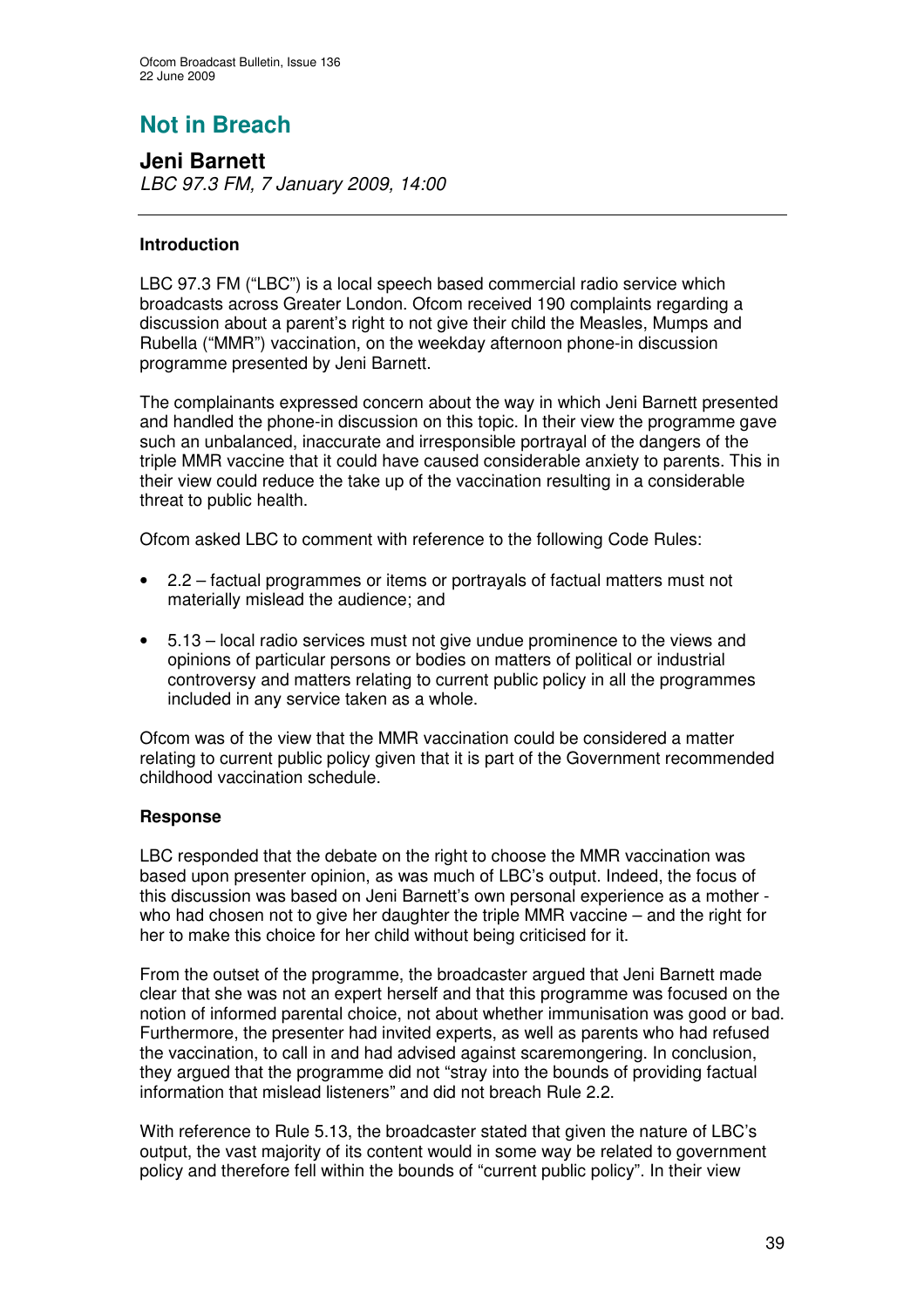## Not in Breach

### Jeni Barnett

*LBC 97.3 FM, 7 January 2009, 14:00*

---

**Introduction**

LBC 97.3 FM ("LBC") is a local speech based commercial radio service which broadcasts across Greater London. Ofcom received 190 complaints regarding a discussion about a parent's right to not give their child the Measles, Mumps and Rubella ("MMR") vaccination, on the weekday afternoon phone-in discussion programme presented by Jeni Barnett.

The complainants expressed concern about the way in which Jeni Barnett presented and handled the phone-in discussion on this topic. In their view the programme gave such an unbalanced, inaccurate and irresponsible portrayal of the dangers of the triple MMR vaccine that it could have caused considerable anxiety to parents. This in their view could reduce the take up of the vaccination resulting in a considerable threat to public health.

Ofcom asked LBC to comment with reference to the following Code Rules:

- 2.2 – factual programmes or items or portrayals of factual matters must not materially mislead the audience; and
- 5.13 – local radio services must not give undue prominence to the views and opinions of particular persons or bodies on matters of political or industrial controversy and matters relating to current public policy in all the programmes included in any service taken as a whole.

Ofcom was of the view that the MMR vaccination could be considered a matter relating to current public policy given that it is part of the Government recommended childhood vaccination schedule.

**Response**

LBC responded that the debate on the right to choose the MMR vaccination was based upon presenter opinion, as was much of LBC's output. Indeed, the focus of this discussion was based on Jeni Barnett's own personal experience as a mother - who had chosen not to give her daughter the triple MMR vaccine – and the right for her to make this choice for her child without being criticised for it.

From the outset of the programme, the broadcaster argued that Jeni Barnett made clear that she was not an expert herself and that this programme was focused on the notion of informed parental choice, not about whether immunisation was good or bad. Furthermore, the presenter had invited experts, as well as parents who had refused the vaccination, to call in and had advised against scaremongering. In conclusion, they argued that the programme did not "stray into the bounds of providing factual information that mislead listeners" and did not breach Rule 2.2.

With reference to Rule 5.13, the broadcaster stated that given the nature of LBC's output, the vast majority of its content would in some way be related to government policy and therefore fell within the bounds of "current public policy". In their view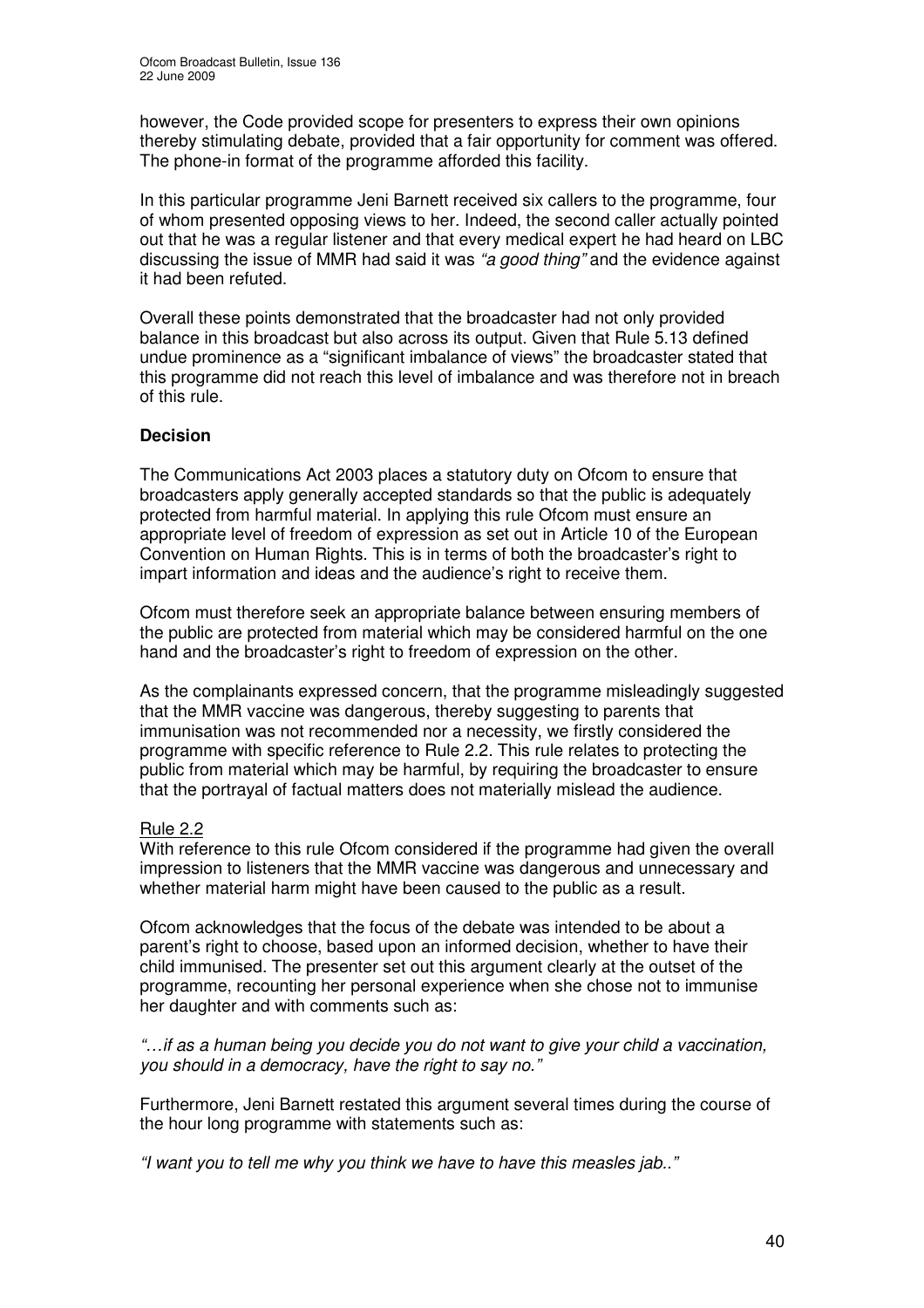however, the Code provided scope for presenters to express their own opinions thereby stimulating debate, provided that a fair opportunity for comment was offered. The phone-in format of the programme afforded this facility.

In this particular programme Jeni Barnett received six callers to the programme, four of whom presented opposing views to her. Indeed, the second caller actually pointed out that he was a regular listener and that every medical expert he had heard on LBC discussing the issue of MMR had said it was *"a good thing"* and the evidence against it had been refuted.

Overall these points demonstrated that the broadcaster had not only provided balance in this broadcast but also across its output. Given that Rule 5.13 defined undue prominence as a "significant imbalance of views" the broadcaster stated that this programme did not reach this level of imbalance and was therefore not in breach of this rule.

**Decision**

The Communications Act 2003 places a statutory duty on Ofcom to ensure that broadcasters apply generally accepted standards so that the public is adequately protected from harmful material. In applying this rule Ofcom must ensure an appropriate level of freedom of expression as set out in Article 10 of the European Convention on Human Rights. This is in terms of both the broadcaster's right to impart information and ideas and the audience's right to receive them.

Ofcom must therefore seek an appropriate balance between ensuring members of the public are protected from material which may be considered harmful on the one hand and the broadcaster's right to freedom of expression on the other.

As the complainants expressed concern, that the programme misleadingly suggested that the MMR vaccine was dangerous, thereby suggesting to parents that immunisation was not recommended nor a necessity, we firstly considered the programme with specific reference to Rule 2.2. This rule relates to protecting the public from material which may be harmful, by requiring the broadcaster to ensure that the portrayal of factual matters does not materially mislead the audience.

Rule 2.2

With reference to this rule Ofcom considered if the programme had given the overall impression to listeners that the MMR vaccine was dangerous and unnecessary and whether material harm might have been caused to the public as a result.

Ofcom acknowledges that the focus of the debate was intended to be about a parent's right to choose, based upon an informed decision, whether to have their child immunised. The presenter set out this argument clearly at the outset of the programme, recounting her personal experience when she chose not to immunise her daughter and with comments such as:

*"…if as a human being you decide you do not want to give your child a vaccination, you should in a democracy, have the right to say no."*

Furthermore, Jeni Barnett restated this argument several times during the course of the hour long programme with statements such as:

*"I want you to tell me why you think we have to have this measles jab.."*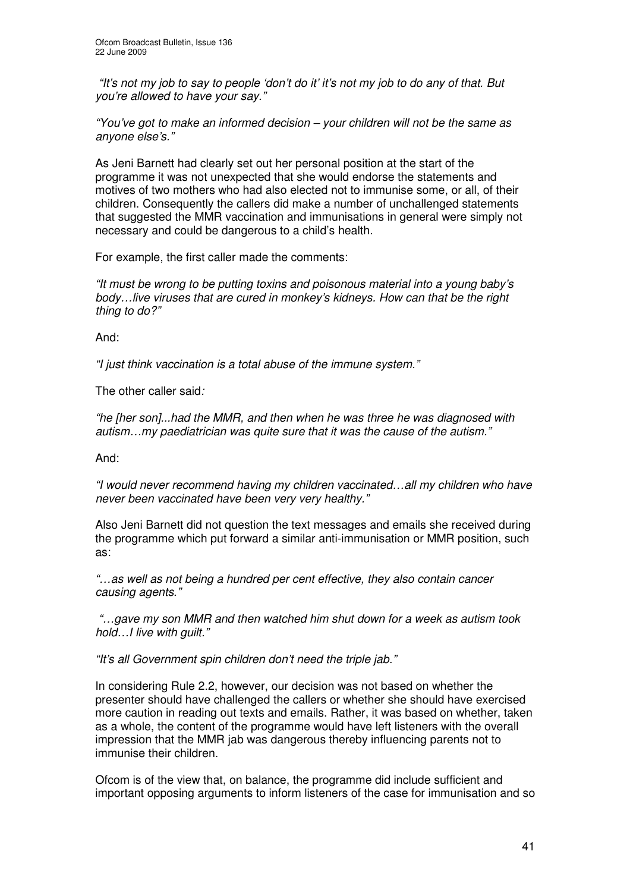*"It's not my job to say to people 'don't do it' it's not my job to do any of that. But you're allowed to have your say."*

*"You've got to make an informed decision – your children will not be the same as anyone else's."*

As Jeni Barnett had clearly set out her personal position at the start of the programme it was not unexpected that she would endorse the statements and motives of two mothers who had also elected not to immunise some, or all, of their children. Consequently the callers did make a number of unchallenged statements that suggested the MMR vaccination and immunisations in general were simply not necessary and could be dangerous to a child's health.

For example, the first caller made the comments:

*"It must be wrong to be putting toxins and poisonous material into a young baby's body…live viruses that are cured in monkey's kidneys. How can that be the right thing to do?"*

And:

*"I just think vaccination is a total abuse of the immune system."*

The other caller said*:*

*"he [her son]...had the MMR, and then when he was three he was diagnosed with autism…my paediatrician was quite sure that it was the cause of the autism."*

And:

*"I would never recommend having my children vaccinated…all my children who have never been vaccinated have been very very healthy."*

Also Jeni Barnett did not question the text messages and emails she received during the programme which put forward a similar anti-immunisation or MMR position, such as:

*"…as well as not being a hundred per cent effective, they also contain cancer causing agents."*

*"…gave my son MMR and then watched him shut down for a week as autism took hold…I live with guilt."*

*"It's all Government spin children don't need the triple jab."*

In considering Rule 2.2, however, our decision was not based on whether the presenter should have challenged the callers or whether she should have exercised more caution in reading out texts and emails. Rather, it was based on whether, taken as a whole, the content of the programme would have left listeners with the overall impression that the MMR jab was dangerous thereby influencing parents not to immunise their children.

Ofcom is of the view that, on balance, the programme did include sufficient and important opposing arguments to inform listeners of the case for immunisation and so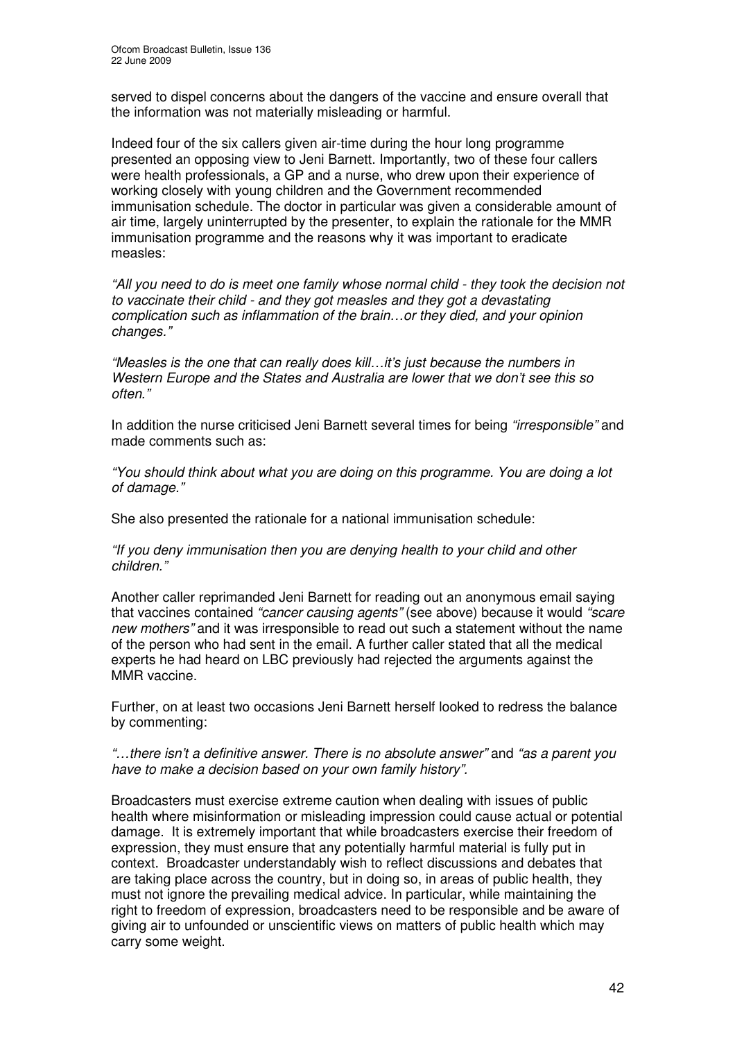served to dispel concerns about the dangers of the vaccine and ensure overall that the information was not materially misleading or harmful.

Indeed four of the six callers given air-time during the hour long programme presented an opposing view to Jeni Barnett. Importantly, two of these four callers were health professionals, a GP and a nurse, who drew upon their experience of working closely with young children and the Government recommended immunisation schedule. The doctor in particular was given a considerable amount of air time, largely uninterrupted by the presenter, to explain the rationale for the MMR immunisation programme and the reasons why it was important to eradicate measles:

*"All you need to do is meet one family whose normal child - they took the decision not to vaccinate their child - and they got measles and they got a devastating complication such as inflammation of the brain…or they died, and your opinion changes."*

*"Measles is the one that can really does kill…it's just because the numbers in Western Europe and the States and Australia are lower that we don't see this so often."*

In addition the nurse criticised Jeni Barnett several times for being *"irresponsible"* and made comments such as:

*"You should think about what you are doing on this programme. You are doing a lot of damage."*

She also presented the rationale for a national immunisation schedule:

*"If you deny immunisation then you are denying health to your child and other children."*

Another caller reprimanded Jeni Barnett for reading out an anonymous email saying that vaccines contained *"cancer causing agents"* (see above) because it would *"scare new mothers"* and it was irresponsible to read out such a statement without the name of the person who had sent in the email. A further caller stated that all the medical experts he had heard on LBC previously had rejected the arguments against the MMR vaccine.

Further, on at least two occasions Jeni Barnett herself looked to redress the balance by commenting:

*"…there isn't a definitive answer. There is no absolute answer"* and *"as a parent you have to make a decision based on your own family history".*

Broadcasters must exercise extreme caution when dealing with issues of public health where misinformation or misleading impression could cause actual or potential damage. It is extremely important that while broadcasters exercise their freedom of expression, they must ensure that any potentially harmful material is fully put in context. Broadcaster understandably wish to reflect discussions and debates that are taking place across the country, but in doing so, in areas of public health, they must not ignore the prevailing medical advice. In particular, while maintaining the right to freedom of expression, broadcasters need to be responsible and be aware of giving air to unfounded or unscientific views on matters of public health which may carry some weight.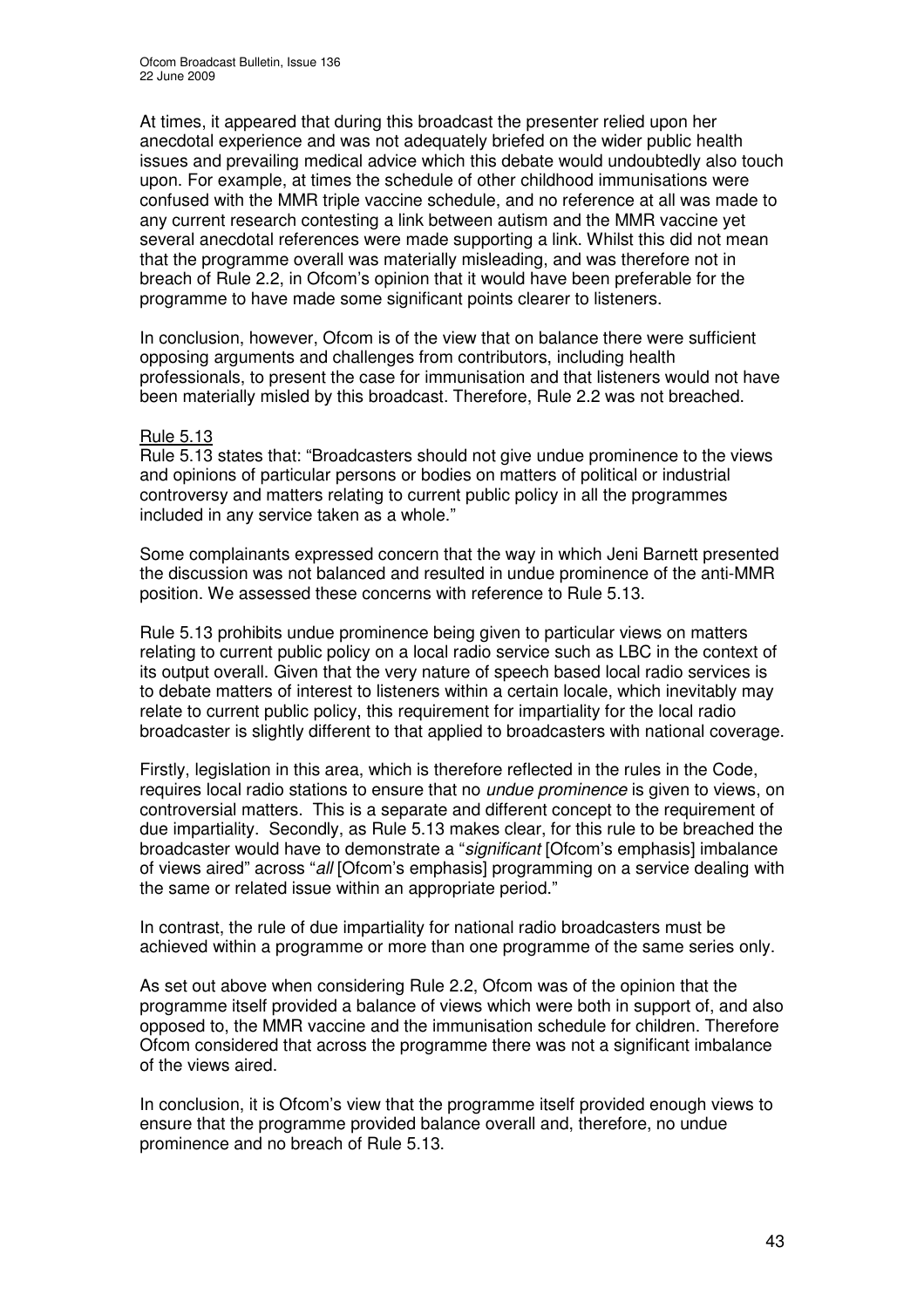At times, it appeared that during this broadcast the presenter relied upon her anecdotal experience and was not adequately briefed on the wider public health issues and prevailing medical advice which this debate would undoubtedly also touch upon. For example, at times the schedule of other childhood immunisations were confused with the MMR triple vaccine schedule, and no reference at all was made to any current research contesting a link between autism and the MMR vaccine yet several anecdotal references were made supporting a link. Whilst this did not mean that the programme overall was materially misleading, and was therefore not in breach of Rule 2.2, in Ofcom's opinion that it would have been preferable for the programme to have made some significant points clearer to listeners.

In conclusion, however, Ofcom is of the view that on balance there were sufficient opposing arguments and challenges from contributors, including health professionals, to present the case for immunisation and that listeners would not have been materially misled by this broadcast. Therefore, Rule 2.2 was not breached.

<u>Rule 5.13</u>

Rule 5.13 states that: "Broadcasters should not give undue prominence to the views and opinions of particular persons or bodies on matters of political or industrial controversy and matters relating to current public policy in all the programmes included in any service taken as a whole."

Some complainants expressed concern that the way in which Jeni Barnett presented the discussion was not balanced and resulted in undue prominence of the anti-MMR position. We assessed these concerns with reference to Rule 5.13.

Rule 5.13 prohibits undue prominence being given to particular views on matters relating to current public policy on a local radio service such as LBC in the context of its output overall. Given that the very nature of speech based local radio services is to debate matters of interest to listeners within a certain locale, which inevitably may relate to current public policy, this requirement for impartiality for the local radio broadcaster is slightly different to that applied to broadcasters with national coverage.

Firstly, legislation in this area, which is therefore reflected in the rules in the Code, requires local radio stations to ensure that no *undue prominence* is given to views, on controversial matters. This is a separate and different concept to the requirement of due impartiality. Secondly, as Rule 5.13 makes clear, for this rule to be breached the broadcaster would have to demonstrate a "*significant* [Ofcom's emphasis] imbalance of views aired" across "*all* [Ofcom's emphasis] programming on a service dealing with the same or related issue within an appropriate period."

In contrast, the rule of due impartiality for national radio broadcasters must be achieved within a programme or more than one programme of the same series only.

As set out above when considering Rule 2.2, Ofcom was of the opinion that the programme itself provided a balance of views which were both in support of, and also opposed to, the MMR vaccine and the immunisation schedule for children. Therefore Ofcom considered that across the programme there was not a significant imbalance of the views aired.

In conclusion, it is Ofcom's view that the programme itself provided enough views to ensure that the programme provided balance overall and, therefore, no undue prominence and no breach of Rule 5.13.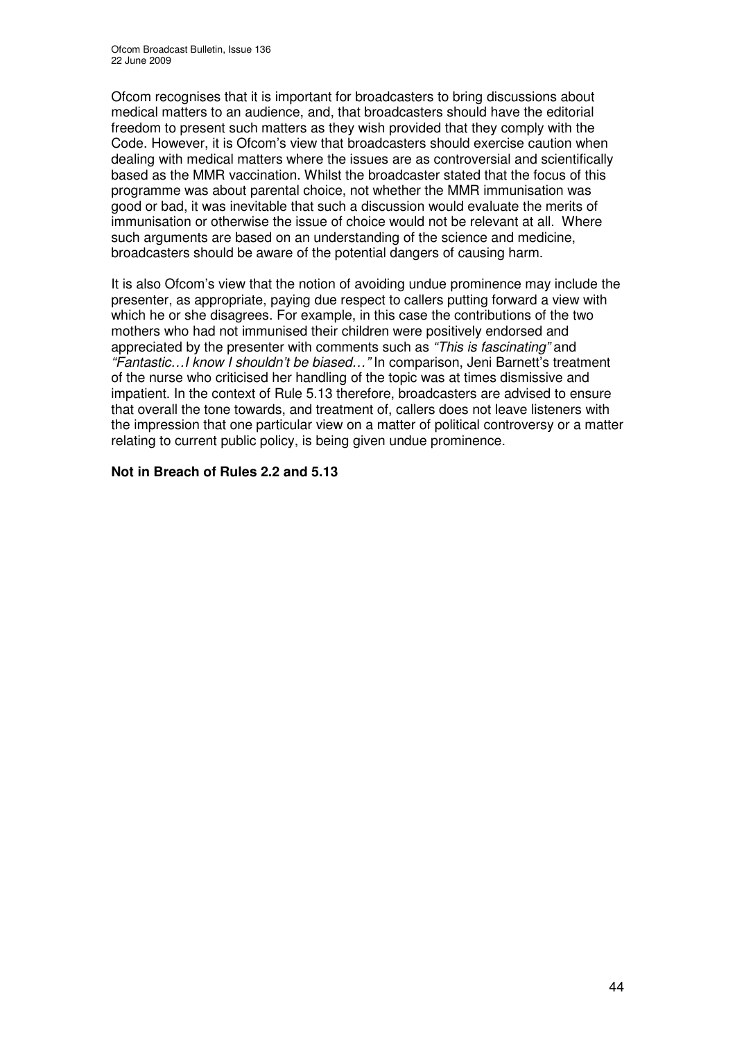Ofcom recognises that it is important for broadcasters to bring discussions about medical matters to an audience, and, that broadcasters should have the editorial freedom to present such matters as they wish provided that they comply with the Code. However, it is Ofcom's view that broadcasters should exercise caution when dealing with medical matters where the issues are as controversial and scientifically based as the MMR vaccination. Whilst the broadcaster stated that the focus of this programme was about parental choice, not whether the MMR immunisation was good or bad, it was inevitable that such a discussion would evaluate the merits of immunisation or otherwise the issue of choice would not be relevant at all. Where such arguments are based on an understanding of the science and medicine, broadcasters should be aware of the potential dangers of causing harm.

It is also Ofcom's view that the notion of avoiding undue prominence may include the presenter, as appropriate, paying due respect to callers putting forward a view with which he or she disagrees. For example, in this case the contributions of the two mothers who had not immunised their children were positively endorsed and appreciated by the presenter with comments such as *"This is fascinating"* and *"Fantastic…I know I shouldn't be biased…"* In comparison, Jeni Barnett's treatment of the nurse who criticised her handling of the topic was at times dismissive and impatient. In the context of Rule 5.13 therefore, broadcasters are advised to ensure that overall the tone towards, and treatment of, callers does not leave listeners with the impression that one particular view on a matter of political controversy or a matter relating to current public policy, is being given undue prominence.

**Not in Breach of Rules 2.2 and 5.13**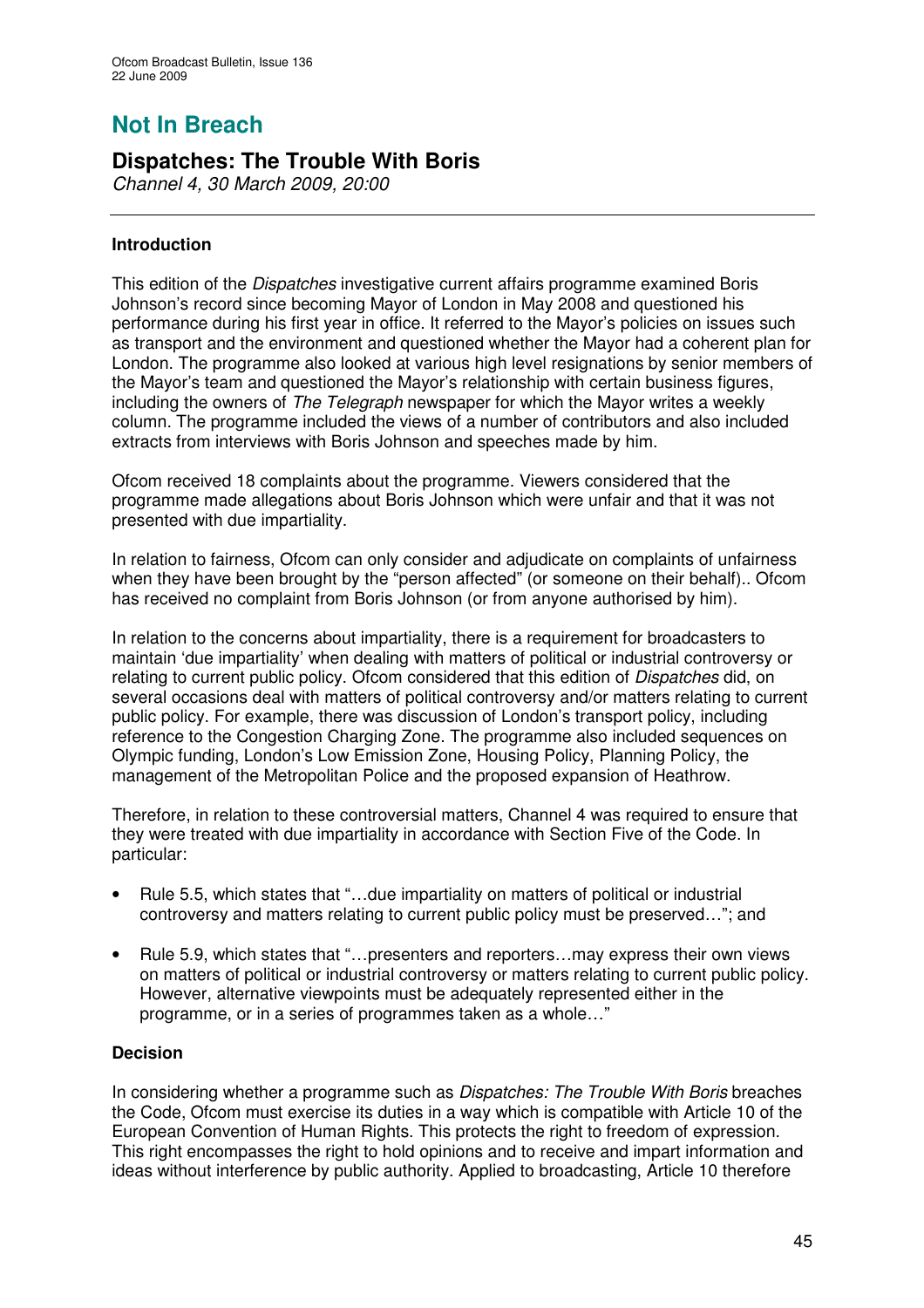# Not In Breach

## Dispatches: The Trouble With Boris

*Channel 4, 30 March 2009, 20:00*

---

### Introduction

This edition of the *Dispatches* investigative current affairs programme examined Boris Johnson's record since becoming Mayor of London in May 2008 and questioned his performance during his first year in office. It referred to the Mayor's policies on issues such as transport and the environment and questioned whether the Mayor had a coherent plan for London. The programme also looked at various high level resignations by senior members of the Mayor's team and questioned the Mayor's relationship with certain business figures, including the owners of *The Telegraph* newspaper for which the Mayor writes a weekly column. The programme included the views of a number of contributors and also included extracts from interviews with Boris Johnson and speeches made by him.

Ofcom received 18 complaints about the programme. Viewers considered that the programme made allegations about Boris Johnson which were unfair and that it was not presented with due impartiality.

In relation to fairness, Ofcom can only consider and adjudicate on complaints of unfairness when they have been brought by the "person affected" (or someone on their behalf).. Ofcom has received no complaint from Boris Johnson (or from anyone authorised by him).

In relation to the concerns about impartiality, there is a requirement for broadcasters to maintain 'due impartiality' when dealing with matters of political or industrial controversy or relating to current public policy. Ofcom considered that this edition of *Dispatches* did, on several occasions deal with matters of political controversy and/or matters relating to current public policy. For example, there was discussion of London's transport policy, including reference to the Congestion Charging Zone. The programme also included sequences on Olympic funding, London's Low Emission Zone, Housing Policy, Planning Policy, the management of the Metropolitan Police and the proposed expansion of Heathrow.

Therefore, in relation to these controversial matters, Channel 4 was required to ensure that they were treated with due impartiality in accordance with Section Five of the Code. In particular:

- Rule 5.5, which states that "…due impartiality on matters of political or industrial controversy and matters relating to current public policy must be preserved…"; and
- Rule 5.9, which states that "…presenters and reporters…may express their own views on matters of political or industrial controversy or matters relating to current public policy. However, alternative viewpoints must be adequately represented either in the programme, or in a series of programmes taken as a whole…"

### Decision

In considering whether a programme such as *Dispatches: The Trouble With Boris* breaches the Code, Ofcom must exercise its duties in a way which is compatible with Article 10 of the European Convention of Human Rights. This protects the right to freedom of expression. This right encompasses the right to hold opinions and to receive and impart information and ideas without interference by public authority. Applied to broadcasting, Article 10 therefore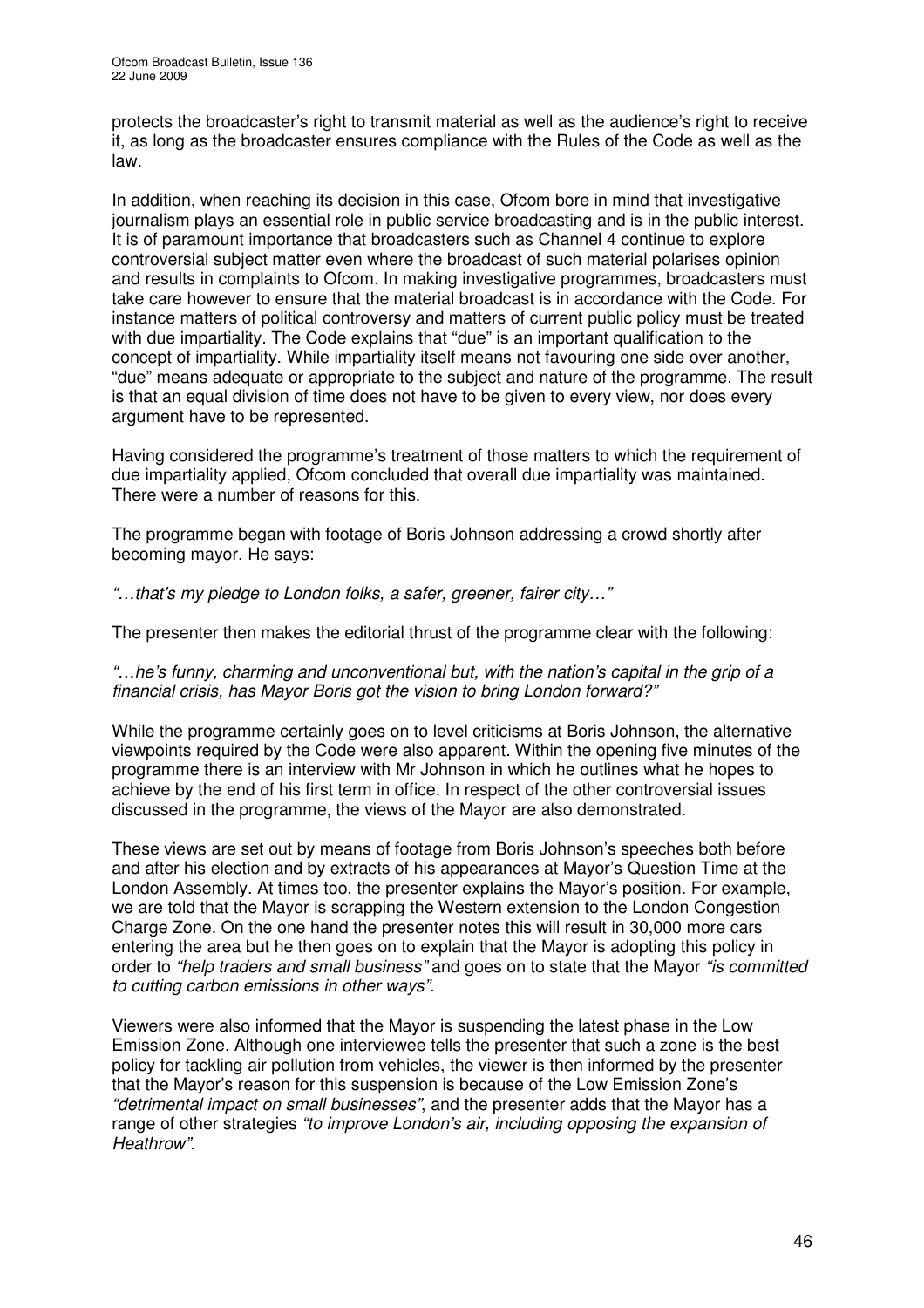protects the broadcaster's right to transmit material as well as the audience's right to receive it, as long as the broadcaster ensures compliance with the Rules of the Code as well as the law.

In addition, when reaching its decision in this case, Ofcom bore in mind that investigative journalism plays an essential role in public service broadcasting and is in the public interest. It is of paramount importance that broadcasters such as Channel 4 continue to explore controversial subject matter even where the broadcast of such material polarises opinion and results in complaints to Ofcom. In making investigative programmes, broadcasters must take care however to ensure that the material broadcast is in accordance with the Code. For instance matters of political controversy and matters of current public policy must be treated with due impartiality. The Code explains that "due" is an important qualification to the concept of impartiality. While impartiality itself means not favouring one side over another, "due" means adequate or appropriate to the subject and nature of the programme. The result is that an equal division of time does not have to be given to every view, nor does every argument have to be represented.

Having considered the programme's treatment of those matters to which the requirement of due impartiality applied, Ofcom concluded that overall due impartiality was maintained. There were a number of reasons for this.

The programme began with footage of Boris Johnson addressing a crowd shortly after becoming mayor. He says:

*"…that's my pledge to London folks, a safer, greener, fairer city…"*

The presenter then makes the editorial thrust of the programme clear with the following:

*"…he's funny, charming and unconventional but, with the nation's capital in the grip of a financial crisis, has Mayor Boris got the vision to bring London forward?"*

While the programme certainly goes on to level criticisms at Boris Johnson, the alternative viewpoints required by the Code were also apparent. Within the opening five minutes of the programme there is an interview with Mr Johnson in which he outlines what he hopes to achieve by the end of his first term in office. In respect of the other controversial issues discussed in the programme, the views of the Mayor are also demonstrated.

These views are set out by means of footage from Boris Johnson's speeches both before and after his election and by extracts of his appearances at Mayor's Question Time at the London Assembly. At times too, the presenter explains the Mayor's position. For example, we are told that the Mayor is scrapping the Western extension to the London Congestion Charge Zone. On the one hand the presenter notes this will result in 30,000 more cars entering the area but he then goes on to explain that the Mayor is adopting this policy in order to *"help traders and small business"* and goes on to state that the Mayor *"is committed to cutting carbon emissions in other ways".*

Viewers were also informed that the Mayor is suspending the latest phase in the Low Emission Zone. Although one interviewee tells the presenter that such a zone is the best policy for tackling air pollution from vehicles, the viewer is then informed by the presenter that the Mayor's reason for this suspension is because of the Low Emission Zone's *"detrimental impact on small businesses"*, and the presenter adds that the Mayor has a range of other strategies *"to improve London's air, including opposing the expansion of Heathrow".*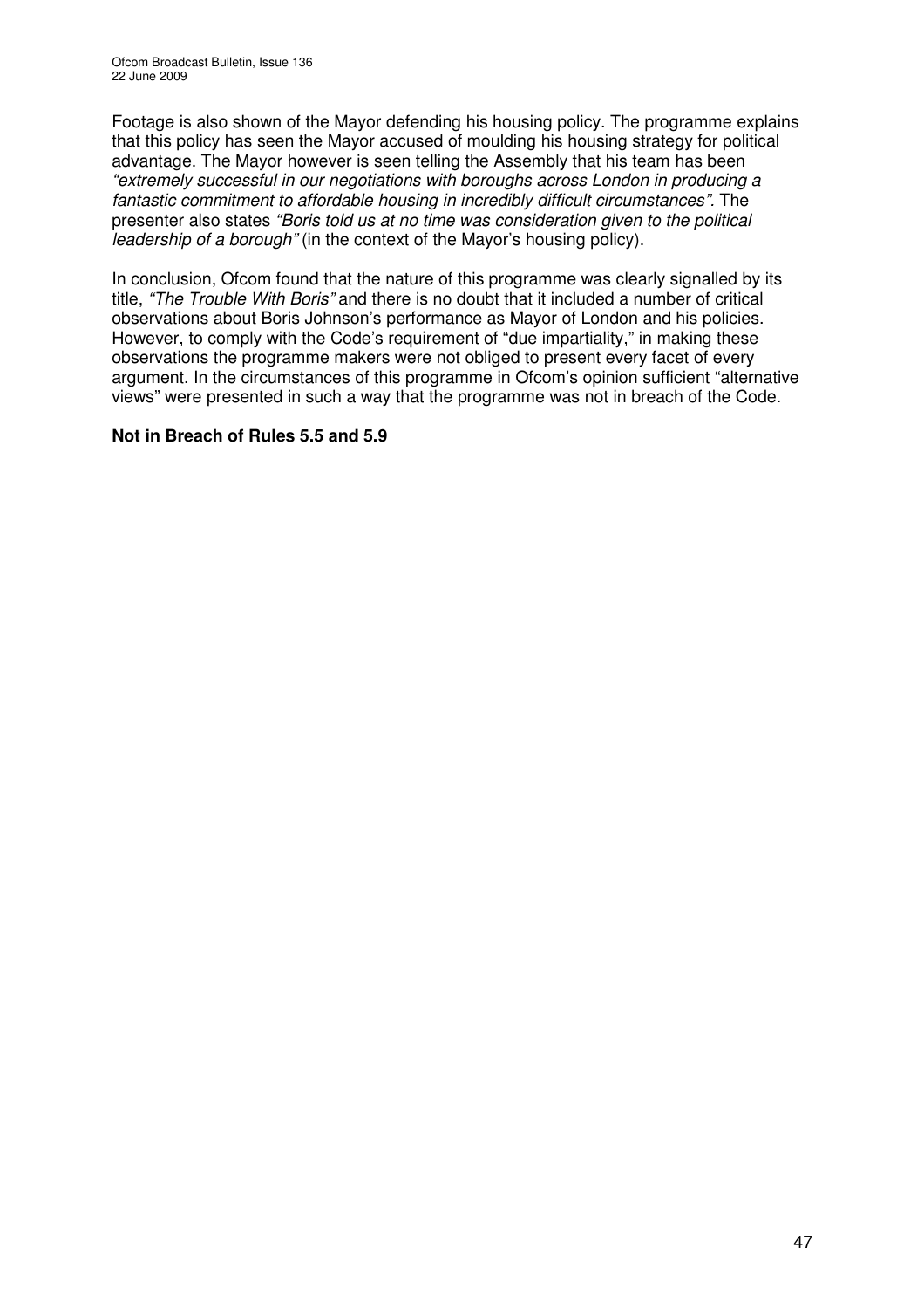Footage is also shown of the Mayor defending his housing policy. The programme explains that this policy has seen the Mayor accused of moulding his housing strategy for political advantage. The Mayor however is seen telling the Assembly that his team has been *"extremely successful in our negotiations with boroughs across London in producing a fantastic commitment to affordable housing in incredibly difficult circumstances".* The presenter also states *"Boris told us at no time was consideration given to the political leadership of a borough"* (in the context of the Mayor's housing policy).

In conclusion, Ofcom found that the nature of this programme was clearly signalled by its title, *"The Trouble With Boris"* and there is no doubt that it included a number of critical observations about Boris Johnson's performance as Mayor of London and his policies. However, to comply with the Code's requirement of "due impartiality," in making these observations the programme makers were not obliged to present every facet of every argument. In the circumstances of this programme in Ofcom's opinion sufficient "alternative views" were presented in such a way that the programme was not in breach of the Code.

**Not in Breach of Rules 5.5 and 5.9**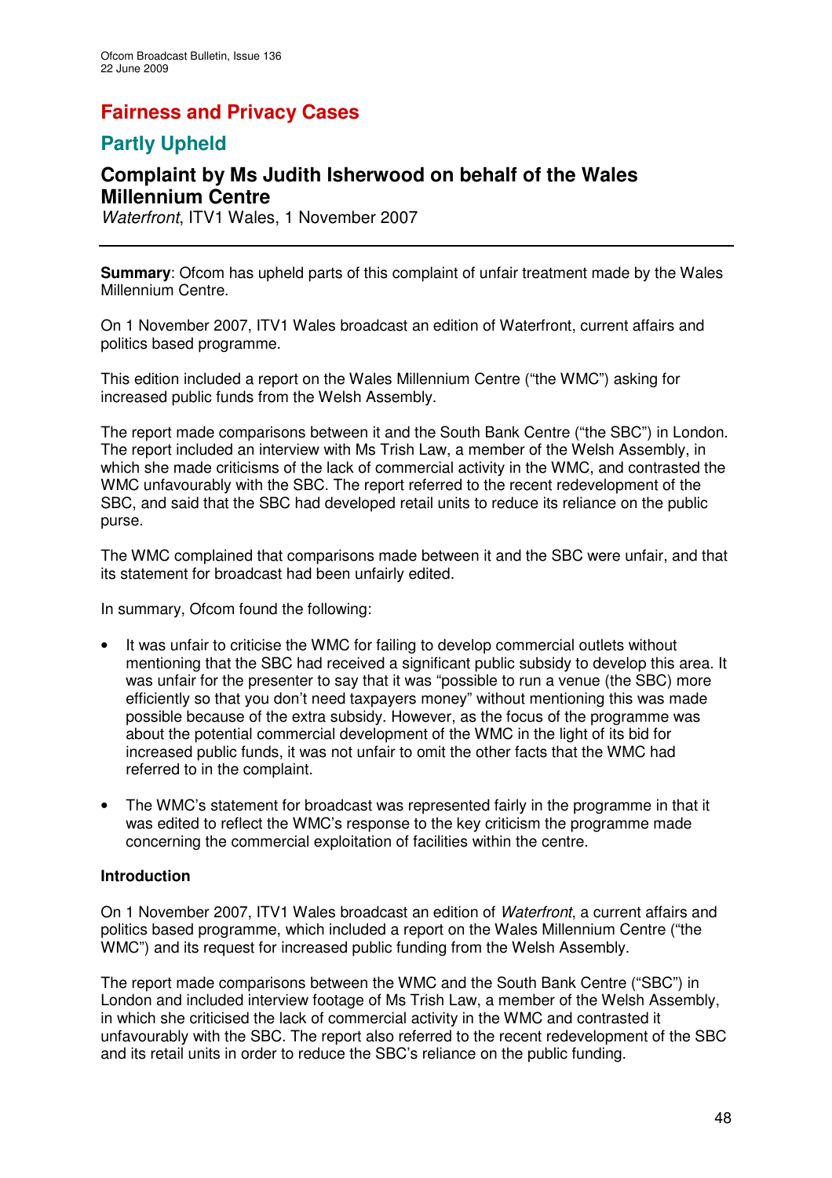# Fairness and Privacy Cases

## Partly Upheld

### Complaint by Ms Judith Isherwood on behalf of the Wales Millennium Centre

*Waterfront*, ITV1 Wales, 1 November 2007

---

**Summary**: Ofcom has upheld parts of this complaint of unfair treatment made by the Wales Millennium Centre.

On 1 November 2007, ITV1 Wales broadcast an edition of Waterfront, current affairs and politics based programme.

This edition included a report on the Wales Millennium Centre ("the WMC") asking for increased public funds from the Welsh Assembly.

The report made comparisons between it and the South Bank Centre ("the SBC") in London. The report included an interview with Ms Trish Law, a member of the Welsh Assembly, in which she made criticisms of the lack of commercial activity in the WMC, and contrasted the WMC unfavourably with the SBC. The report referred to the recent redevelopment of the SBC, and said that the SBC had developed retail units to reduce its reliance on the public purse.

The WMC complained that comparisons made between it and the SBC were unfair, and that its statement for broadcast had been unfairly edited.

In summary, Ofcom found the following:

- It was unfair to criticise the WMC for failing to develop commercial outlets without mentioning that the SBC had received a significant public subsidy to develop this area. It was unfair for the presenter to say that it was "possible to run a venue (the SBC) more efficiently so that you don't need taxpayers money" without mentioning this was made possible because of the extra subsidy. However, as the focus of the programme was about the potential commercial development of the WMC in the light of its bid for increased public funds, it was not unfair to omit the other facts that the WMC had referred to in the complaint.

- The WMC's statement for broadcast was represented fairly in the programme in that it was edited to reflect the WMC's response to the key criticism the programme made concerning the commercial exploitation of facilities within the centre.

**Introduction**

On 1 November 2007, ITV1 Wales broadcast an edition of *Waterfront*, a current affairs and politics based programme, which included a report on the Wales Millennium Centre ("the WMC") and its request for increased public funding from the Welsh Assembly.

The report made comparisons between the WMC and the South Bank Centre ("SBC") in London and included interview footage of Ms Trish Law, a member of the Welsh Assembly, in which she criticised the lack of commercial activity in the WMC and contrasted it unfavourably with the SBC. The report also referred to the recent redevelopment of the SBC and its retail units in order to reduce the SBC's reliance on the public funding.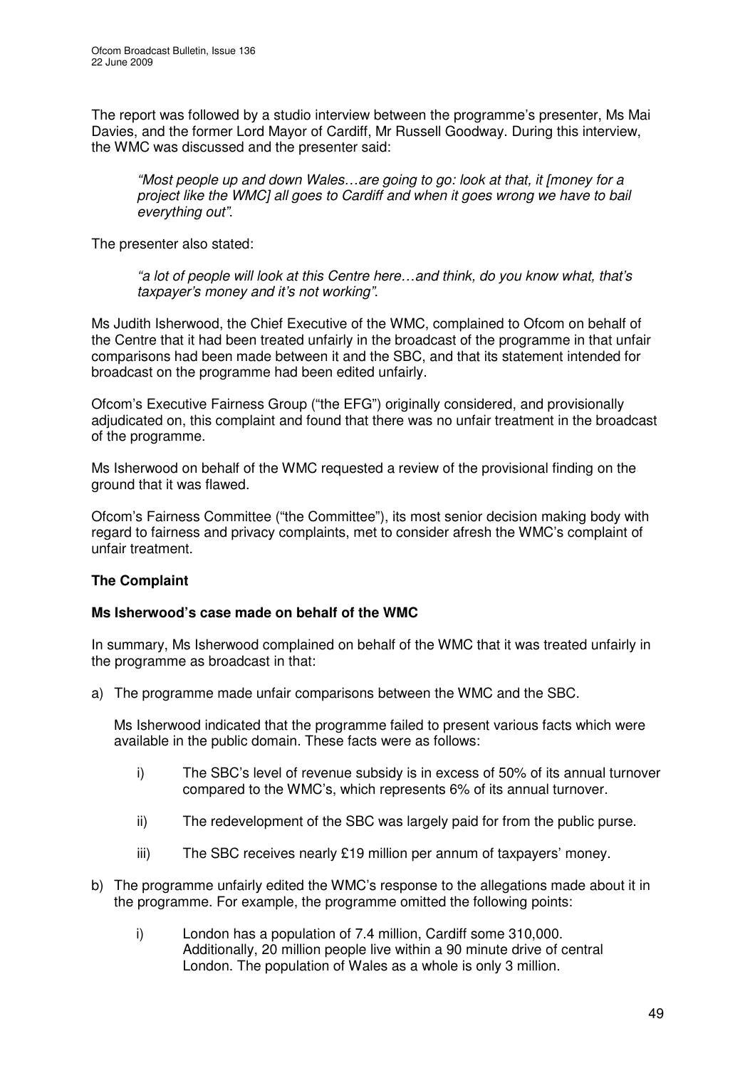The report was followed by a studio interview between the programme's presenter, Ms Mai Davies, and the former Lord Mayor of Cardiff, Mr Russell Goodway. During this interview, the WMC was discussed and the presenter said:

> *"Most people up and down Wales…are going to go: look at that, it [money for a project like the WMC] all goes to Cardiff and when it goes wrong we have to bail everything out".*

The presenter also stated:

> *"a lot of people will look at this Centre here…and think, do you know what, that's taxpayer's money and it's not working".*

Ms Judith Isherwood, the Chief Executive of the WMC, complained to Ofcom on behalf of the Centre that it had been treated unfairly in the broadcast of the programme in that unfair comparisons had been made between it and the SBC, and that its statement intended for broadcast on the programme had been edited unfairly.

Ofcom's Executive Fairness Group ("the EFG") originally considered, and provisionally adjudicated on, this complaint and found that there was no unfair treatment in the broadcast of the programme.

Ms Isherwood on behalf of the WMC requested a review of the provisional finding on the ground that it was flawed.

Ofcom's Fairness Committee ("the Committee"), its most senior decision making body with regard to fairness and privacy complaints, met to consider afresh the WMC's complaint of unfair treatment.

**The Complaint**

**Ms Isherwood's case made on behalf of the WMC**

In summary, Ms Isherwood complained on behalf of the WMC that it was treated unfairly in the programme as broadcast in that:

a) The programme made unfair comparisons between the WMC and the SBC.

   Ms Isherwood indicated that the programme failed to present various facts which were available in the public domain. These facts were as follows:

   i) The SBC's level of revenue subsidy is in excess of 50% of its annual turnover compared to the WMC's, which represents 6% of its annual turnover.

   ii) The redevelopment of the SBC was largely paid for from the public purse.

   iii) The SBC receives nearly £19 million per annum of taxpayers' money.

b) The programme unfairly edited the WMC's response to the allegations made about it in the programme. For example, the programme omitted the following points:

   i) London has a population of 7.4 million, Cardiff some 310,000. Additionally, 20 million people live within a 90 minute drive of central London. The population of Wales as a whole is only 3 million.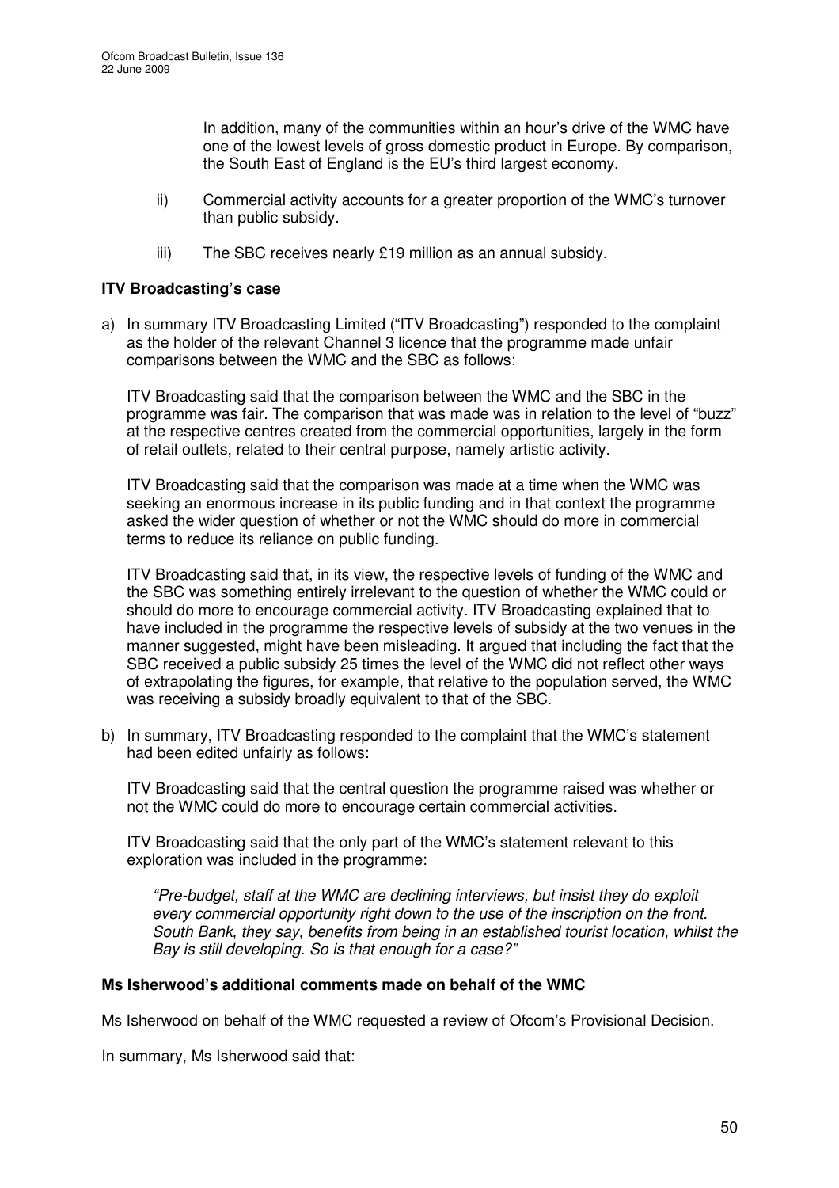In addition, many of the communities within an hour's drive of the WMC have one of the lowest levels of gross domestic product in Europe. By comparison, the South East of England is the EU's third largest economy.

ii) Commercial activity accounts for a greater proportion of the WMC's turnover than public subsidy.

iii) The SBC receives nearly £19 million as an annual subsidy.

**ITV Broadcasting's case**

a) In summary ITV Broadcasting Limited ("ITV Broadcasting") responded to the complaint as the holder of the relevant Channel 3 licence that the programme made unfair comparisons between the WMC and the SBC as follows:

ITV Broadcasting said that the comparison between the WMC and the SBC in the programme was fair. The comparison that was made was in relation to the level of "buzz" at the respective centres created from the commercial opportunities, largely in the form of retail outlets, related to their central purpose, namely artistic activity.

ITV Broadcasting said that the comparison was made at a time when the WMC was seeking an enormous increase in its public funding and in that context the programme asked the wider question of whether or not the WMC should do more in commercial terms to reduce its reliance on public funding.

ITV Broadcasting said that, in its view, the respective levels of funding of the WMC and the SBC was something entirely irrelevant to the question of whether the WMC could or should do more to encourage commercial activity. ITV Broadcasting explained that to have included in the programme the respective levels of subsidy at the two venues in the manner suggested, might have been misleading. It argued that including the fact that the SBC received a public subsidy 25 times the level of the WMC did not reflect other ways of extrapolating the figures, for example, that relative to the population served, the WMC was receiving a subsidy broadly equivalent to that of the SBC.

b) In summary, ITV Broadcasting responded to the complaint that the WMC's statement had been edited unfairly as follows:

ITV Broadcasting said that the central question the programme raised was whether or not the WMC could do more to encourage certain commercial activities.

ITV Broadcasting said that the only part of the WMC's statement relevant to this exploration was included in the programme:

> *"Pre-budget, staff at the WMC are declining interviews, but insist they do exploit every commercial opportunity right down to the use of the inscription on the front. South Bank, they say, benefits from being in an established tourist location, whilst the Bay is still developing. So is that enough for a case?"*

**Ms Isherwood's additional comments made on behalf of the WMC**

Ms Isherwood on behalf of the WMC requested a review of Ofcom's Provisional Decision.

In summary, Ms Isherwood said that: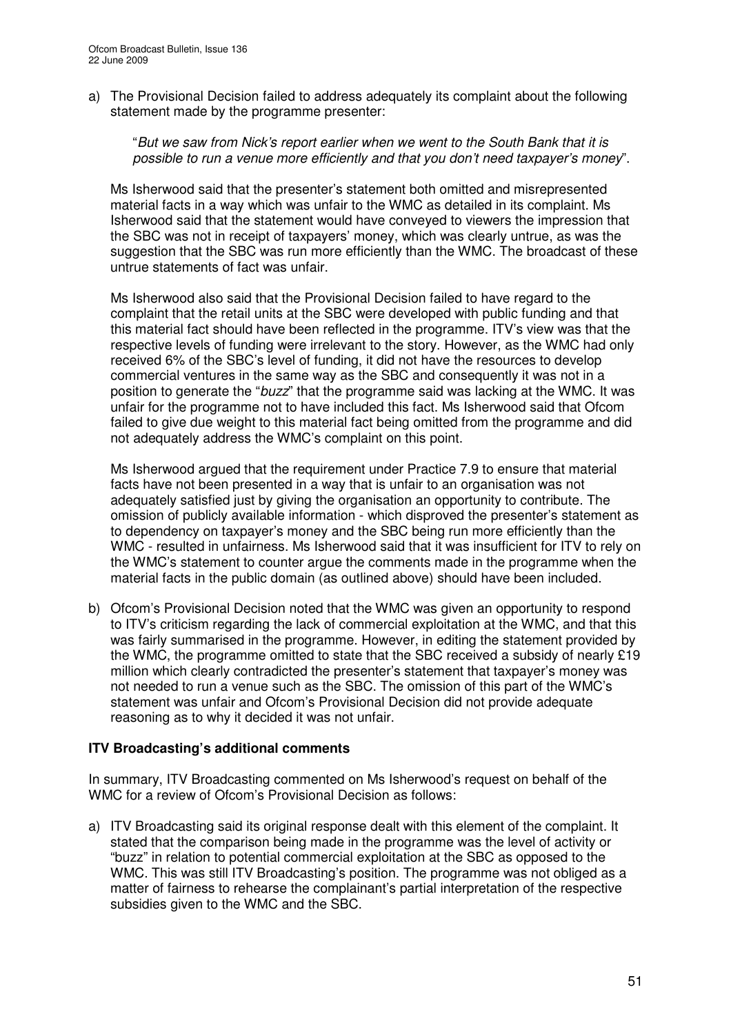a) The Provisional Decision failed to address adequately its complaint about the following statement made by the programme presenter:

> "*But we saw from Nick's report earlier when we went to the South Bank that it is possible to run a venue more efficiently and that you don't need taxpayer's money*".

Ms Isherwood said that the presenter's statement both omitted and misrepresented material facts in a way which was unfair to the WMC as detailed in its complaint. Ms Isherwood said that the statement would have conveyed to viewers the impression that the SBC was not in receipt of taxpayers' money, which was clearly untrue, as was the suggestion that the SBC was run more efficiently than the WMC. The broadcast of these untrue statements of fact was unfair.

Ms Isherwood also said that the Provisional Decision failed to have regard to the complaint that the retail units at the SBC were developed with public funding and that this material fact should have been reflected in the programme. ITV's view was that the respective levels of funding were irrelevant to the story. However, as the WMC had only received 6% of the SBC's level of funding, it did not have the resources to develop commercial ventures in the same way as the SBC and consequently it was not in a position to generate the "*buzz*" that the programme said was lacking at the WMC. It was unfair for the programme not to have included this fact. Ms Isherwood said that Ofcom failed to give due weight to this material fact being omitted from the programme and did not adequately address the WMC's complaint on this point.

Ms Isherwood argued that the requirement under Practice 7.9 to ensure that material facts have not been presented in a way that is unfair to an organisation was not adequately satisfied just by giving the organisation an opportunity to contribute. The omission of publicly available information - which disproved the presenter's statement as to dependency on taxpayer's money and the SBC being run more efficiently than the WMC - resulted in unfairness. Ms Isherwood said that it was insufficient for ITV to rely on the WMC's statement to counter argue the comments made in the programme when the material facts in the public domain (as outlined above) should have been included.

b) Ofcom's Provisional Decision noted that the WMC was given an opportunity to respond to ITV's criticism regarding the lack of commercial exploitation at the WMC, and that this was fairly summarised in the programme. However, in editing the statement provided by the WMC, the programme omitted to state that the SBC received a subsidy of nearly £19 million which clearly contradicted the presenter's statement that taxpayer's money was not needed to run a venue such as the SBC. The omission of this part of the WMC's statement was unfair and Ofcom's Provisional Decision did not provide adequate reasoning as to why it decided it was not unfair.

**ITV Broadcasting's additional comments**

In summary, ITV Broadcasting commented on Ms Isherwood's request on behalf of the WMC for a review of Ofcom's Provisional Decision as follows:

a) ITV Broadcasting said its original response dealt with this element of the complaint. It stated that the comparison being made in the programme was the level of activity or "buzz" in relation to potential commercial exploitation at the SBC as opposed to the WMC. This was still ITV Broadcasting's position. The programme was not obliged as a matter of fairness to rehearse the complainant's partial interpretation of the respective subsidies given to the WMC and the SBC.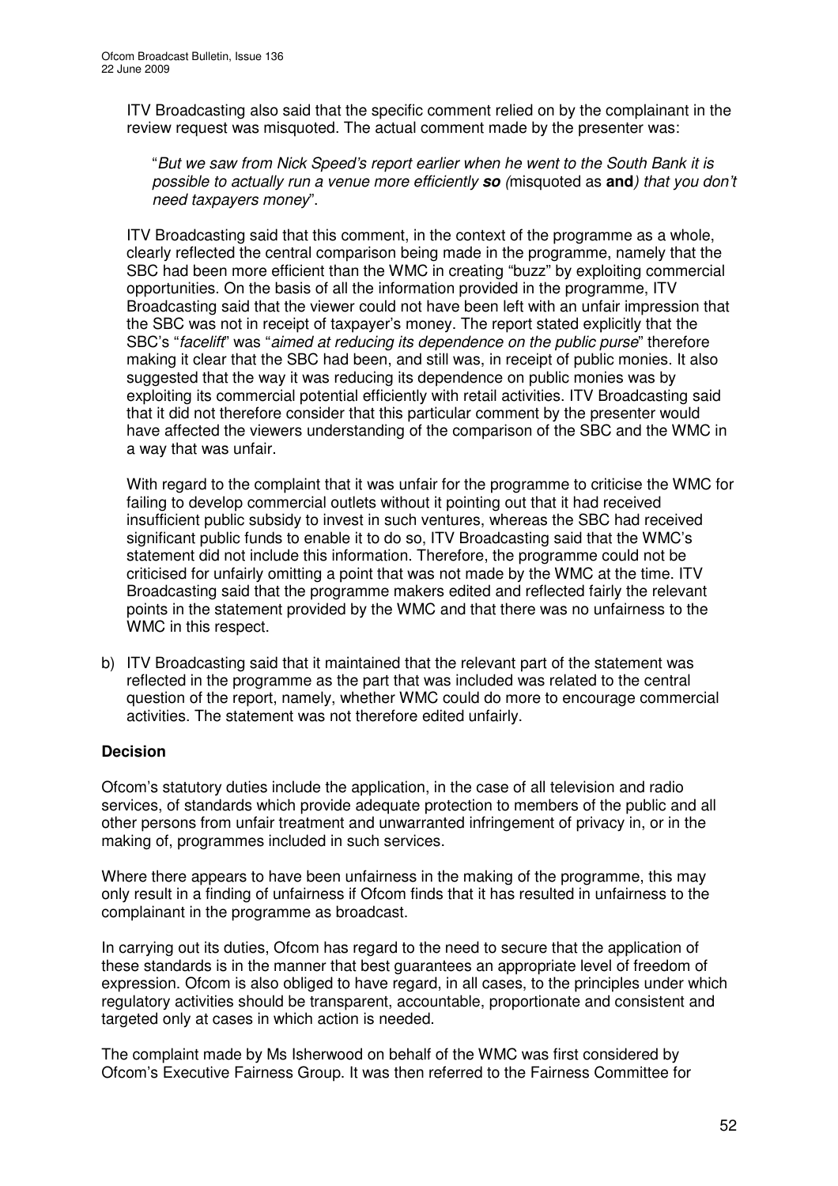ITV Broadcasting also said that the specific comment relied on by the complainant in the review request was misquoted. The actual comment made by the presenter was:

> "*But we saw from Nick Speed's report earlier when he went to the South Bank it is possible to actually run a venue more efficiently **so** (*misquoted as **and***) that you don't need taxpayers money*".

ITV Broadcasting said that this comment, in the context of the programme as a whole, clearly reflected the central comparison being made in the programme, namely that the SBC had been more efficient than the WMC in creating "buzz" by exploiting commercial opportunities. On the basis of all the information provided in the programme, ITV Broadcasting said that the viewer could not have been left with an unfair impression that the SBC was not in receipt of taxpayer's money. The report stated explicitly that the SBC's "*facelift*" was "*aimed at reducing its dependence on the public purse*" therefore making it clear that the SBC had been, and still was, in receipt of public monies. It also suggested that the way it was reducing its dependence on public monies was by exploiting its commercial potential efficiently with retail activities. ITV Broadcasting said that it did not therefore consider that this particular comment by the presenter would have affected the viewers understanding of the comparison of the SBC and the WMC in a way that was unfair.

With regard to the complaint that it was unfair for the programme to criticise the WMC for failing to develop commercial outlets without it pointing out that it had received insufficient public subsidy to invest in such ventures, whereas the SBC had received significant public funds to enable it to do so, ITV Broadcasting said that the WMC's statement did not include this information. Therefore, the programme could not be criticised for unfairly omitting a point that was not made by the WMC at the time. ITV Broadcasting said that the programme makers edited and reflected fairly the relevant points in the statement provided by the WMC and that there was no unfairness to the WMC in this respect.

b) ITV Broadcasting said that it maintained that the relevant part of the statement was reflected in the programme as the part that was included was related to the central question of the report, namely, whether WMC could do more to encourage commercial activities. The statement was not therefore edited unfairly.

**Decision**

Ofcom's statutory duties include the application, in the case of all television and radio services, of standards which provide adequate protection to members of the public and all other persons from unfair treatment and unwarranted infringement of privacy in, or in the making of, programmes included in such services.

Where there appears to have been unfairness in the making of the programme, this may only result in a finding of unfairness if Ofcom finds that it has resulted in unfairness to the complainant in the programme as broadcast.

In carrying out its duties, Ofcom has regard to the need to secure that the application of these standards is in the manner that best guarantees an appropriate level of freedom of expression. Ofcom is also obliged to have regard, in all cases, to the principles under which regulatory activities should be transparent, accountable, proportionate and consistent and targeted only at cases in which action is needed.

The complaint made by Ms Isherwood on behalf of the WMC was first considered by Ofcom's Executive Fairness Group. It was then referred to the Fairness Committee for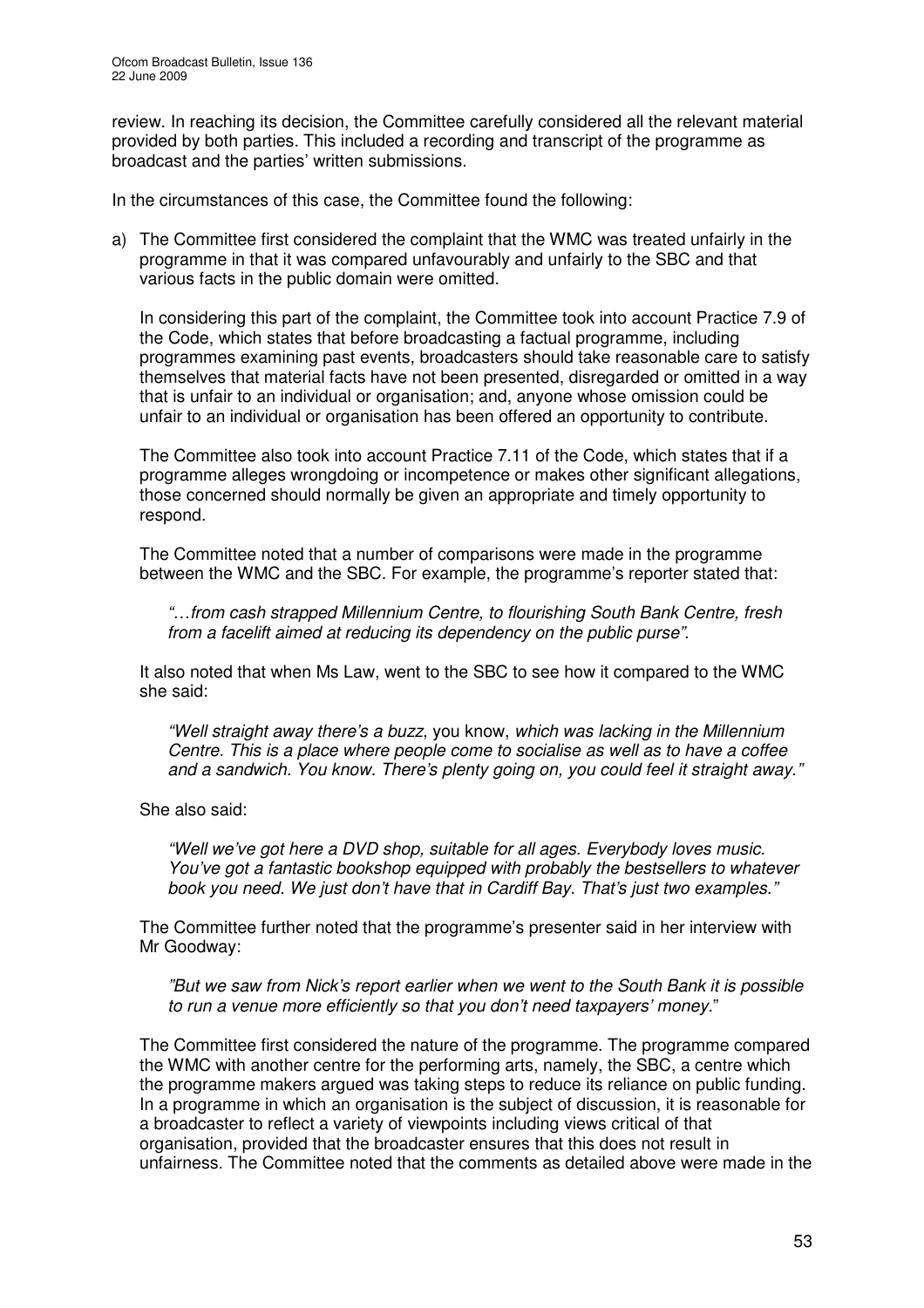review. In reaching its decision, the Committee carefully considered all the relevant material provided by both parties. This included a recording and transcript of the programme as broadcast and the parties' written submissions.

In the circumstances of this case, the Committee found the following:

a) The Committee first considered the complaint that the WMC was treated unfairly in the programme in that it was compared unfavourably and unfairly to the SBC and that various facts in the public domain were omitted.

   In considering this part of the complaint, the Committee took into account Practice 7.9 of the Code, which states that before broadcasting a factual programme, including programmes examining past events, broadcasters should take reasonable care to satisfy themselves that material facts have not been presented, disregarded or omitted in a way that is unfair to an individual or organisation; and, anyone whose omission could be unfair to an individual or organisation has been offered an opportunity to contribute.

   The Committee also took into account Practice 7.11 of the Code, which states that if a programme alleges wrongdoing or incompetence or makes other significant allegations, those concerned should normally be given an appropriate and timely opportunity to respond.

   The Committee noted that a number of comparisons were made in the programme between the WMC and the SBC. For example, the programme's reporter stated that:

   > *"…from cash strapped Millennium Centre, to flourishing South Bank Centre, fresh from a facelift aimed at reducing its dependency on the public purse".*

   It also noted that when Ms Law, went to the SBC to see how it compared to the WMC she said:

   > *"Well straight away there's a buzz*, you know, *which was lacking in the Millennium Centre. This is a place where people come to socialise as well as to have a coffee and a sandwich. You know. There's plenty going on, you could feel it straight away."*

   She also said:

   > *"Well we've got here a DVD shop, suitable for all ages. Everybody loves music. You've got a fantastic bookshop equipped with probably the bestsellers to whatever book you need. We just don't have that in Cardiff Bay. That's just two examples."*

   The Committee further noted that the programme's presenter said in her interview with Mr Goodway:

   > *"But we saw from Nick's report earlier when we went to the South Bank it is possible to run a venue more efficiently so that you don't need taxpayers' money.*"

   The Committee first considered the nature of the programme. The programme compared the WMC with another centre for the performing arts, namely, the SBC, a centre which the programme makers argued was taking steps to reduce its reliance on public funding. In a programme in which an organisation is the subject of discussion, it is reasonable for a broadcaster to reflect a variety of viewpoints including views critical of that organisation, provided that the broadcaster ensures that this does not result in unfairness. The Committee noted that the comments as detailed above were made in the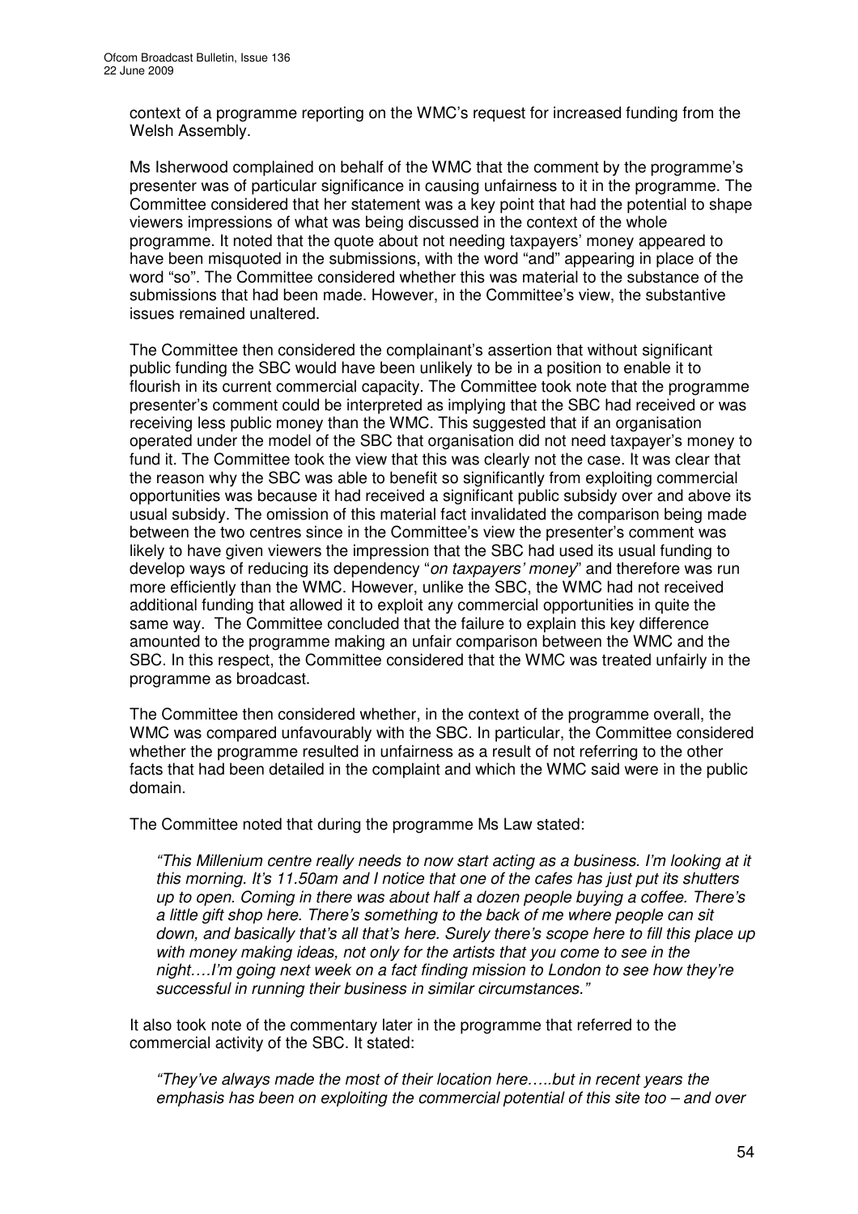context of a programme reporting on the WMC's request for increased funding from the Welsh Assembly.

Ms Isherwood complained on behalf of the WMC that the comment by the programme's presenter was of particular significance in causing unfairness to it in the programme. The Committee considered that her statement was a key point that had the potential to shape viewers impressions of what was being discussed in the context of the whole programme. It noted that the quote about not needing taxpayers' money appeared to have been misquoted in the submissions, with the word "and" appearing in place of the word "so". The Committee considered whether this was material to the substance of the submissions that had been made. However, in the Committee's view, the substantive issues remained unaltered.

The Committee then considered the complainant's assertion that without significant public funding the SBC would have been unlikely to be in a position to enable it to flourish in its current commercial capacity. The Committee took note that the programme presenter's comment could be interpreted as implying that the SBC had received or was receiving less public money than the WMC. This suggested that if an organisation operated under the model of the SBC that organisation did not need taxpayer's money to fund it. The Committee took the view that this was clearly not the case. It was clear that the reason why the SBC was able to benefit so significantly from exploiting commercial opportunities was because it had received a significant public subsidy over and above its usual subsidy. The omission of this material fact invalidated the comparison being made between the two centres since in the Committee's view the presenter's comment was likely to have given viewers the impression that the SBC had used its usual funding to develop ways of reducing its dependency "*on taxpayers' money*" and therefore was run more efficiently than the WMC. However, unlike the SBC, the WMC had not received additional funding that allowed it to exploit any commercial opportunities in quite the same way. The Committee concluded that the failure to explain this key difference amounted to the programme making an unfair comparison between the WMC and the SBC. In this respect, the Committee considered that the WMC was treated unfairly in the programme as broadcast.

The Committee then considered whether, in the context of the programme overall, the WMC was compared unfavourably with the SBC. In particular, the Committee considered whether the programme resulted in unfairness as a result of not referring to the other facts that had been detailed in the complaint and which the WMC said were in the public domain.

The Committee noted that during the programme Ms Law stated:

> *"This Millenium centre really needs to now start acting as a business. I'm looking at it this morning. It's 11.50am and I notice that one of the cafes has just put its shutters up to open. Coming in there was about half a dozen people buying a coffee. There's a little gift shop here. There's something to the back of me where people can sit down, and basically that's all that's here. Surely there's scope here to fill this place up with money making ideas, not only for the artists that you come to see in the night….I'm going next week on a fact finding mission to London to see how they're successful in running their business in similar circumstances."*

It also took note of the commentary later in the programme that referred to the commercial activity of the SBC. It stated:

> *"They've always made the most of their location here…..but in recent years the emphasis has been on exploiting the commercial potential of this site too – and over*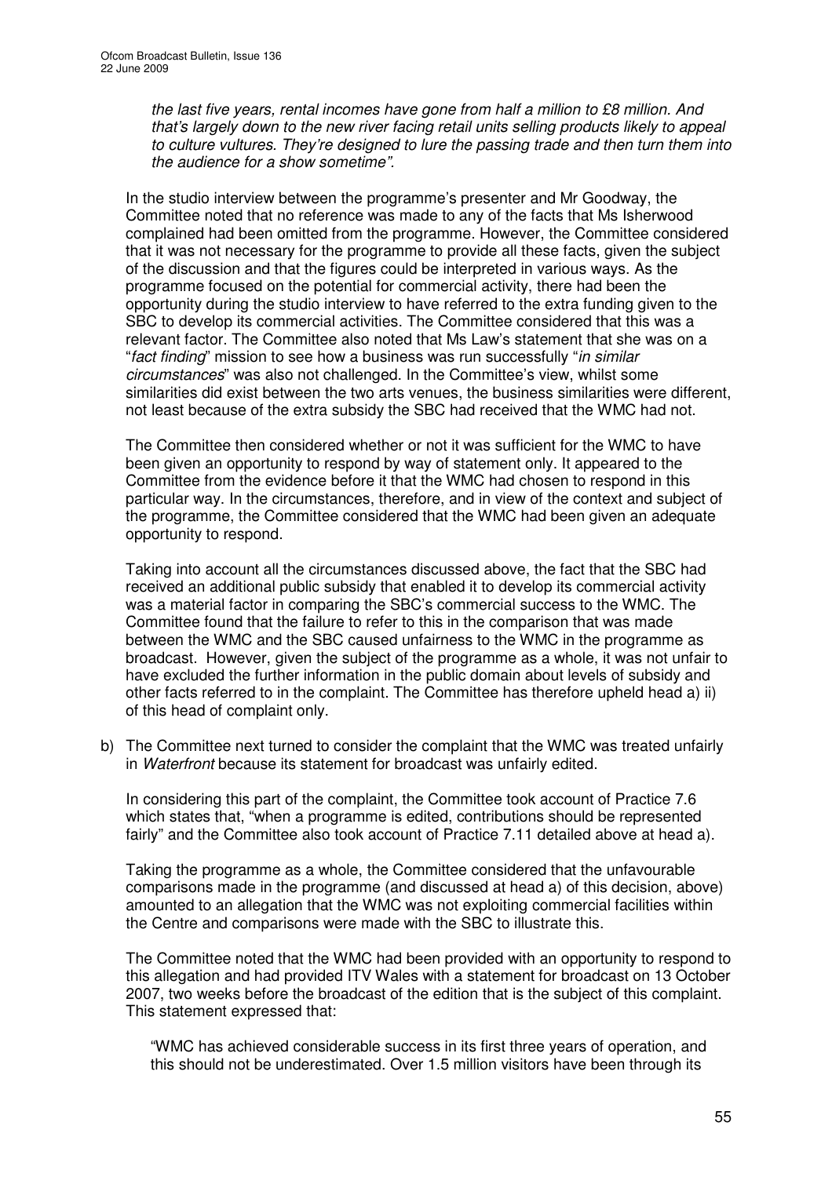*the last five years, rental incomes have gone from half a million to £8 million. And that's largely down to the new river facing retail units selling products likely to appeal to culture vultures. They're designed to lure the passing trade and then turn them into the audience for a show sometime".*

In the studio interview between the programme's presenter and Mr Goodway, the Committee noted that no reference was made to any of the facts that Ms Isherwood complained had been omitted from the programme. However, the Committee considered that it was not necessary for the programme to provide all these facts, given the subject of the discussion and that the figures could be interpreted in various ways. As the programme focused on the potential for commercial activity, there had been the opportunity during the studio interview to have referred to the extra funding given to the SBC to develop its commercial activities. The Committee considered that this was a relevant factor. The Committee also noted that Ms Law's statement that she was on a "*fact finding*" mission to see how a business was run successfully "*in similar circumstances*" was also not challenged. In the Committee's view, whilst some similarities did exist between the two arts venues, the business similarities were different, not least because of the extra subsidy the SBC had received that the WMC had not.

The Committee then considered whether or not it was sufficient for the WMC to have been given an opportunity to respond by way of statement only. It appeared to the Committee from the evidence before it that the WMC had chosen to respond in this particular way. In the circumstances, therefore, and in view of the context and subject of the programme, the Committee considered that the WMC had been given an adequate opportunity to respond.

Taking into account all the circumstances discussed above, the fact that the SBC had received an additional public subsidy that enabled it to develop its commercial activity was a material factor in comparing the SBC's commercial success to the WMC. The Committee found that the failure to refer to this in the comparison that was made between the WMC and the SBC caused unfairness to the WMC in the programme as broadcast. However, given the subject of the programme as a whole, it was not unfair to have excluded the further information in the public domain about levels of subsidy and other facts referred to in the complaint. The Committee has therefore upheld head a) ii) of this head of complaint only.

b) The Committee next turned to consider the complaint that the WMC was treated unfairly in *Waterfront* because its statement for broadcast was unfairly edited.

   In considering this part of the complaint, the Committee took account of Practice 7.6 which states that, "when a programme is edited, contributions should be represented fairly" and the Committee also took account of Practice 7.11 detailed above at head a).

   Taking the programme as a whole, the Committee considered that the unfavourable comparisons made in the programme (and discussed at head a) of this decision, above) amounted to an allegation that the WMC was not exploiting commercial facilities within the Centre and comparisons were made with the SBC to illustrate this.

   The Committee noted that the WMC had been provided with an opportunity to respond to this allegation and had provided ITV Wales with a statement for broadcast on 13 October 2007, two weeks before the broadcast of the edition that is the subject of this complaint. This statement expressed that:

   "WMC has achieved considerable success in its first three years of operation, and this should not be underestimated. Over 1.5 million visitors have been through its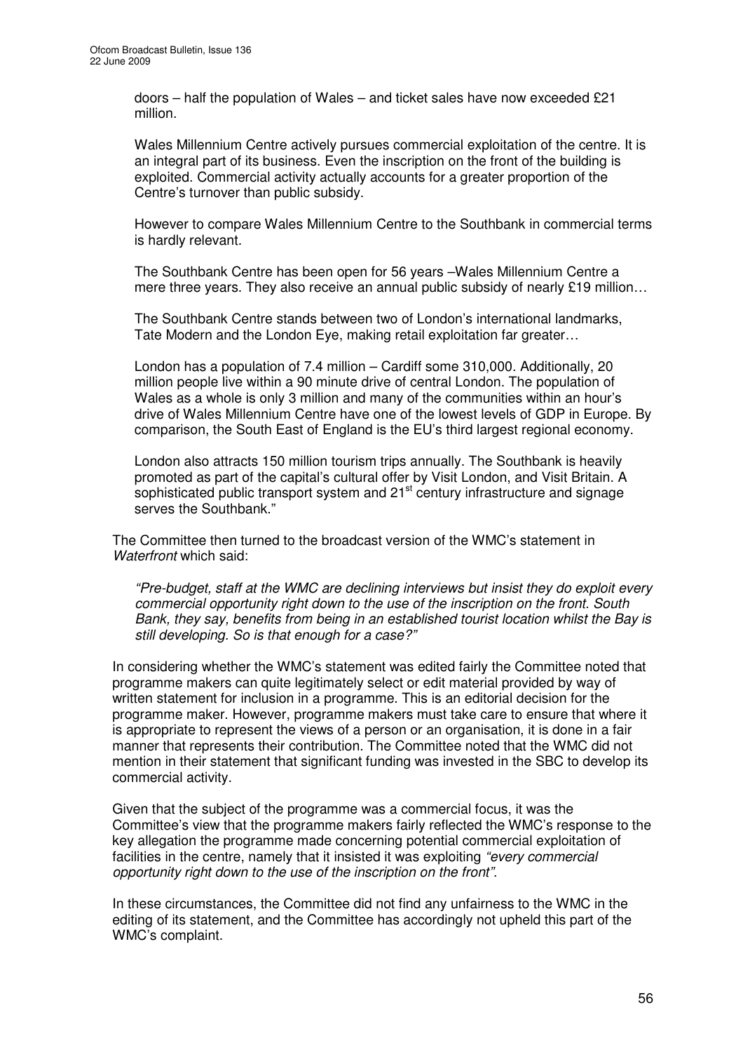doors – half the population of Wales – and ticket sales have now exceeded £21 million.

Wales Millennium Centre actively pursues commercial exploitation of the centre. It is an integral part of its business. Even the inscription on the front of the building is exploited. Commercial activity actually accounts for a greater proportion of the Centre's turnover than public subsidy.

However to compare Wales Millennium Centre to the Southbank in commercial terms is hardly relevant.

The Southbank Centre has been open for 56 years –Wales Millennium Centre a mere three years. They also receive an annual public subsidy of nearly £19 million…

The Southbank Centre stands between two of London's international landmarks, Tate Modern and the London Eye, making retail exploitation far greater…

London has a population of 7.4 million – Cardiff some 310,000. Additionally, 20 million people live within a 90 minute drive of central London. The population of Wales as a whole is only 3 million and many of the communities within an hour's drive of Wales Millennium Centre have one of the lowest levels of GDP in Europe. By comparison, the South East of England is the EU's third largest regional economy.

London also attracts 150 million tourism trips annually. The Southbank is heavily promoted as part of the capital's cultural offer by Visit London, and Visit Britain. A sophisticated public transport system and 21st century infrastructure and signage serves the Southbank."

The Committee then turned to the broadcast version of the WMC's statement in *Waterfront* which said:

*"Pre-budget, staff at the WMC are declining interviews but insist they do exploit every commercial opportunity right down to the use of the inscription on the front. South Bank, they say, benefits from being in an established tourist location whilst the Bay is still developing. So is that enough for a case?"*

In considering whether the WMC's statement was edited fairly the Committee noted that programme makers can quite legitimately select or edit material provided by way of written statement for inclusion in a programme. This is an editorial decision for the programme maker. However, programme makers must take care to ensure that where it is appropriate to represent the views of a person or an organisation, it is done in a fair manner that represents their contribution. The Committee noted that the WMC did not mention in their statement that significant funding was invested in the SBC to develop its commercial activity.

Given that the subject of the programme was a commercial focus, it was the Committee's view that the programme makers fairly reflected the WMC's response to the key allegation the programme made concerning potential commercial exploitation of facilities in the centre, namely that it insisted it was exploiting *"every commercial opportunity right down to the use of the inscription on the front".*

In these circumstances, the Committee did not find any unfairness to the WMC in the editing of its statement, and the Committee has accordingly not upheld this part of the WMC's complaint.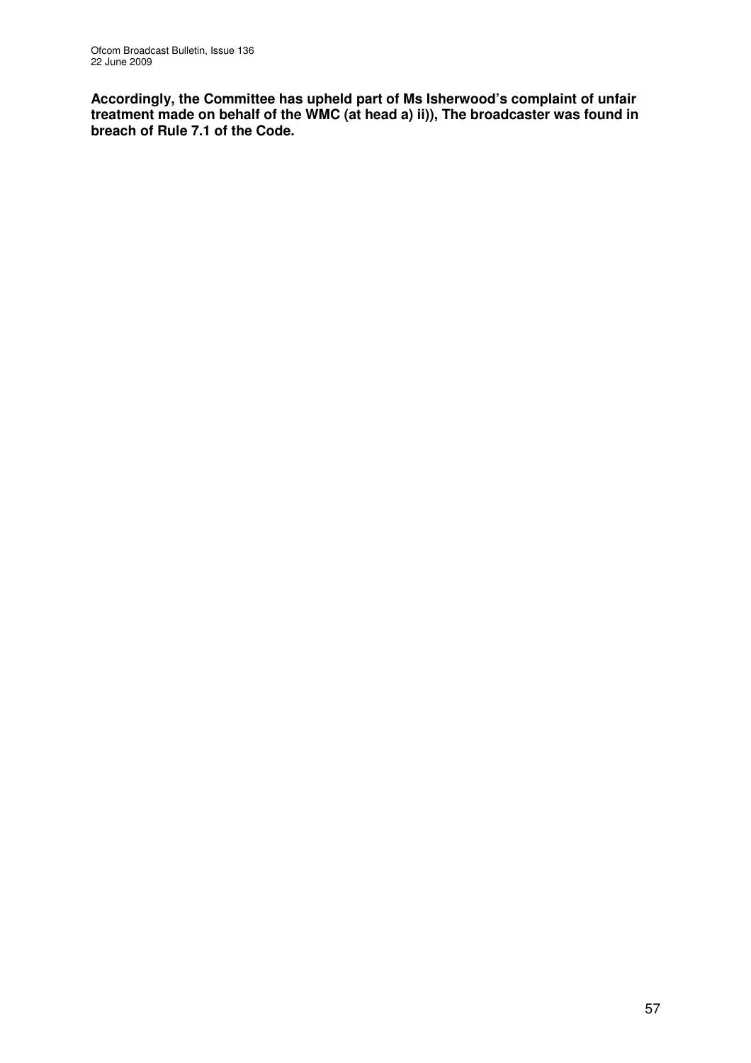**Accordingly, the Committee has upheld part of Ms Isherwood's complaint of unfair treatment made on behalf of the WMC (at head a) ii)), The broadcaster was found in breach of Rule 7.1 of the Code.**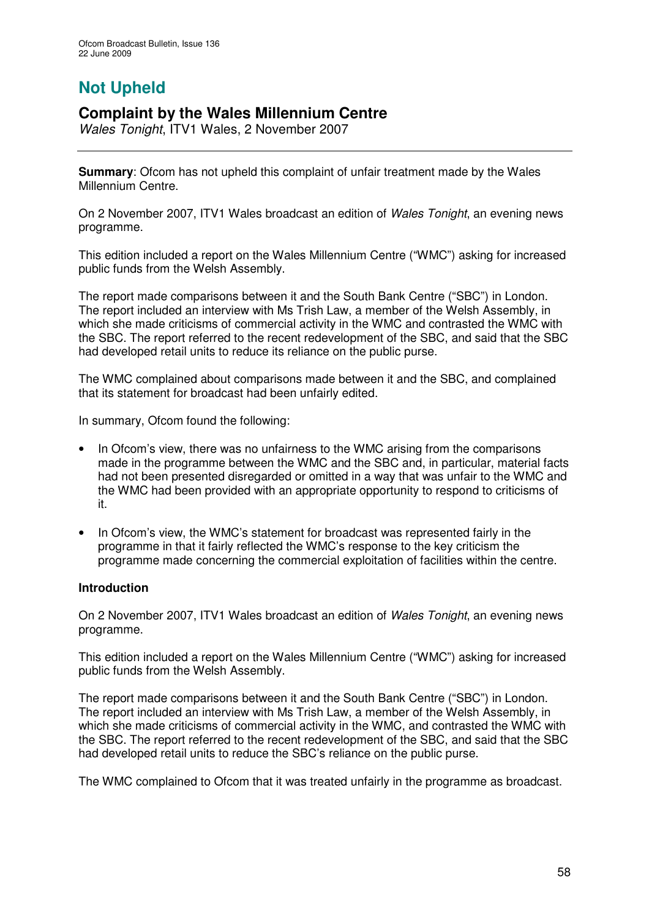# Not Upheld

## Complaint by the Wales Millennium Centre

*Wales Tonight*, ITV1 Wales, 2 November 2007

**Summary**: Ofcom has not upheld this complaint of unfair treatment made by the Wales Millennium Centre.

On 2 November 2007, ITV1 Wales broadcast an edition of *Wales Tonight*, an evening news programme.

This edition included a report on the Wales Millennium Centre ("WMC") asking for increased public funds from the Welsh Assembly.

The report made comparisons between it and the South Bank Centre ("SBC") in London. The report included an interview with Ms Trish Law, a member of the Welsh Assembly, in which she made criticisms of commercial activity in the WMC and contrasted the WMC with the SBC. The report referred to the recent redevelopment of the SBC, and said that the SBC had developed retail units to reduce its reliance on the public purse.

The WMC complained about comparisons made between it and the SBC, and complained that its statement for broadcast had been unfairly edited.

In summary, Ofcom found the following:

- In Ofcom's view, there was no unfairness to the WMC arising from the comparisons made in the programme between the WMC and the SBC and, in particular, material facts had not been presented disregarded or omitted in a way that was unfair to the WMC and the WMC had been provided with an appropriate opportunity to respond to criticisms of it.
- In Ofcom's view, the WMC's statement for broadcast was represented fairly in the programme in that it fairly reflected the WMC's response to the key criticism the programme made concerning the commercial exploitation of facilities within the centre.

### Introduction

On 2 November 2007, ITV1 Wales broadcast an edition of *Wales Tonight*, an evening news programme.

This edition included a report on the Wales Millennium Centre ("WMC") asking for increased public funds from the Welsh Assembly.

The report made comparisons between it and the South Bank Centre ("SBC") in London. The report included an interview with Ms Trish Law, a member of the Welsh Assembly, in which she made criticisms of commercial activity in the WMC, and contrasted the WMC with the SBC. The report referred to the recent redevelopment of the SBC, and said that the SBC had developed retail units to reduce the SBC's reliance on the public purse.

The WMC complained to Ofcom that it was treated unfairly in the programme as broadcast.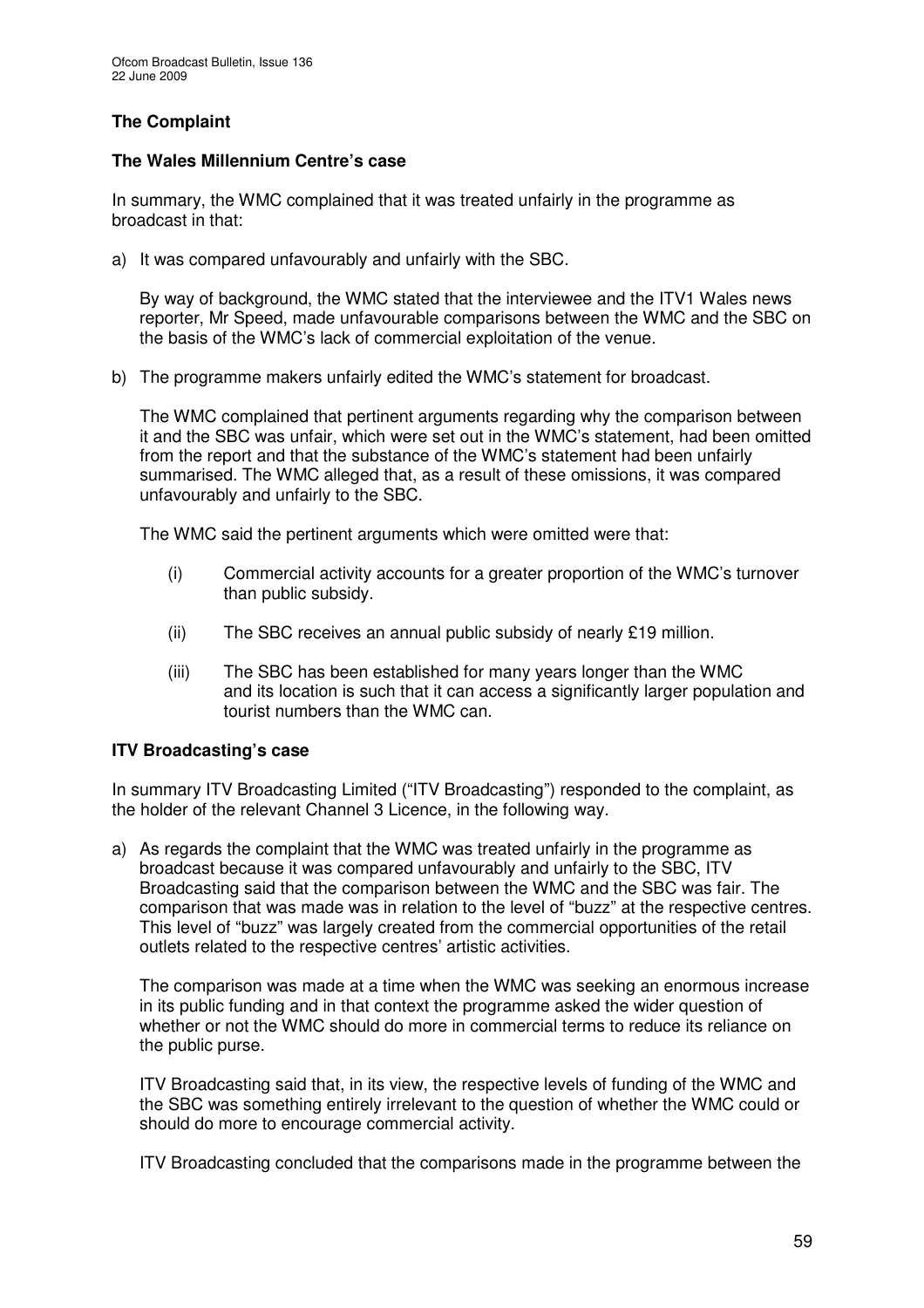### The Complaint

#### The Wales Millennium Centre's case

In summary, the WMC complained that it was treated unfairly in the programme as broadcast in that:

a) It was compared unfavourably and unfairly with the SBC.

   By way of background, the WMC stated that the interviewee and the ITV1 Wales news reporter, Mr Speed, made unfavourable comparisons between the WMC and the SBC on the basis of the WMC's lack of commercial exploitation of the venue.

b) The programme makers unfairly edited the WMC's statement for broadcast.

   The WMC complained that pertinent arguments regarding why the comparison between it and the SBC was unfair, which were set out in the WMC's statement, had been omitted from the report and that the substance of the WMC's statement had been unfairly summarised. The WMC alleged that, as a result of these omissions, it was compared unfavourably and unfairly to the SBC.

   The WMC said the pertinent arguments which were omitted were that:

   (i) Commercial activity accounts for a greater proportion of the WMC's turnover than public subsidy.

   (ii) The SBC receives an annual public subsidy of nearly £19 million.

   (iii) The SBC has been established for many years longer than the WMC and its location is such that it can access a significantly larger population and tourist numbers than the WMC can.

#### ITV Broadcasting's case

In summary ITV Broadcasting Limited ("ITV Broadcasting") responded to the complaint, as the holder of the relevant Channel 3 Licence, in the following way.

a) As regards the complaint that the WMC was treated unfairly in the programme as broadcast because it was compared unfavourably and unfairly to the SBC, ITV Broadcasting said that the comparison between the WMC and the SBC was fair. The comparison that was made was in relation to the level of "buzz" at the respective centres. This level of "buzz" was largely created from the commercial opportunities of the retail outlets related to the respective centres' artistic activities.

   The comparison was made at a time when the WMC was seeking an enormous increase in its public funding and in that context the programme asked the wider question of whether or not the WMC should do more in commercial terms to reduce its reliance on the public purse.

   ITV Broadcasting said that, in its view, the respective levels of funding of the WMC and the SBC was something entirely irrelevant to the question of whether the WMC could or should do more to encourage commercial activity.

   ITV Broadcasting concluded that the comparisons made in the programme between the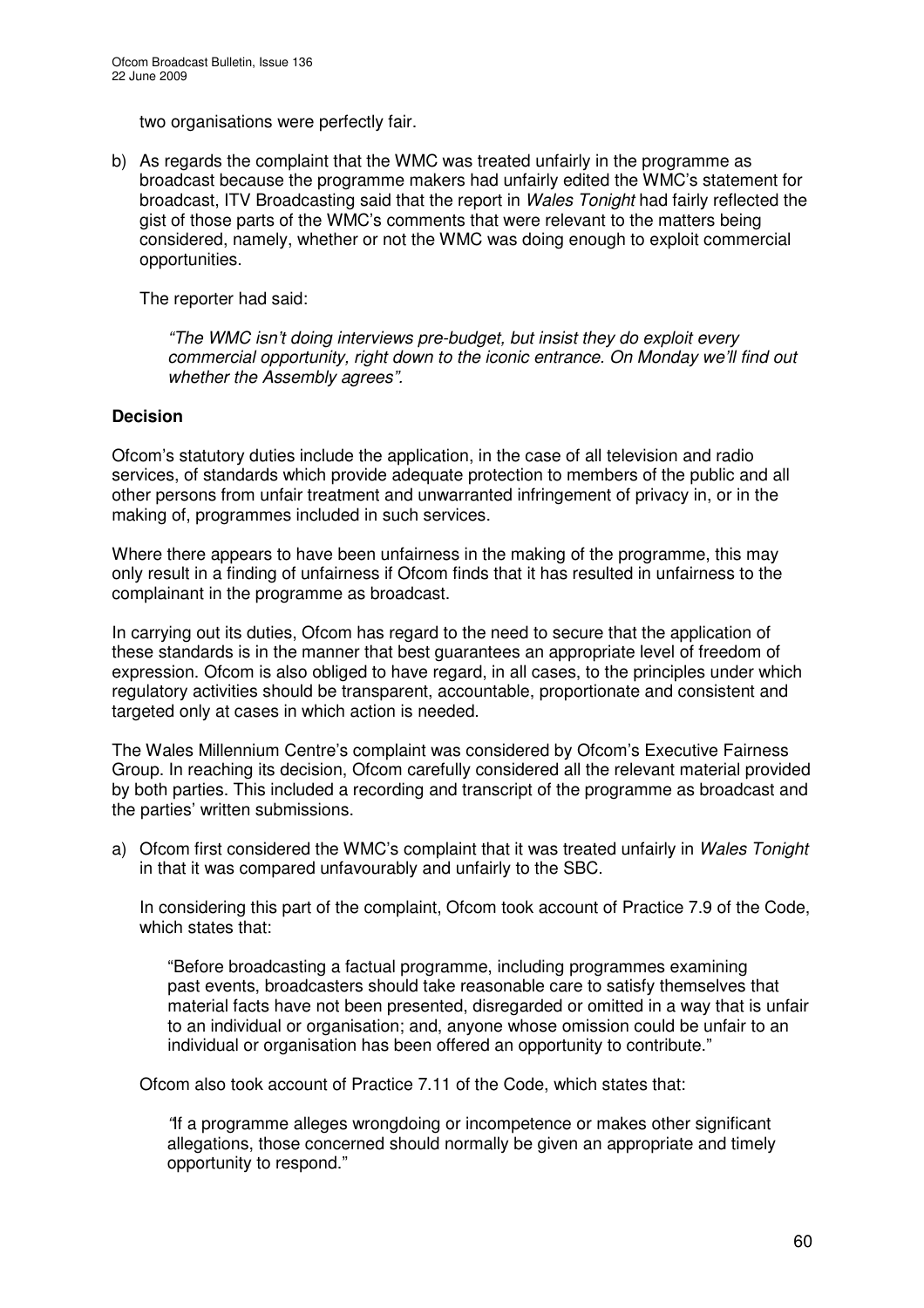two organisations were perfectly fair.

b) As regards the complaint that the WMC was treated unfairly in the programme as broadcast because the programme makers had unfairly edited the WMC's statement for broadcast, ITV Broadcasting said that the report in *Wales Tonight* had fairly reflected the gist of those parts of the WMC's comments that were relevant to the matters being considered, namely, whether or not the WMC was doing enough to exploit commercial opportunities.

   The reporter had said:

   > *"The WMC isn't doing interviews pre-budget, but insist they do exploit every commercial opportunity, right down to the iconic entrance. On Monday we'll find out whether the Assembly agrees".*

**Decision**

Ofcom's statutory duties include the application, in the case of all television and radio services, of standards which provide adequate protection to members of the public and all other persons from unfair treatment and unwarranted infringement of privacy in, or in the making of, programmes included in such services.

Where there appears to have been unfairness in the making of the programme, this may only result in a finding of unfairness if Ofcom finds that it has resulted in unfairness to the complainant in the programme as broadcast.

In carrying out its duties, Ofcom has regard to the need to secure that the application of these standards is in the manner that best guarantees an appropriate level of freedom of expression. Ofcom is also obliged to have regard, in all cases, to the principles under which regulatory activities should be transparent, accountable, proportionate and consistent and targeted only at cases in which action is needed.

The Wales Millennium Centre's complaint was considered by Ofcom's Executive Fairness Group. In reaching its decision, Ofcom carefully considered all the relevant material provided by both parties. This included a recording and transcript of the programme as broadcast and the parties' written submissions.

a) Ofcom first considered the WMC's complaint that it was treated unfairly in *Wales Tonight* in that it was compared unfavourably and unfairly to the SBC.

   In considering this part of the complaint, Ofcom took account of Practice 7.9 of the Code, which states that:

   > "Before broadcasting a factual programme, including programmes examining past events, broadcasters should take reasonable care to satisfy themselves that material facts have not been presented, disregarded or omitted in a way that is unfair to an individual or organisation; and, anyone whose omission could be unfair to an individual or organisation has been offered an opportunity to contribute."

   Ofcom also took account of Practice 7.11 of the Code, which states that:

   > "If a programme alleges wrongdoing or incompetence or makes other significant allegations, those concerned should normally be given an appropriate and timely opportunity to respond."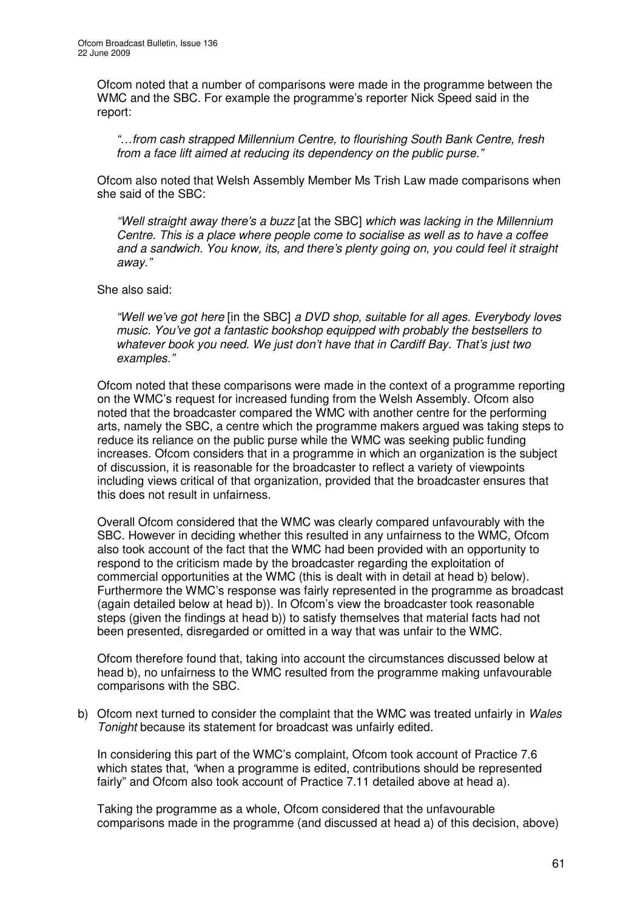Ofcom noted that a number of comparisons were made in the programme between the WMC and the SBC. For example the programme's reporter Nick Speed said in the report:

> *"…from cash strapped Millennium Centre, to flourishing South Bank Centre, fresh from a face lift aimed at reducing its dependency on the public purse."*

Ofcom also noted that Welsh Assembly Member Ms Trish Law made comparisons when she said of the SBC:

> *"Well straight away there's a buzz* [at the SBC] *which was lacking in the Millennium Centre. This is a place where people come to socialise as well as to have a coffee and a sandwich. You know, its, and there's plenty going on, you could feel it straight away."*

She also said:

> *"Well we've got here* [in the SBC] *a DVD shop, suitable for all ages. Everybody loves music. You've got a fantastic bookshop equipped with probably the bestsellers to whatever book you need. We just don't have that in Cardiff Bay. That's just two examples."*

Ofcom noted that these comparisons were made in the context of a programme reporting on the WMC's request for increased funding from the Welsh Assembly. Ofcom also noted that the broadcaster compared the WMC with another centre for the performing arts, namely the SBC, a centre which the programme makers argued was taking steps to reduce its reliance on the public purse while the WMC was seeking public funding increases. Ofcom considers that in a programme in which an organization is the subject of discussion, it is reasonable for the broadcaster to reflect a variety of viewpoints including views critical of that organization, provided that the broadcaster ensures that this does not result in unfairness.

Overall Ofcom considered that the WMC was clearly compared unfavourably with the SBC. However in deciding whether this resulted in any unfairness to the WMC, Ofcom also took account of the fact that the WMC had been provided with an opportunity to respond to the criticism made by the broadcaster regarding the exploitation of commercial opportunities at the WMC (this is dealt with in detail at head b) below). Furthermore the WMC's response was fairly represented in the programme as broadcast (again detailed below at head b)). In Ofcom's view the broadcaster took reasonable steps (given the findings at head b)) to satisfy themselves that material facts had not been presented, disregarded or omitted in a way that was unfair to the WMC.

Ofcom therefore found that, taking into account the circumstances discussed below at head b), no unfairness to the WMC resulted from the programme making unfavourable comparisons with the SBC.

b) Ofcom next turned to consider the complaint that the WMC was treated unfairly in *Wales Tonight* because its statement for broadcast was unfairly edited.

   In considering this part of the WMC's complaint, Ofcom took account of Practice 7.6 which states that, "when a programme is edited, contributions should be represented fairly" and Ofcom also took account of Practice 7.11 detailed above at head a).

   Taking the programme as a whole, Ofcom considered that the unfavourable comparisons made in the programme (and discussed at head a) of this decision, above)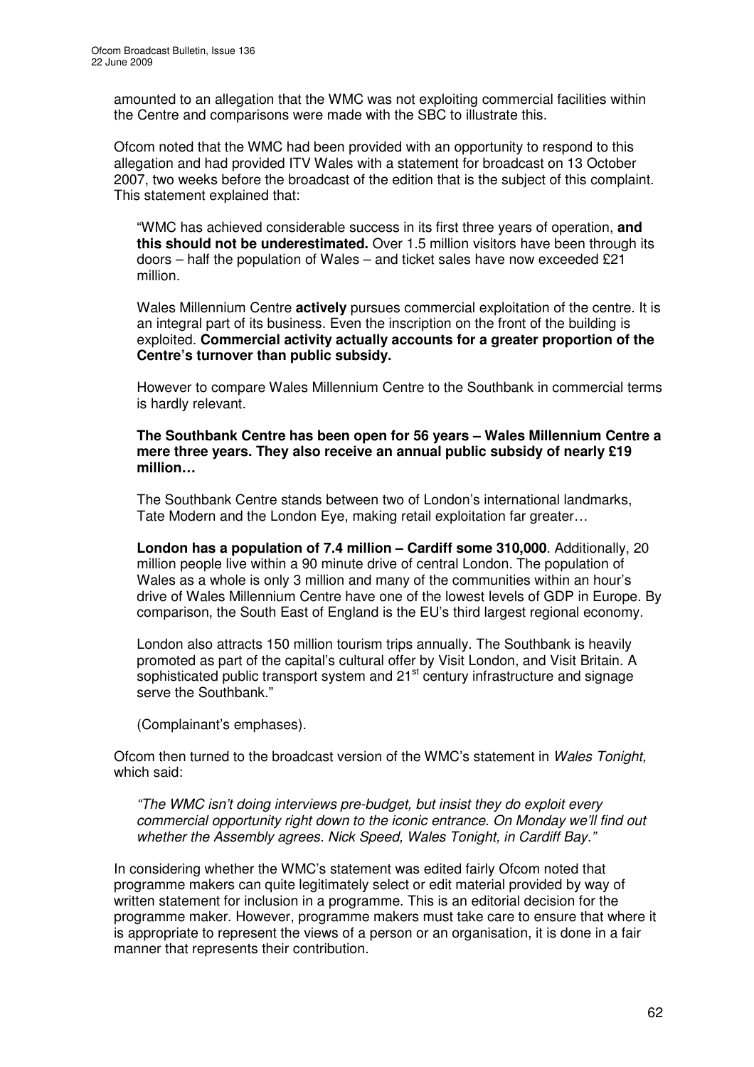amounted to an allegation that the WMC was not exploiting commercial facilities within the Centre and comparisons were made with the SBC to illustrate this.

Ofcom noted that the WMC had been provided with an opportunity to respond to this allegation and had provided ITV Wales with a statement for broadcast on 13 October 2007, two weeks before the broadcast of the edition that is the subject of this complaint. This statement explained that:

> "WMC has achieved considerable success in its first three years of operation, **and this should not be underestimated.** Over 1.5 million visitors have been through its doors – half the population of Wales – and ticket sales have now exceeded £21 million.
>
> Wales Millennium Centre **actively** pursues commercial exploitation of the centre. It is an integral part of its business. Even the inscription on the front of the building is exploited. **Commercial activity actually accounts for a greater proportion of the Centre's turnover than public subsidy.**
>
> However to compare Wales Millennium Centre to the Southbank in commercial terms is hardly relevant.
>
> **The Southbank Centre has been open for 56 years – Wales Millennium Centre a mere three years. They also receive an annual public subsidy of nearly £19 million…**
>
> The Southbank Centre stands between two of London's international landmarks, Tate Modern and the London Eye, making retail exploitation far greater…
>
> **London has a population of 7.4 million – Cardiff some 310,000**. Additionally, 20 million people live within a 90 minute drive of central London. The population of Wales as a whole is only 3 million and many of the communities within an hour's drive of Wales Millennium Centre have one of the lowest levels of GDP in Europe. By comparison, the South East of England is the EU's third largest regional economy.
>
> London also attracts 150 million tourism trips annually. The Southbank is heavily promoted as part of the capital's cultural offer by Visit London, and Visit Britain. A sophisticated public transport system and 21st century infrastructure and signage serve the Southbank."
>
> (Complainant's emphases).

Ofcom then turned to the broadcast version of the WMC's statement in *Wales Tonight,* which said:

> *"The WMC isn't doing interviews pre-budget, but insist they do exploit every commercial opportunity right down to the iconic entrance. On Monday we'll find out whether the Assembly agrees. Nick Speed, Wales Tonight, in Cardiff Bay."*

In considering whether the WMC's statement was edited fairly Ofcom noted that programme makers can quite legitimately select or edit material provided by way of written statement for inclusion in a programme. This is an editorial decision for the programme maker. However, programme makers must take care to ensure that where it is appropriate to represent the views of a person or an organisation, it is done in a fair manner that represents their contribution.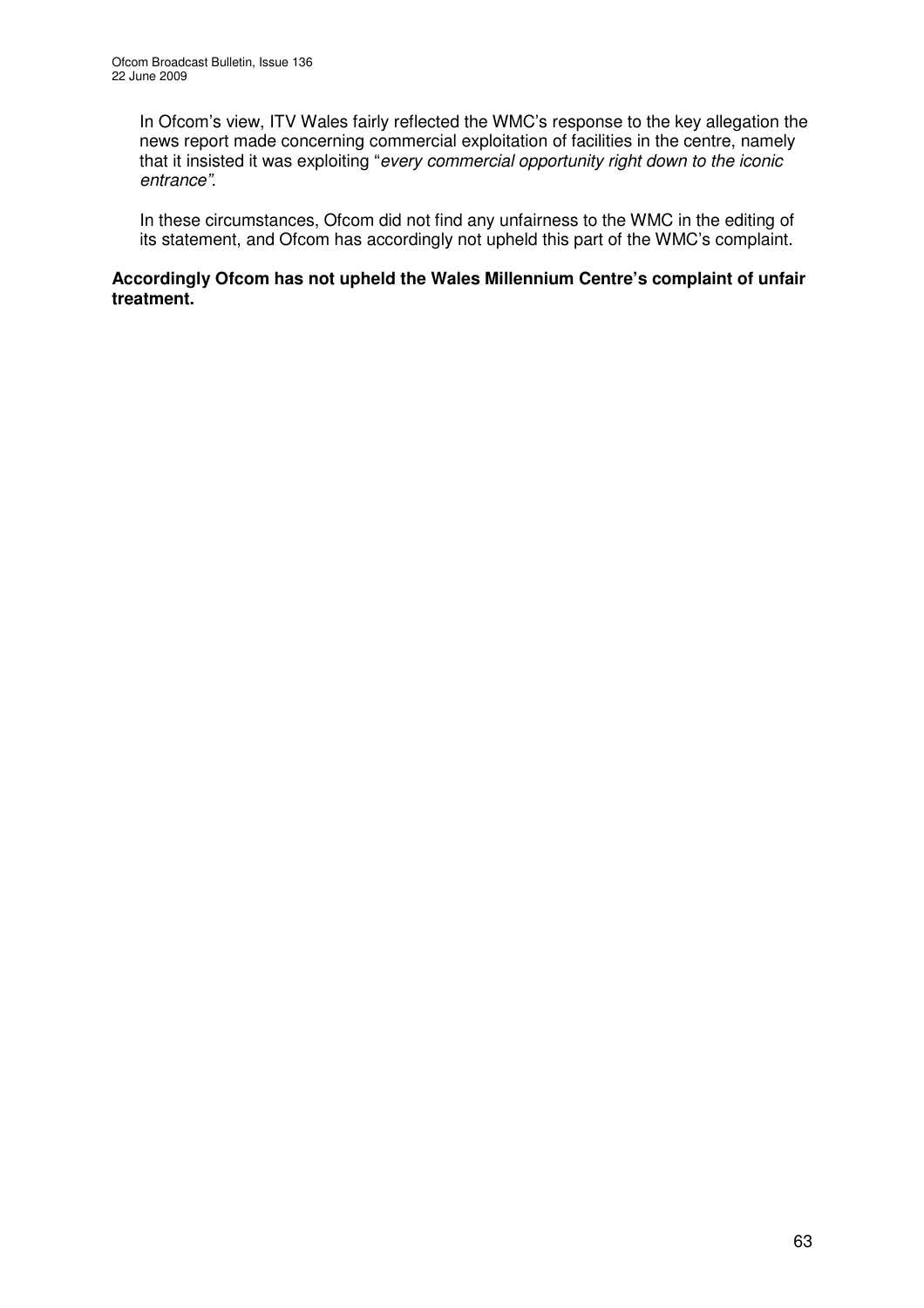In Ofcom's view, ITV Wales fairly reflected the WMC's response to the key allegation the news report made concerning commercial exploitation of facilities in the centre, namely that it insisted it was exploiting "*every commercial opportunity right down to the iconic entrance"*.

In these circumstances, Ofcom did not find any unfairness to the WMC in the editing of its statement, and Ofcom has accordingly not upheld this part of the WMC's complaint.

**Accordingly Ofcom has not upheld the Wales Millennium Centre's complaint of unfair treatment.**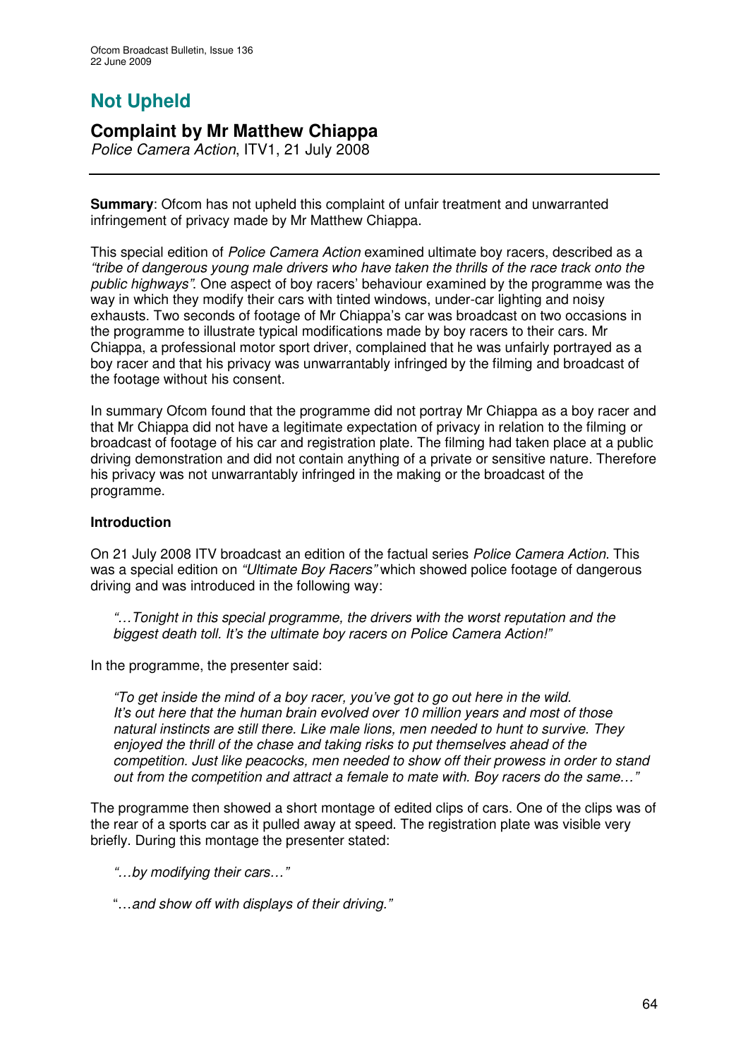# Not Upheld

## Complaint by Mr Matthew Chiappa

*Police Camera Action*, ITV1, 21 July 2008

**Summary**: Ofcom has not upheld this complaint of unfair treatment and unwarranted infringement of privacy made by Mr Matthew Chiappa.

This special edition of *Police Camera Action* examined ultimate boy racers, described as a *"tribe of dangerous young male drivers who have taken the thrills of the race track onto the public highways"*. One aspect of boy racers' behaviour examined by the programme was the way in which they modify their cars with tinted windows, under-car lighting and noisy exhausts. Two seconds of footage of Mr Chiappa's car was broadcast on two occasions in the programme to illustrate typical modifications made by boy racers to their cars. Mr Chiappa, a professional motor sport driver, complained that he was unfairly portrayed as a boy racer and that his privacy was unwarrantably infringed by the filming and broadcast of the footage without his consent.

In summary Ofcom found that the programme did not portray Mr Chiappa as a boy racer and that Mr Chiappa did not have a legitimate expectation of privacy in relation to the filming or broadcast of footage of his car and registration plate. The filming had taken place at a public driving demonstration and did not contain anything of a private or sensitive nature. Therefore his privacy was not unwarrantably infringed in the making or the broadcast of the programme.

### Introduction

On 21 July 2008 ITV broadcast an edition of the factual series *Police Camera Action*. This was a special edition on *"Ultimate Boy Racers"* which showed police footage of dangerous driving and was introduced in the following way:

> *"…Tonight in this special programme, the drivers with the worst reputation and the biggest death toll. It's the ultimate boy racers on Police Camera Action!"*

In the programme, the presenter said:

> *"To get inside the mind of a boy racer, you've got to go out here in the wild. It's out here that the human brain evolved over 10 million years and most of those natural instincts are still there. Like male lions, men needed to hunt to survive. They enjoyed the thrill of the chase and taking risks to put themselves ahead of the competition. Just like peacocks, men needed to show off their prowess in order to stand out from the competition and attract a female to mate with. Boy racers do the same…"*

The programme then showed a short montage of edited clips of cars. One of the clips was of the rear of a sports car as it pulled away at speed. The registration plate was visible very briefly. During this montage the presenter stated:

> *"…by modifying their cars…"*

> "…*and show off with displays of their driving."*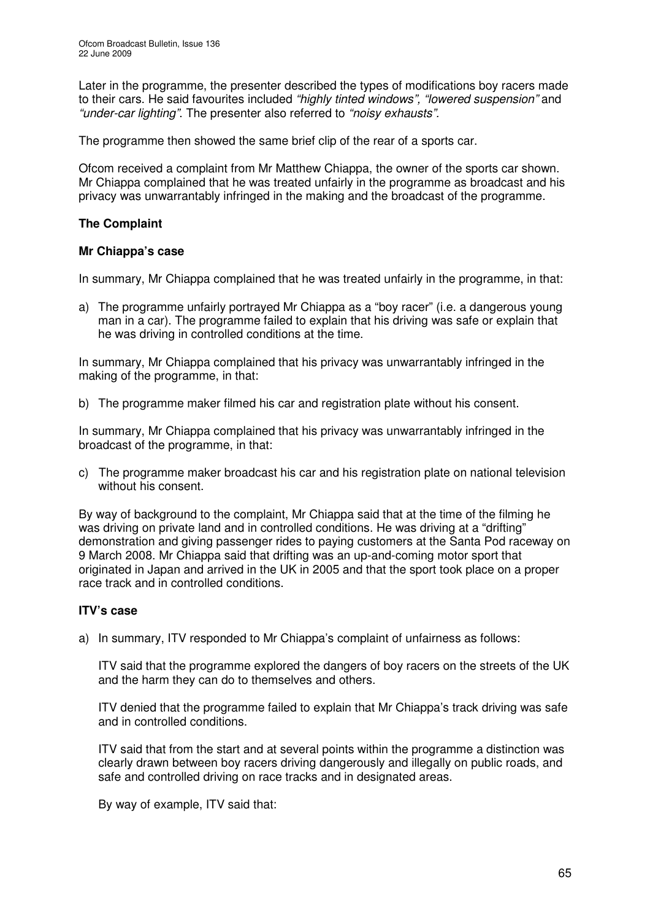Later in the programme, the presenter described the types of modifications boy racers made to their cars. He said favourites included *"highly tinted windows", "lowered suspension"* and *"under-car lighting"*. The presenter also referred to *"noisy exhausts".*

The programme then showed the same brief clip of the rear of a sports car.

Ofcom received a complaint from Mr Matthew Chiappa, the owner of the sports car shown. Mr Chiappa complained that he was treated unfairly in the programme as broadcast and his privacy was unwarrantably infringed in the making and the broadcast of the programme.

## The Complaint

### Mr Chiappa's case

In summary, Mr Chiappa complained that he was treated unfairly in the programme, in that:

a) The programme unfairly portrayed Mr Chiappa as a "boy racer" (i.e. a dangerous young man in a car). The programme failed to explain that his driving was safe or explain that he was driving in controlled conditions at the time.

In summary, Mr Chiappa complained that his privacy was unwarrantably infringed in the making of the programme, in that:

b) The programme maker filmed his car and registration plate without his consent.

In summary, Mr Chiappa complained that his privacy was unwarrantably infringed in the broadcast of the programme, in that:

c) The programme maker broadcast his car and his registration plate on national television without his consent.

By way of background to the complaint, Mr Chiappa said that at the time of the filming he was driving on private land and in controlled conditions. He was driving at a "drifting" demonstration and giving passenger rides to paying customers at the Santa Pod raceway on 9 March 2008. Mr Chiappa said that drifting was an up-and-coming motor sport that originated in Japan and arrived in the UK in 2005 and that the sport took place on a proper race track and in controlled conditions.

### ITV's case

a) In summary, ITV responded to Mr Chiappa's complaint of unfairness as follows:

   ITV said that the programme explored the dangers of boy racers on the streets of the UK and the harm they can do to themselves and others.

   ITV denied that the programme failed to explain that Mr Chiappa's track driving was safe and in controlled conditions.

   ITV said that from the start and at several points within the programme a distinction was clearly drawn between boy racers driving dangerously and illegally on public roads, and safe and controlled driving on race tracks and in designated areas.

   By way of example, ITV said that: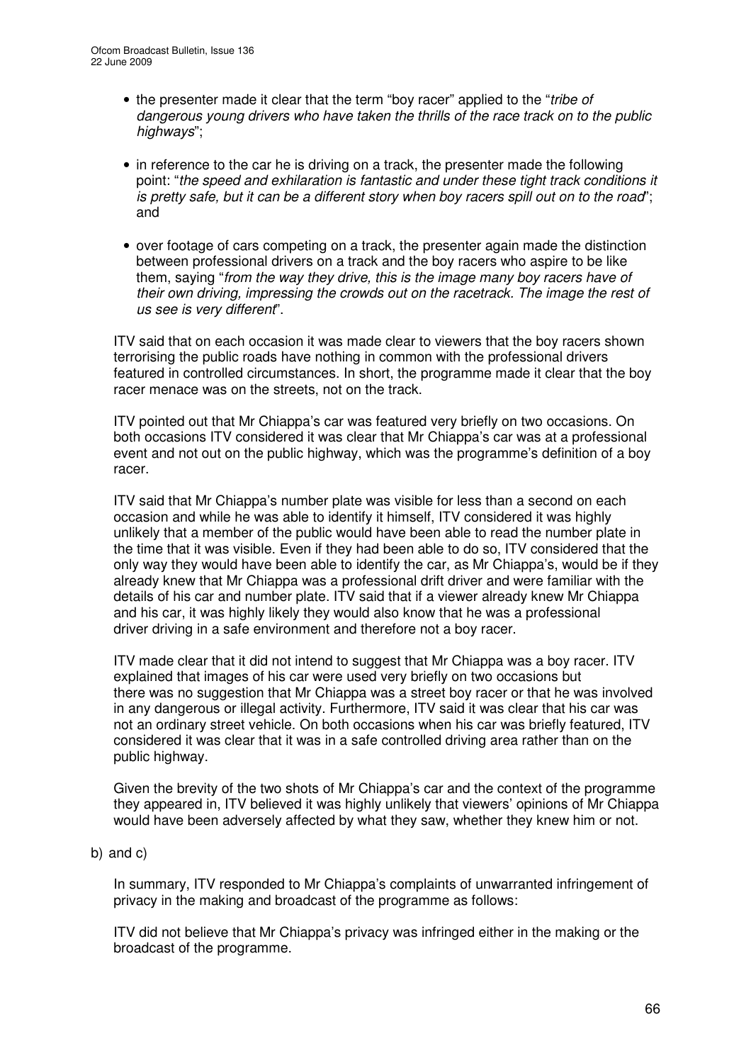- the presenter made it clear that the term "boy racer" applied to the "*tribe of dangerous young drivers who have taken the thrills of the race track on to the public highways*";

- in reference to the car he is driving on a track, the presenter made the following point: "*the speed and exhilaration is fantastic and under these tight track conditions it is pretty safe, but it can be a different story when boy racers spill out on to the road*"; and

- over footage of cars competing on a track, the presenter again made the distinction between professional drivers on a track and the boy racers who aspire to be like them, saying "*from the way they drive, this is the image many boy racers have of their own driving, impressing the crowds out on the racetrack. The image the rest of us see is very different*".

ITV said that on each occasion it was made clear to viewers that the boy racers shown terrorising the public roads have nothing in common with the professional drivers featured in controlled circumstances. In short, the programme made it clear that the boy racer menace was on the streets, not on the track.

ITV pointed out that Mr Chiappa's car was featured very briefly on two occasions. On both occasions ITV considered it was clear that Mr Chiappa's car was at a professional event and not out on the public highway, which was the programme's definition of a boy racer.

ITV said that Mr Chiappa's number plate was visible for less than a second on each occasion and while he was able to identify it himself, ITV considered it was highly unlikely that a member of the public would have been able to read the number plate in the time that it was visible. Even if they had been able to do so, ITV considered that the only way they would have been able to identify the car, as Mr Chiappa's, would be if they already knew that Mr Chiappa was a professional drift driver and were familiar with the details of his car and number plate. ITV said that if a viewer already knew Mr Chiappa and his car, it was highly likely they would also know that he was a professional driver driving in a safe environment and therefore not a boy racer.

ITV made clear that it did not intend to suggest that Mr Chiappa was a boy racer. ITV explained that images of his car were used very briefly on two occasions but there was no suggestion that Mr Chiappa was a street boy racer or that he was involved in any dangerous or illegal activity. Furthermore, ITV said it was clear that his car was not an ordinary street vehicle. On both occasions when his car was briefly featured, ITV considered it was clear that it was in a safe controlled driving area rather than on the public highway.

Given the brevity of the two shots of Mr Chiappa's car and the context of the programme they appeared in, ITV believed it was highly unlikely that viewers' opinions of Mr Chiappa would have been adversely affected by what they saw, whether they knew him or not.

b) and c)

In summary, ITV responded to Mr Chiappa's complaints of unwarranted infringement of privacy in the making and broadcast of the programme as follows:

ITV did not believe that Mr Chiappa's privacy was infringed either in the making or the broadcast of the programme.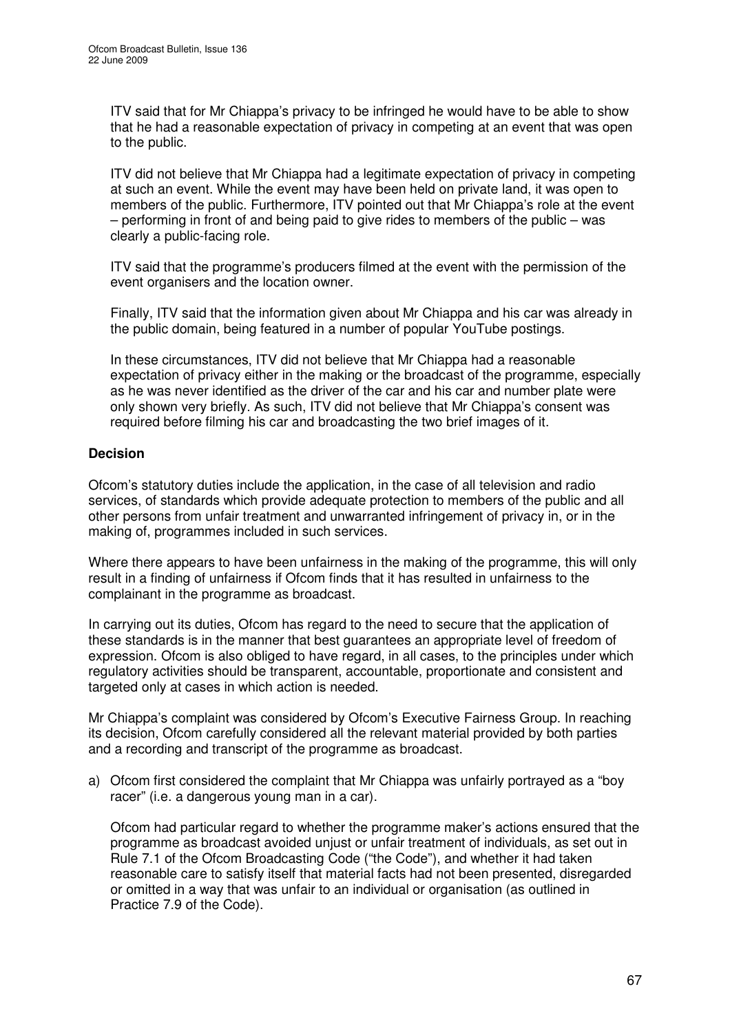ITV said that for Mr Chiappa's privacy to be infringed he would have to be able to show that he had a reasonable expectation of privacy in competing at an event that was open to the public.

ITV did not believe that Mr Chiappa had a legitimate expectation of privacy in competing at such an event. While the event may have been held on private land, it was open to members of the public. Furthermore, ITV pointed out that Mr Chiappa's role at the event – performing in front of and being paid to give rides to members of the public – was clearly a public-facing role.

ITV said that the programme's producers filmed at the event with the permission of the event organisers and the location owner.

Finally, ITV said that the information given about Mr Chiappa and his car was already in the public domain, being featured in a number of popular YouTube postings.

In these circumstances, ITV did not believe that Mr Chiappa had a reasonable expectation of privacy either in the making or the broadcast of the programme, especially as he was never identified as the driver of the car and his car and number plate were only shown very briefly. As such, ITV did not believe that Mr Chiappa's consent was required before filming his car and broadcasting the two brief images of it.

**Decision**

Ofcom's statutory duties include the application, in the case of all television and radio services, of standards which provide adequate protection to members of the public and all other persons from unfair treatment and unwarranted infringement of privacy in, or in the making of, programmes included in such services.

Where there appears to have been unfairness in the making of the programme, this will only result in a finding of unfairness if Ofcom finds that it has resulted in unfairness to the complainant in the programme as broadcast.

In carrying out its duties, Ofcom has regard to the need to secure that the application of these standards is in the manner that best guarantees an appropriate level of freedom of expression. Ofcom is also obliged to have regard, in all cases, to the principles under which regulatory activities should be transparent, accountable, proportionate and consistent and targeted only at cases in which action is needed.

Mr Chiappa's complaint was considered by Ofcom's Executive Fairness Group. In reaching its decision, Ofcom carefully considered all the relevant material provided by both parties and a recording and transcript of the programme as broadcast.

a) Ofcom first considered the complaint that Mr Chiappa was unfairly portrayed as a "boy racer" (i.e. a dangerous young man in a car).

   Ofcom had particular regard to whether the programme maker's actions ensured that the programme as broadcast avoided unjust or unfair treatment of individuals, as set out in Rule 7.1 of the Ofcom Broadcasting Code ("the Code"), and whether it had taken reasonable care to satisfy itself that material facts had not been presented, disregarded or omitted in a way that was unfair to an individual or organisation (as outlined in Practice 7.9 of the Code).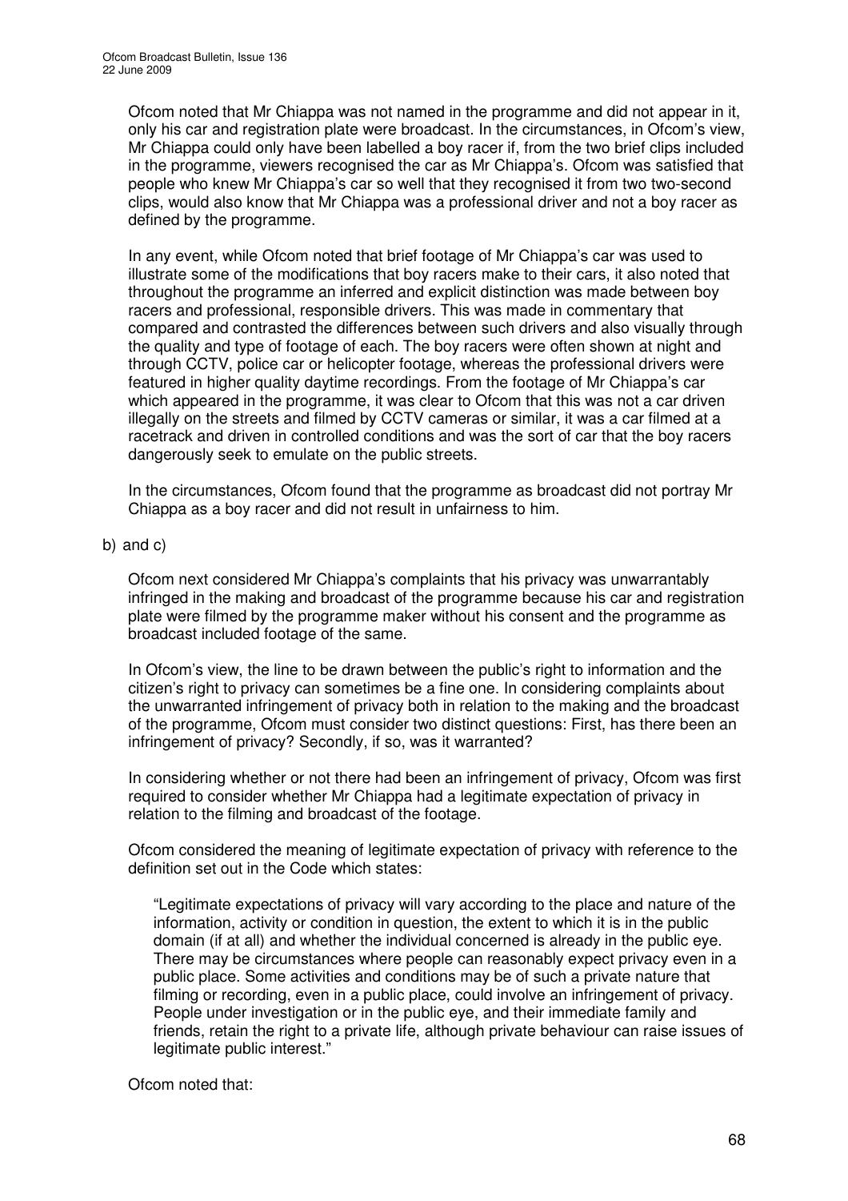Ofcom noted that Mr Chiappa was not named in the programme and did not appear in it, only his car and registration plate were broadcast. In the circumstances, in Ofcom's view, Mr Chiappa could only have been labelled a boy racer if, from the two brief clips included in the programme, viewers recognised the car as Mr Chiappa's. Ofcom was satisfied that people who knew Mr Chiappa's car so well that they recognised it from two two-second clips, would also know that Mr Chiappa was a professional driver and not a boy racer as defined by the programme.

In any event, while Ofcom noted that brief footage of Mr Chiappa's car was used to illustrate some of the modifications that boy racers make to their cars, it also noted that throughout the programme an inferred and explicit distinction was made between boy racers and professional, responsible drivers. This was made in commentary that compared and contrasted the differences between such drivers and also visually through the quality and type of footage of each. The boy racers were often shown at night and through CCTV, police car or helicopter footage, whereas the professional drivers were featured in higher quality daytime recordings. From the footage of Mr Chiappa's car which appeared in the programme, it was clear to Ofcom that this was not a car driven illegally on the streets and filmed by CCTV cameras or similar, it was a car filmed at a racetrack and driven in controlled conditions and was the sort of car that the boy racers dangerously seek to emulate on the public streets.

In the circumstances, Ofcom found that the programme as broadcast did not portray Mr Chiappa as a boy racer and did not result in unfairness to him.

b) and c)

Ofcom next considered Mr Chiappa's complaints that his privacy was unwarrantably infringed in the making and broadcast of the programme because his car and registration plate were filmed by the programme maker without his consent and the programme as broadcast included footage of the same.

In Ofcom's view, the line to be drawn between the public's right to information and the citizen's right to privacy can sometimes be a fine one. In considering complaints about the unwarranted infringement of privacy both in relation to the making and the broadcast of the programme, Ofcom must consider two distinct questions: First, has there been an infringement of privacy? Secondly, if so, was it warranted?

In considering whether or not there had been an infringement of privacy, Ofcom was first required to consider whether Mr Chiappa had a legitimate expectation of privacy in relation to the filming and broadcast of the footage.

Ofcom considered the meaning of legitimate expectation of privacy with reference to the definition set out in the Code which states:

> "Legitimate expectations of privacy will vary according to the place and nature of the information, activity or condition in question, the extent to which it is in the public domain (if at all) and whether the individual concerned is already in the public eye. There may be circumstances where people can reasonably expect privacy even in a public place. Some activities and conditions may be of such a private nature that filming or recording, even in a public place, could involve an infringement of privacy. People under investigation or in the public eye, and their immediate family and friends, retain the right to a private life, although private behaviour can raise issues of legitimate public interest."

Ofcom noted that: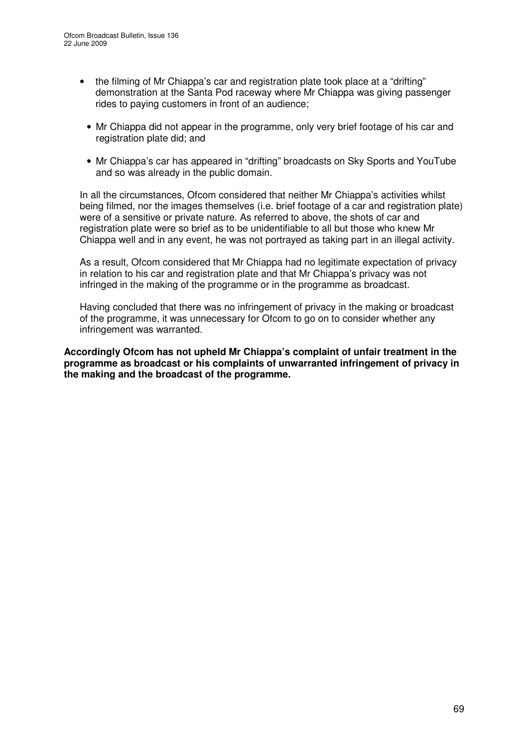- the filming of Mr Chiappa's car and registration plate took place at a "drifting" demonstration at the Santa Pod raceway where Mr Chiappa was giving passenger rides to paying customers in front of an audience;

- Mr Chiappa did not appear in the programme, only very brief footage of his car and registration plate did; and

- Mr Chiappa's car has appeared in "drifting" broadcasts on Sky Sports and YouTube and so was already in the public domain.

In all the circumstances, Ofcom considered that neither Mr Chiappa's activities whilst being filmed, nor the images themselves (i.e. brief footage of a car and registration plate) were of a sensitive or private nature. As referred to above, the shots of car and registration plate were so brief as to be unidentifiable to all but those who knew Mr Chiappa well and in any event, he was not portrayed as taking part in an illegal activity.

As a result, Ofcom considered that Mr Chiappa had no legitimate expectation of privacy in relation to his car and registration plate and that Mr Chiappa's privacy was not infringed in the making of the programme or in the programme as broadcast.

Having concluded that there was no infringement of privacy in the making or broadcast of the programme, it was unnecessary for Ofcom to go on to consider whether any infringement was warranted.

**Accordingly Ofcom has not upheld Mr Chiappa's complaint of unfair treatment in the programme as broadcast or his complaints of unwarranted infringement of privacy in the making and the broadcast of the programme.**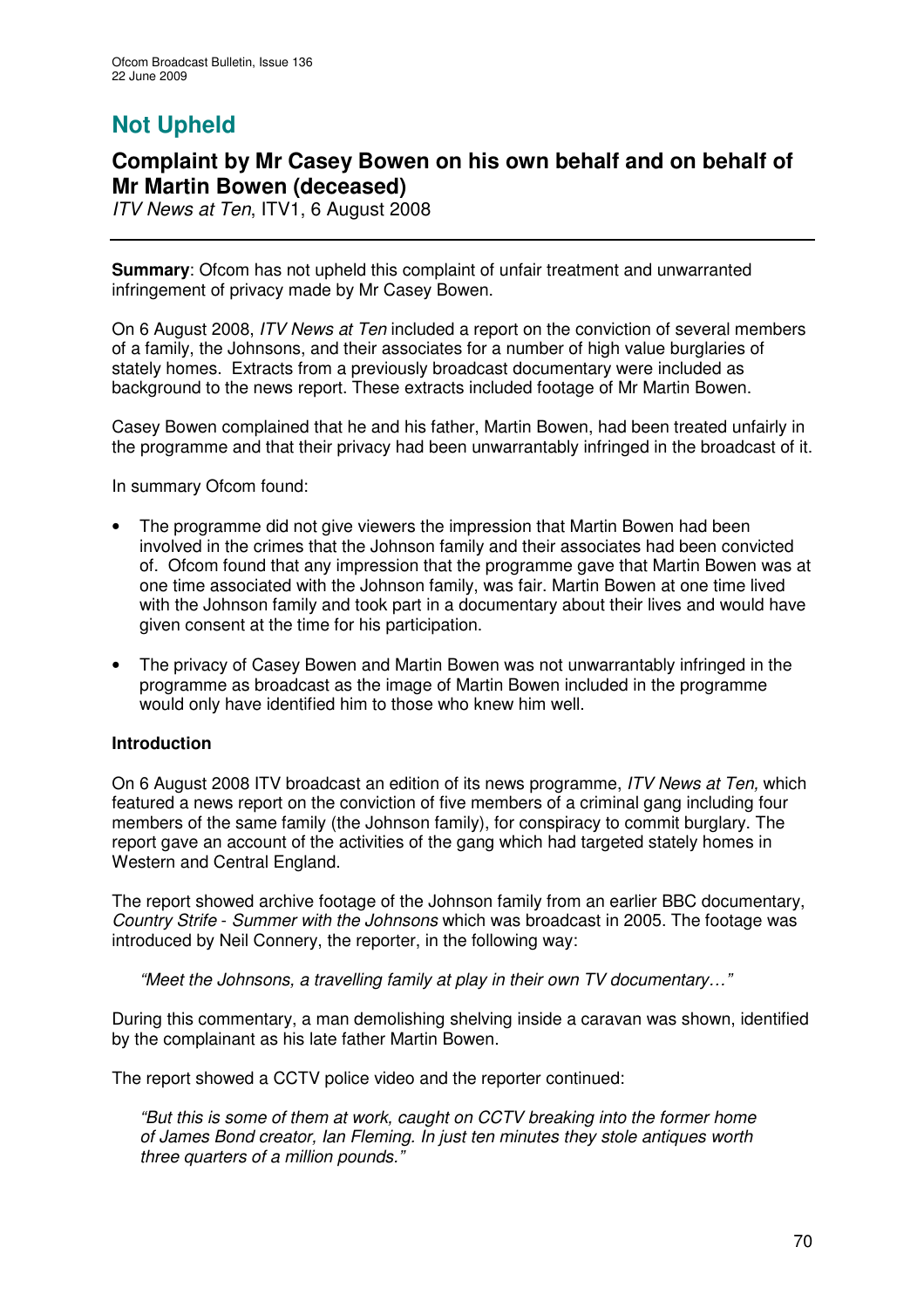# Not Upheld

## Complaint by Mr Casey Bowen on his own behalf and on behalf of Mr Martin Bowen (deceased)

*ITV News at Ten*, ITV1, 6 August 2008

---

**Summary**: Ofcom has not upheld this complaint of unfair treatment and unwarranted infringement of privacy made by Mr Casey Bowen.

On 6 August 2008, *ITV News at Ten* included a report on the conviction of several members of a family, the Johnsons, and their associates for a number of high value burglaries of stately homes. Extracts from a previously broadcast documentary were included as background to the news report. These extracts included footage of Mr Martin Bowen.

Casey Bowen complained that he and his father, Martin Bowen, had been treated unfairly in the programme and that their privacy had been unwarrantably infringed in the broadcast of it.

In summary Ofcom found:

- The programme did not give viewers the impression that Martin Bowen had been involved in the crimes that the Johnson family and their associates had been convicted of. Ofcom found that any impression that the programme gave that Martin Bowen was at one time associated with the Johnson family, was fair. Martin Bowen at one time lived with the Johnson family and took part in a documentary about their lives and would have given consent at the time for his participation.
- The privacy of Casey Bowen and Martin Bowen was not unwarrantably infringed in the programme as broadcast as the image of Martin Bowen included in the programme would only have identified him to those who knew him well.

**Introduction**

On 6 August 2008 ITV broadcast an edition of its news programme, *ITV News at Ten,* which featured a news report on the conviction of five members of a criminal gang including four members of the same family (the Johnson family), for conspiracy to commit burglary. The report gave an account of the activities of the gang which had targeted stately homes in Western and Central England.

The report showed archive footage of the Johnson family from an earlier BBC documentary, *Country Strife - Summer with the Johnsons* which was broadcast in 2005. The footage was introduced by Neil Connery, the reporter, in the following way:

> *"Meet the Johnsons, a travelling family at play in their own TV documentary…"*

During this commentary, a man demolishing shelving inside a caravan was shown, identified by the complainant as his late father Martin Bowen.

The report showed a CCTV police video and the reporter continued:

> *"But this is some of them at work, caught on CCTV breaking into the former home of James Bond creator, Ian Fleming. In just ten minutes they stole antiques worth three quarters of a million pounds."*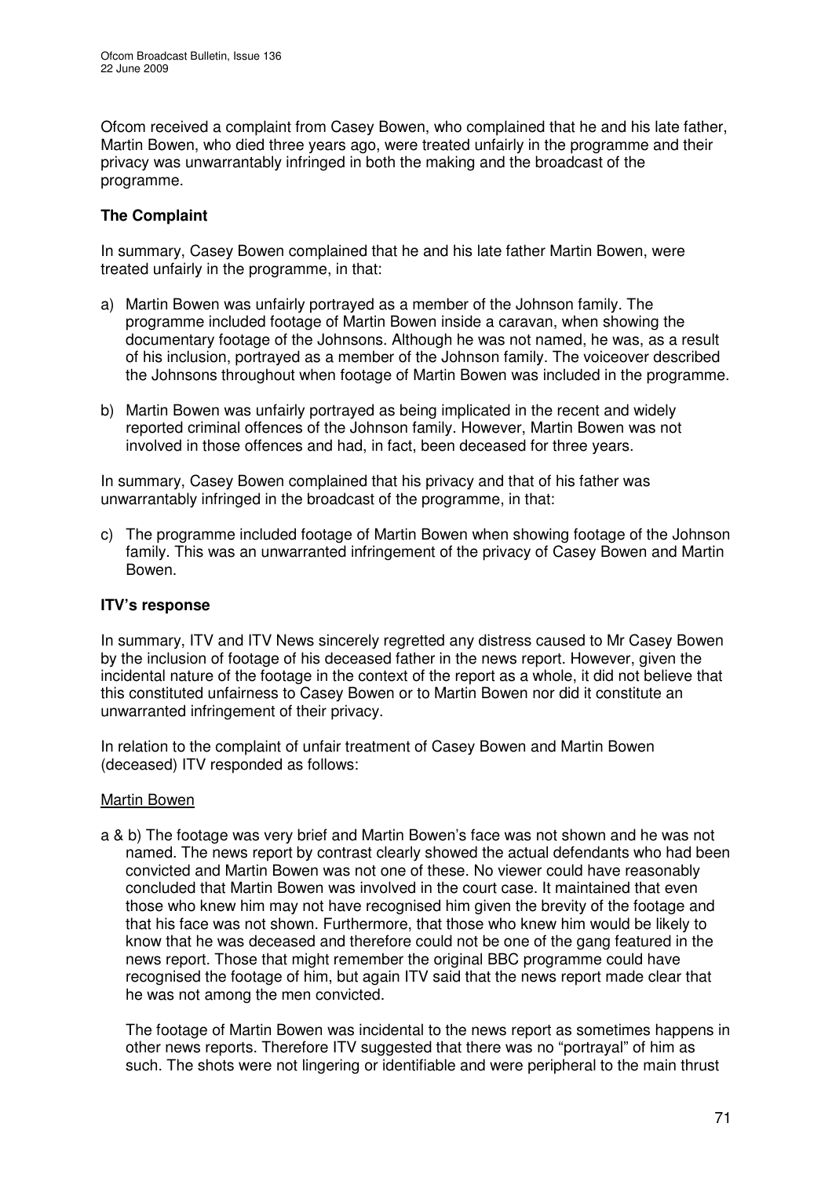Ofcom received a complaint from Casey Bowen, who complained that he and his late father, Martin Bowen, who died three years ago, were treated unfairly in the programme and their privacy was unwarrantably infringed in both the making and the broadcast of the programme.

## The Complaint

In summary, Casey Bowen complained that he and his late father Martin Bowen, were treated unfairly in the programme, in that:

a) Martin Bowen was unfairly portrayed as a member of the Johnson family. The programme included footage of Martin Bowen inside a caravan, when showing the documentary footage of the Johnsons. Although he was not named, he was, as a result of his inclusion, portrayed as a member of the Johnson family. The voiceover described the Johnsons throughout when footage of Martin Bowen was included in the programme.

b) Martin Bowen was unfairly portrayed as being implicated in the recent and widely reported criminal offences of the Johnson family. However, Martin Bowen was not involved in those offences and had, in fact, been deceased for three years.

In summary, Casey Bowen complained that his privacy and that of his father was unwarrantably infringed in the broadcast of the programme, in that:

c) The programme included footage of Martin Bowen when showing footage of the Johnson family. This was an unwarranted infringement of the privacy of Casey Bowen and Martin Bowen.

## ITV's response

In summary, ITV and ITV News sincerely regretted any distress caused to Mr Casey Bowen by the inclusion of footage of his deceased father in the news report. However, given the incidental nature of the footage in the context of the report as a whole, it did not believe that this constituted unfairness to Casey Bowen or to Martin Bowen nor did it constitute an unwarranted infringement of their privacy.

In relation to the complaint of unfair treatment of Casey Bowen and Martin Bowen (deceased) ITV responded as follows:

<u>Martin Bowen</u>

a & b) The footage was very brief and Martin Bowen's face was not shown and he was not named. The news report by contrast clearly showed the actual defendants who had been convicted and Martin Bowen was not one of these. No viewer could have reasonably concluded that Martin Bowen was involved in the court case. It maintained that even those who knew him may not have recognised him given the brevity of the footage and that his face was not shown. Furthermore, that those who knew him would be likely to know that he was deceased and therefore could not be one of the gang featured in the news report. Those that might remember the original BBC programme could have recognised the footage of him, but again ITV said that the news report made clear that he was not among the men convicted.

The footage of Martin Bowen was incidental to the news report as sometimes happens in other news reports. Therefore ITV suggested that there was no "portrayal" of him as such. The shots were not lingering or identifiable and were peripheral to the main thrust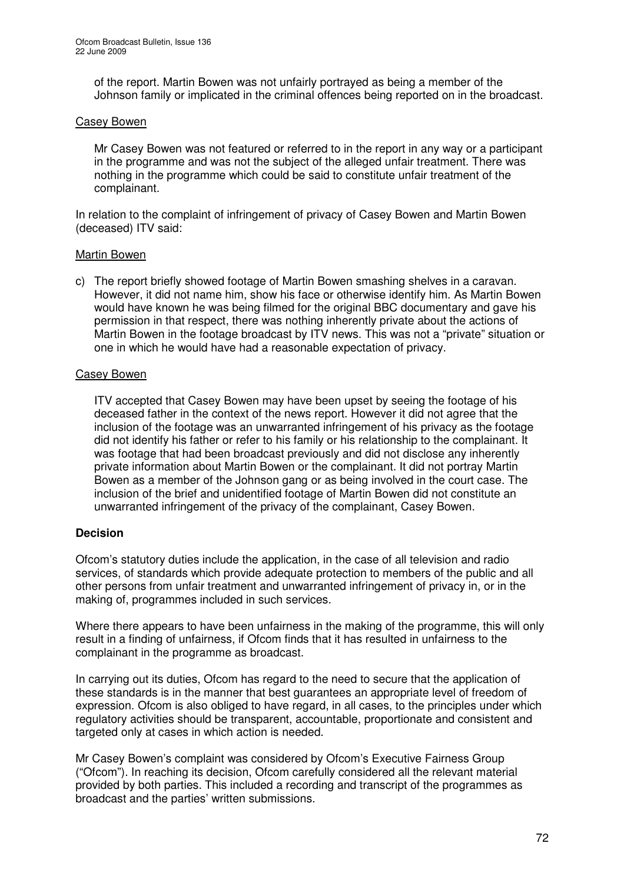of the report. Martin Bowen was not unfairly portrayed as being a member of the Johnson family or implicated in the criminal offences being reported on in the broadcast.

Casey Bowen

Mr Casey Bowen was not featured or referred to in the report in any way or a participant in the programme and was not the subject of the alleged unfair treatment. There was nothing in the programme which could be said to constitute unfair treatment of the complainant.

In relation to the complaint of infringement of privacy of Casey Bowen and Martin Bowen (deceased) ITV said:

Martin Bowen

c) The report briefly showed footage of Martin Bowen smashing shelves in a caravan. However, it did not name him, show his face or otherwise identify him. As Martin Bowen would have known he was being filmed for the original BBC documentary and gave his permission in that respect, there was nothing inherently private about the actions of Martin Bowen in the footage broadcast by ITV news. This was not a "private" situation or one in which he would have had a reasonable expectation of privacy.

Casey Bowen

ITV accepted that Casey Bowen may have been upset by seeing the footage of his deceased father in the context of the news report. However it did not agree that the inclusion of the footage was an unwarranted infringement of his privacy as the footage did not identify his father or refer to his family or his relationship to the complainant. It was footage that had been broadcast previously and did not disclose any inherently private information about Martin Bowen or the complainant. It did not portray Martin Bowen as a member of the Johnson gang or as being involved in the court case. The inclusion of the brief and unidentified footage of Martin Bowen did not constitute an unwarranted infringement of the privacy of the complainant, Casey Bowen.

**Decision**

Ofcom's statutory duties include the application, in the case of all television and radio services, of standards which provide adequate protection to members of the public and all other persons from unfair treatment and unwarranted infringement of privacy in, or in the making of, programmes included in such services.

Where there appears to have been unfairness in the making of the programme, this will only result in a finding of unfairness, if Ofcom finds that it has resulted in unfairness to the complainant in the programme as broadcast.

In carrying out its duties, Ofcom has regard to the need to secure that the application of these standards is in the manner that best guarantees an appropriate level of freedom of expression. Ofcom is also obliged to have regard, in all cases, to the principles under which regulatory activities should be transparent, accountable, proportionate and consistent and targeted only at cases in which action is needed.

Mr Casey Bowen's complaint was considered by Ofcom's Executive Fairness Group ("Ofcom"). In reaching its decision, Ofcom carefully considered all the relevant material provided by both parties. This included a recording and transcript of the programmes as broadcast and the parties' written submissions.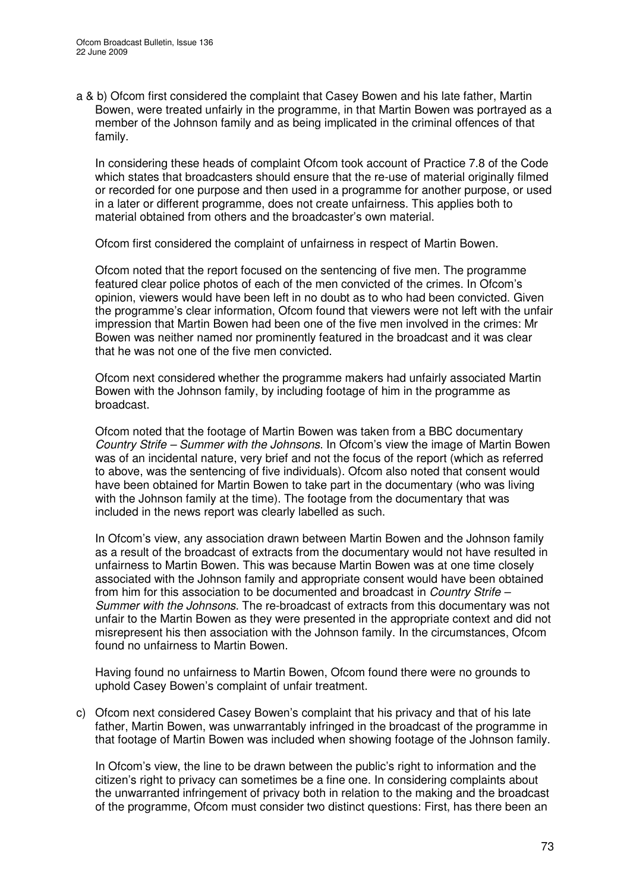a & b) Ofcom first considered the complaint that Casey Bowen and his late father, Martin Bowen, were treated unfairly in the programme, in that Martin Bowen was portrayed as a member of the Johnson family and as being implicated in the criminal offences of that family.

In considering these heads of complaint Ofcom took account of Practice 7.8 of the Code which states that broadcasters should ensure that the re-use of material originally filmed or recorded for one purpose and then used in a programme for another purpose, or used in a later or different programme, does not create unfairness. This applies both to material obtained from others and the broadcaster's own material.

Ofcom first considered the complaint of unfairness in respect of Martin Bowen.

Ofcom noted that the report focused on the sentencing of five men. The programme featured clear police photos of each of the men convicted of the crimes. In Ofcom's opinion, viewers would have been left in no doubt as to who had been convicted. Given the programme's clear information, Ofcom found that viewers were not left with the unfair impression that Martin Bowen had been one of the five men involved in the crimes: Mr Bowen was neither named nor prominently featured in the broadcast and it was clear that he was not one of the five men convicted.

Ofcom next considered whether the programme makers had unfairly associated Martin Bowen with the Johnson family, by including footage of him in the programme as broadcast.

Ofcom noted that the footage of Martin Bowen was taken from a BBC documentary *Country Strife – Summer with the Johnsons*. In Ofcom's view the image of Martin Bowen was of an incidental nature, very brief and not the focus of the report (which as referred to above, was the sentencing of five individuals). Ofcom also noted that consent would have been obtained for Martin Bowen to take part in the documentary (who was living with the Johnson family at the time). The footage from the documentary that was included in the news report was clearly labelled as such.

In Ofcom's view, any association drawn between Martin Bowen and the Johnson family as a result of the broadcast of extracts from the documentary would not have resulted in unfairness to Martin Bowen. This was because Martin Bowen was at one time closely associated with the Johnson family and appropriate consent would have been obtained from him for this association to be documented and broadcast in *Country Strife – Summer with the Johnsons*. The re-broadcast of extracts from this documentary was not unfair to the Martin Bowen as they were presented in the appropriate context and did not misrepresent his then association with the Johnson family. In the circumstances, Ofcom found no unfairness to Martin Bowen.

Having found no unfairness to Martin Bowen, Ofcom found there were no grounds to uphold Casey Bowen's complaint of unfair treatment.

c) Ofcom next considered Casey Bowen's complaint that his privacy and that of his late father, Martin Bowen, was unwarrantably infringed in the broadcast of the programme in that footage of Martin Bowen was included when showing footage of the Johnson family.

In Ofcom's view, the line to be drawn between the public's right to information and the citizen's right to privacy can sometimes be a fine one. In considering complaints about the unwarranted infringement of privacy both in relation to the making and the broadcast of the programme, Ofcom must consider two distinct questions: First, has there been an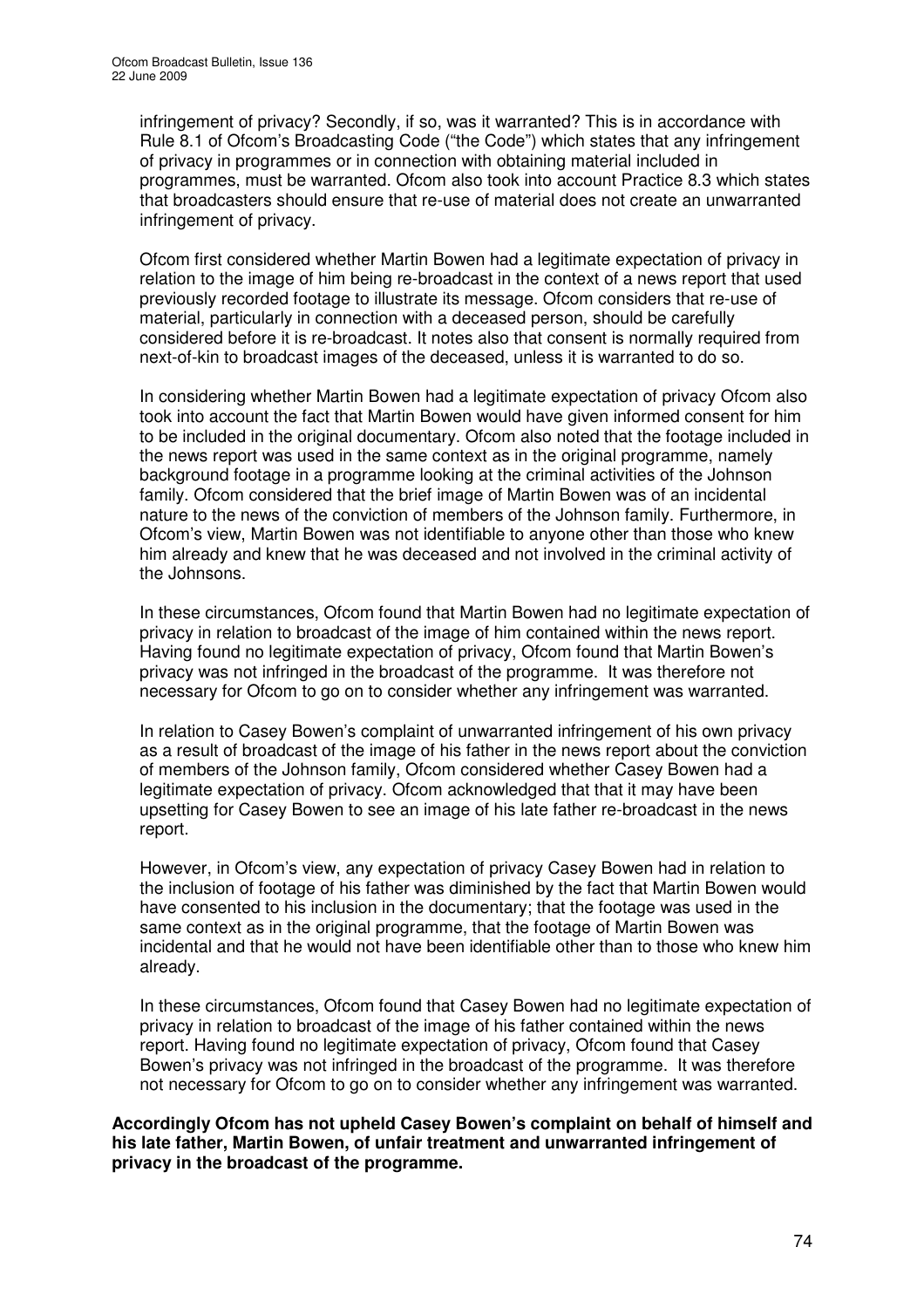infringement of privacy? Secondly, if so, was it warranted? This is in accordance with Rule 8.1 of Ofcom's Broadcasting Code ("the Code") which states that any infringement of privacy in programmes or in connection with obtaining material included in programmes, must be warranted. Ofcom also took into account Practice 8.3 which states that broadcasters should ensure that re-use of material does not create an unwarranted infringement of privacy.

Ofcom first considered whether Martin Bowen had a legitimate expectation of privacy in relation to the image of him being re-broadcast in the context of a news report that used previously recorded footage to illustrate its message. Ofcom considers that re-use of material, particularly in connection with a deceased person, should be carefully considered before it is re-broadcast. It notes also that consent is normally required from next-of-kin to broadcast images of the deceased, unless it is warranted to do so.

In considering whether Martin Bowen had a legitimate expectation of privacy Ofcom also took into account the fact that Martin Bowen would have given informed consent for him to be included in the original documentary. Ofcom also noted that the footage included in the news report was used in the same context as in the original programme, namely background footage in a programme looking at the criminal activities of the Johnson family. Ofcom considered that the brief image of Martin Bowen was of an incidental nature to the news of the conviction of members of the Johnson family. Furthermore, in Ofcom's view, Martin Bowen was not identifiable to anyone other than those who knew him already and knew that he was deceased and not involved in the criminal activity of the Johnsons.

In these circumstances, Ofcom found that Martin Bowen had no legitimate expectation of privacy in relation to broadcast of the image of him contained within the news report. Having found no legitimate expectation of privacy, Ofcom found that Martin Bowen's privacy was not infringed in the broadcast of the programme. It was therefore not necessary for Ofcom to go on to consider whether any infringement was warranted.

In relation to Casey Bowen's complaint of unwarranted infringement of his own privacy as a result of broadcast of the image of his father in the news report about the conviction of members of the Johnson family, Ofcom considered whether Casey Bowen had a legitimate expectation of privacy. Ofcom acknowledged that that it may have been upsetting for Casey Bowen to see an image of his late father re-broadcast in the news report.

However, in Ofcom's view, any expectation of privacy Casey Bowen had in relation to the inclusion of footage of his father was diminished by the fact that Martin Bowen would have consented to his inclusion in the documentary; that the footage was used in the same context as in the original programme, that the footage of Martin Bowen was incidental and that he would not have been identifiable other than to those who knew him already.

In these circumstances, Ofcom found that Casey Bowen had no legitimate expectation of privacy in relation to broadcast of the image of his father contained within the news report. Having found no legitimate expectation of privacy, Ofcom found that Casey Bowen's privacy was not infringed in the broadcast of the programme. It was therefore not necessary for Ofcom to go on to consider whether any infringement was warranted.

**Accordingly Ofcom has not upheld Casey Bowen's complaint on behalf of himself and his late father, Martin Bowen, of unfair treatment and unwarranted infringement of privacy in the broadcast of the programme.**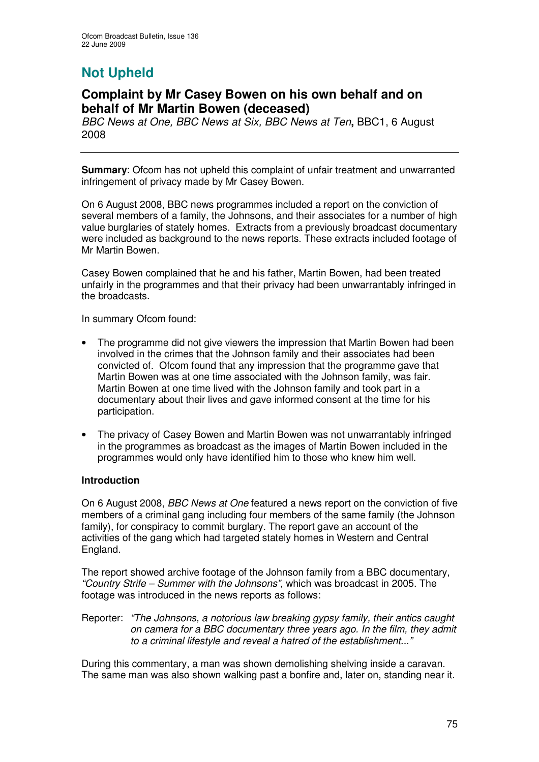# Not Upheld

## Complaint by Mr Casey Bowen on his own behalf and on behalf of Mr Martin Bowen (deceased)

*BBC News at One, BBC News at Six, BBC News at Ten*, BBC1, 6 August 2008

---

**Summary**: Ofcom has not upheld this complaint of unfair treatment and unwarranted infringement of privacy made by Mr Casey Bowen.

On 6 August 2008, BBC news programmes included a report on the conviction of several members of a family, the Johnsons, and their associates for a number of high value burglaries of stately homes. Extracts from a previously broadcast documentary were included as background to the news reports. These extracts included footage of Mr Martin Bowen.

Casey Bowen complained that he and his father, Martin Bowen, had been treated unfairly in the programmes and that their privacy had been unwarrantably infringed in the broadcasts.

In summary Ofcom found:

- The programme did not give viewers the impression that Martin Bowen had been involved in the crimes that the Johnson family and their associates had been convicted of. Ofcom found that any impression that the programme gave that Martin Bowen was at one time associated with the Johnson family, was fair. Martin Bowen at one time lived with the Johnson family and took part in a documentary about their lives and gave informed consent at the time for his participation.
- The privacy of Casey Bowen and Martin Bowen was not unwarrantably infringed in the programmes as broadcast as the images of Martin Bowen included in the programmes would only have identified him to those who knew him well.

**Introduction**

On 6 August 2008, *BBC News at One* featured a news report on the conviction of five members of a criminal gang including four members of the same family (the Johnson family), for conspiracy to commit burglary. The report gave an account of the activities of the gang which had targeted stately homes in Western and Central England.

The report showed archive footage of the Johnson family from a BBC documentary, *"Country Strife – Summer with the Johnsons",* which was broadcast in 2005. The footage was introduced in the news reports as follows:

Reporter: *"The Johnsons, a notorious law breaking gypsy family, their antics caught on camera for a BBC documentary three years ago. In the film, they admit to a criminal lifestyle and reveal a hatred of the establishment..."*

During this commentary, a man was shown demolishing shelving inside a caravan. The same man was also shown walking past a bonfire and, later on, standing near it.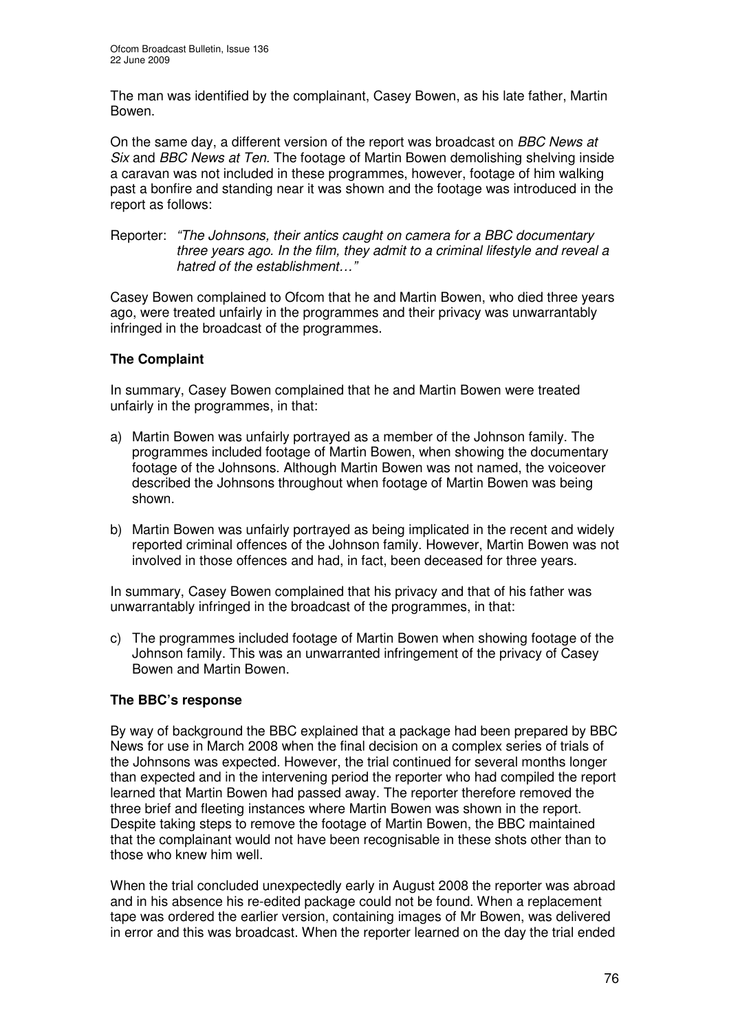The man was identified by the complainant, Casey Bowen, as his late father, Martin Bowen.

On the same day, a different version of the report was broadcast on *BBC News at Six* and *BBC News at Ten*. The footage of Martin Bowen demolishing shelving inside a caravan was not included in these programmes, however, footage of him walking past a bonfire and standing near it was shown and the footage was introduced in the report as follows:

Reporter: *"The Johnsons, their antics caught on camera for a BBC documentary three years ago. In the film, they admit to a criminal lifestyle and reveal a hatred of the establishment…"*

Casey Bowen complained to Ofcom that he and Martin Bowen, who died three years ago, were treated unfairly in the programmes and their privacy was unwarrantably infringed in the broadcast of the programmes.

**The Complaint**

In summary, Casey Bowen complained that he and Martin Bowen were treated unfairly in the programmes, in that:

a) Martin Bowen was unfairly portrayed as a member of the Johnson family. The programmes included footage of Martin Bowen, when showing the documentary footage of the Johnsons. Although Martin Bowen was not named, the voiceover described the Johnsons throughout when footage of Martin Bowen was being shown.

b) Martin Bowen was unfairly portrayed as being implicated in the recent and widely reported criminal offences of the Johnson family. However, Martin Bowen was not involved in those offences and had, in fact, been deceased for three years.

In summary, Casey Bowen complained that his privacy and that of his father was unwarrantably infringed in the broadcast of the programmes, in that:

c) The programmes included footage of Martin Bowen when showing footage of the Johnson family. This was an unwarranted infringement of the privacy of Casey Bowen and Martin Bowen.

**The BBC's response**

By way of background the BBC explained that a package had been prepared by BBC News for use in March 2008 when the final decision on a complex series of trials of the Johnsons was expected. However, the trial continued for several months longer than expected and in the intervening period the reporter who had compiled the report learned that Martin Bowen had passed away. The reporter therefore removed the three brief and fleeting instances where Martin Bowen was shown in the report. Despite taking steps to remove the footage of Martin Bowen, the BBC maintained that the complainant would not have been recognisable in these shots other than to those who knew him well.

When the trial concluded unexpectedly early in August 2008 the reporter was abroad and in his absence his re-edited package could not be found. When a replacement tape was ordered the earlier version, containing images of Mr Bowen, was delivered in error and this was broadcast. When the reporter learned on the day the trial ended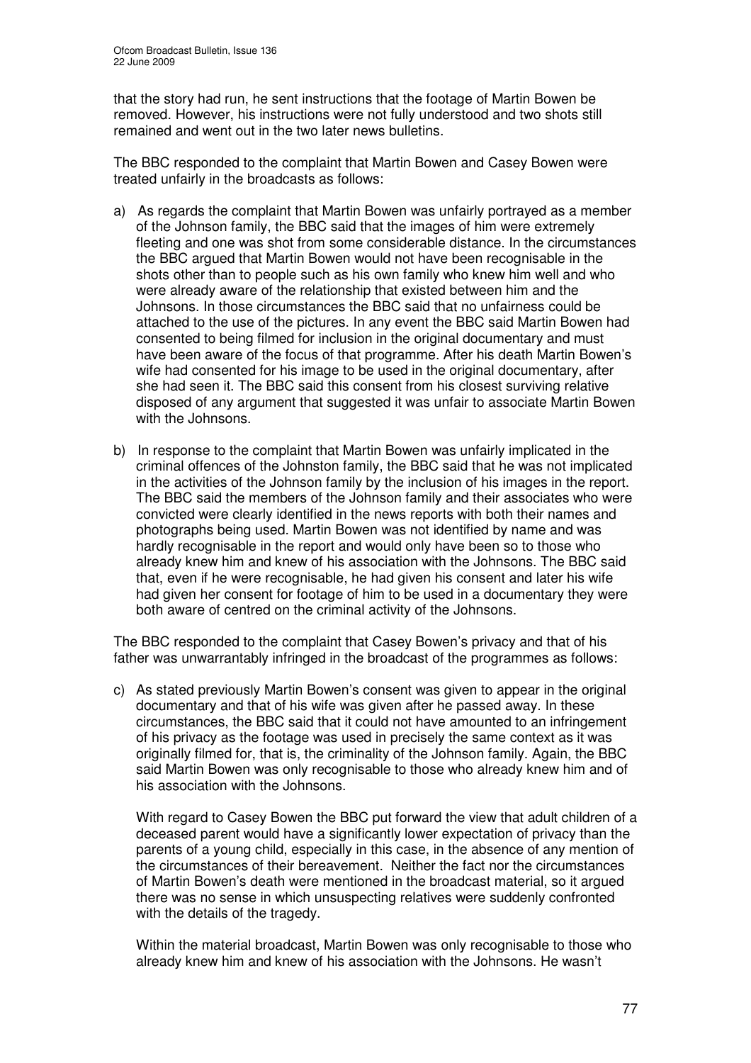that the story had run, he sent instructions that the footage of Martin Bowen be removed. However, his instructions were not fully understood and two shots still remained and went out in the two later news bulletins.

The BBC responded to the complaint that Martin Bowen and Casey Bowen were treated unfairly in the broadcasts as follows:

a) As regards the complaint that Martin Bowen was unfairly portrayed as a member of the Johnson family, the BBC said that the images of him were extremely fleeting and one was shot from some considerable distance. In the circumstances the BBC argued that Martin Bowen would not have been recognisable in the shots other than to people such as his own family who knew him well and who were already aware of the relationship that existed between him and the Johnsons. In those circumstances the BBC said that no unfairness could be attached to the use of the pictures. In any event the BBC said Martin Bowen had consented to being filmed for inclusion in the original documentary and must have been aware of the focus of that programme. After his death Martin Bowen's wife had consented for his image to be used in the original documentary, after she had seen it. The BBC said this consent from his closest surviving relative disposed of any argument that suggested it was unfair to associate Martin Bowen with the Johnsons.

b) In response to the complaint that Martin Bowen was unfairly implicated in the criminal offences of the Johnston family, the BBC said that he was not implicated in the activities of the Johnson family by the inclusion of his images in the report. The BBC said the members of the Johnson family and their associates who were convicted were clearly identified in the news reports with both their names and photographs being used. Martin Bowen was not identified by name and was hardly recognisable in the report and would only have been so to those who already knew him and knew of his association with the Johnsons. The BBC said that, even if he were recognisable, he had given his consent and later his wife had given her consent for footage of him to be used in a documentary they were both aware of centred on the criminal activity of the Johnsons.

The BBC responded to the complaint that Casey Bowen's privacy and that of his father was unwarrantably infringed in the broadcast of the programmes as follows:

c) As stated previously Martin Bowen's consent was given to appear in the original documentary and that of his wife was given after he passed away. In these circumstances, the BBC said that it could not have amounted to an infringement of his privacy as the footage was used in precisely the same context as it was originally filmed for, that is, the criminality of the Johnson family. Again, the BBC said Martin Bowen was only recognisable to those who already knew him and of his association with the Johnsons.

   With regard to Casey Bowen the BBC put forward the view that adult children of a deceased parent would have a significantly lower expectation of privacy than the parents of a young child, especially in this case, in the absence of any mention of the circumstances of their bereavement. Neither the fact nor the circumstances of Martin Bowen's death were mentioned in the broadcast material, so it argued there was no sense in which unsuspecting relatives were suddenly confronted with the details of the tragedy.

   Within the material broadcast, Martin Bowen was only recognisable to those who already knew him and knew of his association with the Johnsons. He wasn't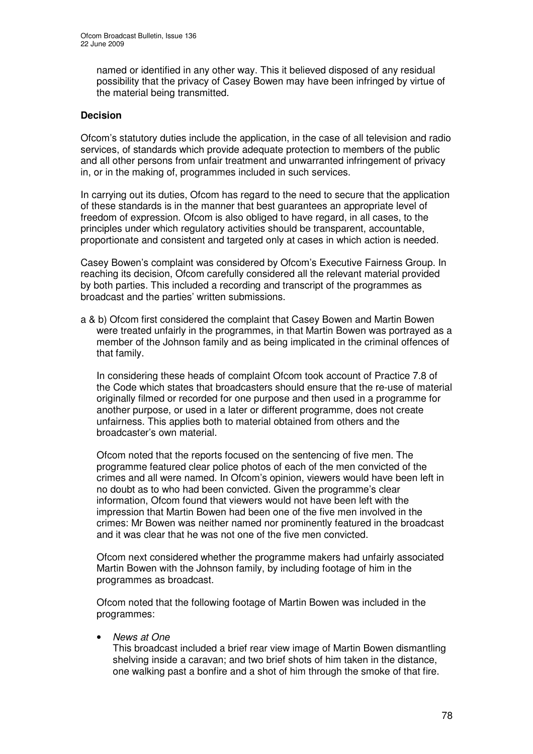named or identified in any other way. This it believed disposed of any residual possibility that the privacy of Casey Bowen may have been infringed by virtue of the material being transmitted.

## Decision

Ofcom's statutory duties include the application, in the case of all television and radio services, of standards which provide adequate protection to members of the public and all other persons from unfair treatment and unwarranted infringement of privacy in, or in the making of, programmes included in such services.

In carrying out its duties, Ofcom has regard to the need to secure that the application of these standards is in the manner that best guarantees an appropriate level of freedom of expression. Ofcom is also obliged to have regard, in all cases, to the principles under which regulatory activities should be transparent, accountable, proportionate and consistent and targeted only at cases in which action is needed.

Casey Bowen's complaint was considered by Ofcom's Executive Fairness Group. In reaching its decision, Ofcom carefully considered all the relevant material provided by both parties. This included a recording and transcript of the programmes as broadcast and the parties' written submissions.

a & b) Ofcom first considered the complaint that Casey Bowen and Martin Bowen were treated unfairly in the programmes, in that Martin Bowen was portrayed as a member of the Johnson family and as being implicated in the criminal offences of that family.

In considering these heads of complaint Ofcom took account of Practice 7.8 of the Code which states that broadcasters should ensure that the re-use of material originally filmed or recorded for one purpose and then used in a programme for another purpose, or used in a later or different programme, does not create unfairness. This applies both to material obtained from others and the broadcaster's own material.

Ofcom noted that the reports focused on the sentencing of five men. The programme featured clear police photos of each of the men convicted of the crimes and all were named. In Ofcom's opinion, viewers would have been left in no doubt as to who had been convicted. Given the programme's clear information, Ofcom found that viewers would not have been left with the impression that Martin Bowen had been one of the five men involved in the crimes: Mr Bowen was neither named nor prominently featured in the broadcast and it was clear that he was not one of the five men convicted.

Ofcom next considered whether the programme makers had unfairly associated Martin Bowen with the Johnson family, by including footage of him in the programmes as broadcast.

Ofcom noted that the following footage of Martin Bowen was included in the programmes:

- *News at One*
  This broadcast included a brief rear view image of Martin Bowen dismantling shelving inside a caravan; and two brief shots of him taken in the distance, one walking past a bonfire and a shot of him through the smoke of that fire.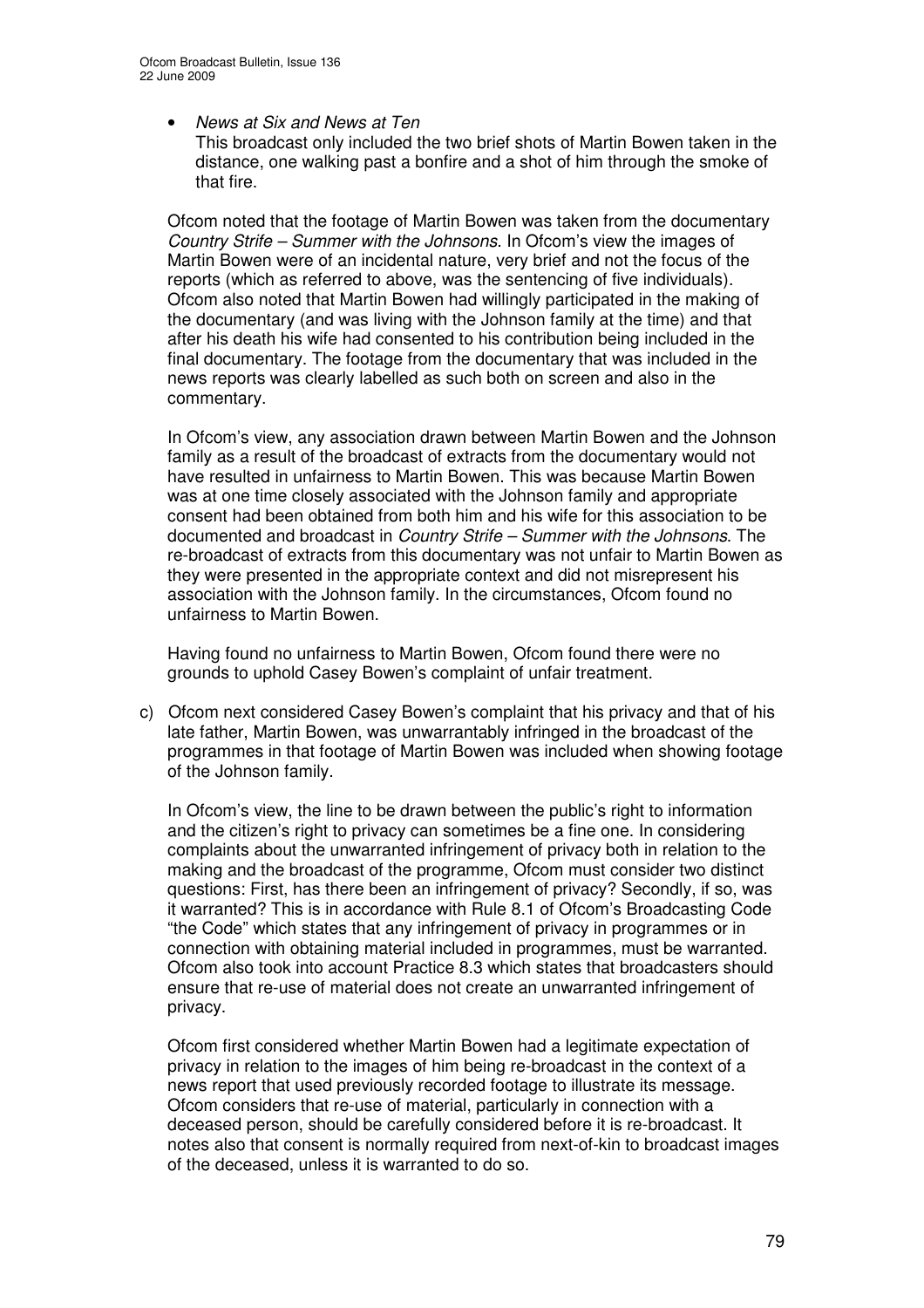- *News at Six and News at Ten*
  This broadcast only included the two brief shots of Martin Bowen taken in the distance, one walking past a bonfire and a shot of him through the smoke of that fire.

Ofcom noted that the footage of Martin Bowen was taken from the documentary *Country Strife – Summer with the Johnsons*. In Ofcom's view the images of Martin Bowen were of an incidental nature, very brief and not the focus of the reports (which as referred to above, was the sentencing of five individuals). Ofcom also noted that Martin Bowen had willingly participated in the making of the documentary (and was living with the Johnson family at the time) and that after his death his wife had consented to his contribution being included in the final documentary. The footage from the documentary that was included in the news reports was clearly labelled as such both on screen and also in the commentary.

In Ofcom's view, any association drawn between Martin Bowen and the Johnson family as a result of the broadcast of extracts from the documentary would not have resulted in unfairness to Martin Bowen. This was because Martin Bowen was at one time closely associated with the Johnson family and appropriate consent had been obtained from both him and his wife for this association to be documented and broadcast in *Country Strife – Summer with the Johnsons*. The re-broadcast of extracts from this documentary was not unfair to Martin Bowen as they were presented in the appropriate context and did not misrepresent his association with the Johnson family. In the circumstances, Ofcom found no unfairness to Martin Bowen.

Having found no unfairness to Martin Bowen, Ofcom found there were no grounds to uphold Casey Bowen's complaint of unfair treatment.

c) Ofcom next considered Casey Bowen's complaint that his privacy and that of his late father, Martin Bowen, was unwarrantably infringed in the broadcast of the programmes in that footage of Martin Bowen was included when showing footage of the Johnson family.

In Ofcom's view, the line to be drawn between the public's right to information and the citizen's right to privacy can sometimes be a fine one. In considering complaints about the unwarranted infringement of privacy both in relation to the making and the broadcast of the programme, Ofcom must consider two distinct questions: First, has there been an infringement of privacy? Secondly, if so, was it warranted? This is in accordance with Rule 8.1 of Ofcom's Broadcasting Code "the Code" which states that any infringement of privacy in programmes or in connection with obtaining material included in programmes, must be warranted. Ofcom also took into account Practice 8.3 which states that broadcasters should ensure that re-use of material does not create an unwarranted infringement of privacy.

Ofcom first considered whether Martin Bowen had a legitimate expectation of privacy in relation to the images of him being re-broadcast in the context of a news report that used previously recorded footage to illustrate its message. Ofcom considers that re-use of material, particularly in connection with a deceased person, should be carefully considered before it is re-broadcast. It notes also that consent is normally required from next-of-kin to broadcast images of the deceased, unless it is warranted to do so.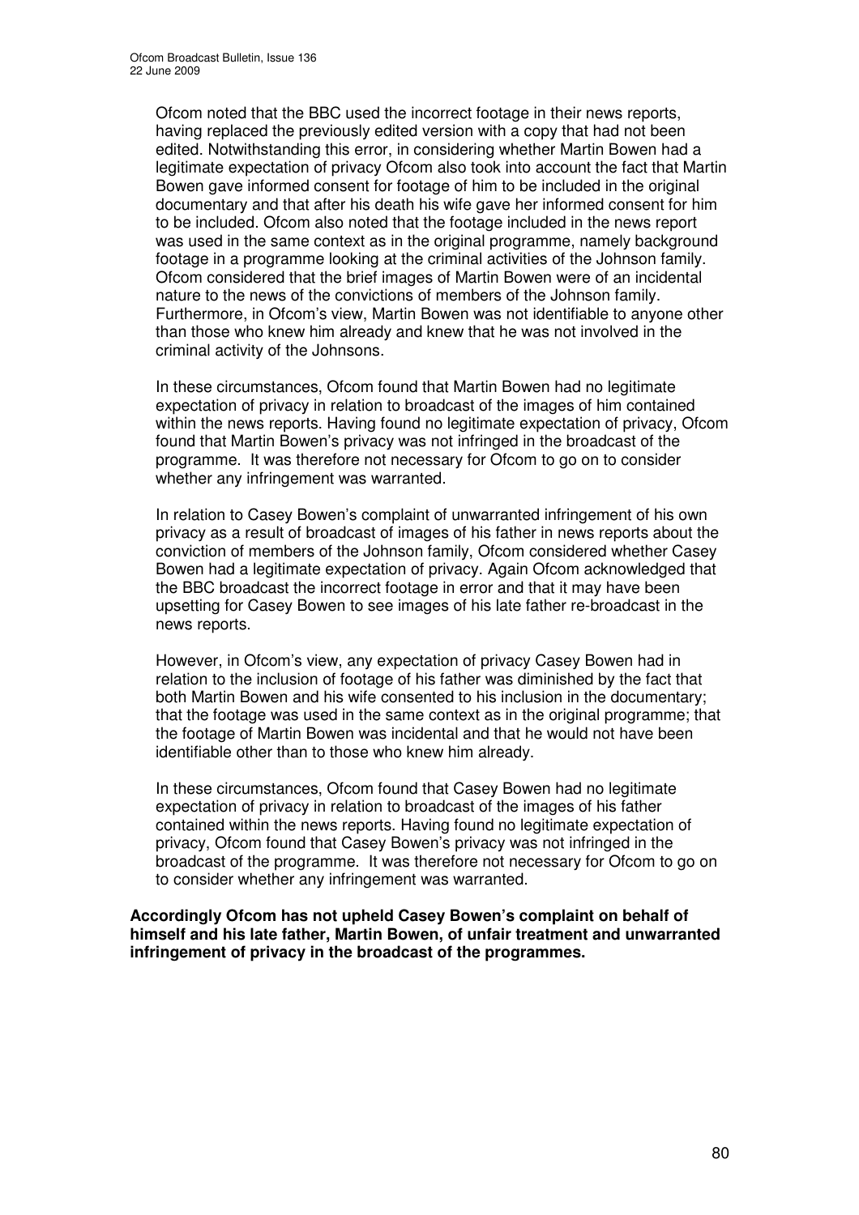Ofcom noted that the BBC used the incorrect footage in their news reports, having replaced the previously edited version with a copy that had not been edited. Notwithstanding this error, in considering whether Martin Bowen had a legitimate expectation of privacy Ofcom also took into account the fact that Martin Bowen gave informed consent for footage of him to be included in the original documentary and that after his death his wife gave her informed consent for him to be included. Ofcom also noted that the footage included in the news report was used in the same context as in the original programme, namely background footage in a programme looking at the criminal activities of the Johnson family. Ofcom considered that the brief images of Martin Bowen were of an incidental nature to the news of the convictions of members of the Johnson family. Furthermore, in Ofcom's view, Martin Bowen was not identifiable to anyone other than those who knew him already and knew that he was not involved in the criminal activity of the Johnsons.

In these circumstances, Ofcom found that Martin Bowen had no legitimate expectation of privacy in relation to broadcast of the images of him contained within the news reports. Having found no legitimate expectation of privacy, Ofcom found that Martin Bowen's privacy was not infringed in the broadcast of the programme. It was therefore not necessary for Ofcom to go on to consider whether any infringement was warranted.

In relation to Casey Bowen's complaint of unwarranted infringement of his own privacy as a result of broadcast of images of his father in news reports about the conviction of members of the Johnson family, Ofcom considered whether Casey Bowen had a legitimate expectation of privacy. Again Ofcom acknowledged that the BBC broadcast the incorrect footage in error and that it may have been upsetting for Casey Bowen to see images of his late father re-broadcast in the news reports.

However, in Ofcom's view, any expectation of privacy Casey Bowen had in relation to the inclusion of footage of his father was diminished by the fact that both Martin Bowen and his wife consented to his inclusion in the documentary; that the footage was used in the same context as in the original programme; that the footage of Martin Bowen was incidental and that he would not have been identifiable other than to those who knew him already.

In these circumstances, Ofcom found that Casey Bowen had no legitimate expectation of privacy in relation to broadcast of the images of his father contained within the news reports. Having found no legitimate expectation of privacy, Ofcom found that Casey Bowen's privacy was not infringed in the broadcast of the programme. It was therefore not necessary for Ofcom to go on to consider whether any infringement was warranted.

**Accordingly Ofcom has not upheld Casey Bowen's complaint on behalf of himself and his late father, Martin Bowen, of unfair treatment and unwarranted infringement of privacy in the broadcast of the programmes.**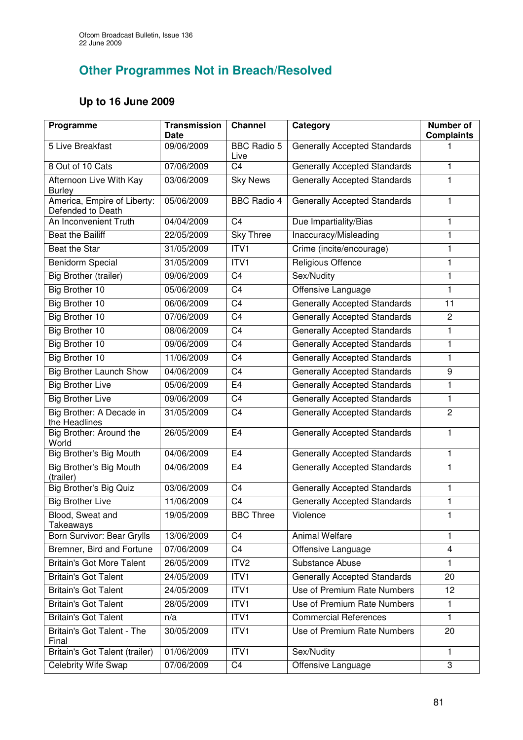## Other Programmes Not in Breach/Resolved

### Up to 16 June 2009

| Programme | Transmission Date | Channel | Category | Number of Complaints |
|---|---|---|---|---|
| 5 Live Breakfast | 09/06/2009 | BBC Radio 5 Live | Generally Accepted Standards | 1 |
| 8 Out of 10 Cats | 07/06/2009 | C4 | Generally Accepted Standards | 1 |
| Afternoon Live With Kay Burley | 03/06/2009 | Sky News | Generally Accepted Standards | 1 |
| America, Empire of Liberty: Defended to Death | 05/06/2009 | BBC Radio 4 | Generally Accepted Standards | 1 |
| An Inconvenient Truth | 04/04/2009 | C4 | Due Impartiality/Bias | 1 |
| Beat the Bailiff | 22/05/2009 | Sky Three | Inaccuracy/Misleading | 1 |
| Beat the Star | 31/05/2009 | ITV1 | Crime (incite/encourage) | 1 |
| Benidorm Special | 31/05/2009 | ITV1 | Religious Offence | 1 |
| Big Brother (trailer) | 09/06/2009 | C4 | Sex/Nudity | 1 |
| Big Brother 10 | 05/06/2009 | C4 | Offensive Language | 1 |
| Big Brother 10 | 06/06/2009 | C4 | Generally Accepted Standards | 11 |
| Big Brother 10 | 07/06/2009 | C4 | Generally Accepted Standards | 2 |
| Big Brother 10 | 08/06/2009 | C4 | Generally Accepted Standards | 1 |
| Big Brother 10 | 09/06/2009 | C4 | Generally Accepted Standards | 1 |
| Big Brother 10 | 11/06/2009 | C4 | Generally Accepted Standards | 1 |
| Big Brother Launch Show | 04/06/2009 | C4 | Generally Accepted Standards | 9 |
| Big Brother Live | 05/06/2009 | E4 | Generally Accepted Standards | 1 |
| Big Brother Live | 09/06/2009 | C4 | Generally Accepted Standards | 1 |
| Big Brother: A Decade in the Headlines | 31/05/2009 | C4 | Generally Accepted Standards | 2 |
| Big Brother: Around the World | 26/05/2009 | E4 | Generally Accepted Standards | 1 |
| Big Brother's Big Mouth | 04/06/2009 | E4 | Generally Accepted Standards | 1 |
| Big Brother's Big Mouth (trailer) | 04/06/2009 | E4 | Generally Accepted Standards | 1 |
| Big Brother's Big Quiz | 03/06/2009 | C4 | Generally Accepted Standards | 1 |
| Big Brother Live | 11/06/2009 | C4 | Generally Accepted Standards | 1 |
| Blood, Sweat and Takeaways | 19/05/2009 | BBC Three | Violence | 1 |
| Born Survivor: Bear Grylls | 13/06/2009 | C4 | Animal Welfare | 1 |
| Bremner, Bird and Fortune | 07/06/2009 | C4 | Offensive Language | 4 |
| Britain's Got More Talent | 26/05/2009 | ITV2 | Substance Abuse | 1 |
| Britain's Got Talent | 24/05/2009 | ITV1 | Generally Accepted Standards | 20 |
| Britain's Got Talent | 24/05/2009 | ITV1 | Use of Premium Rate Numbers | 12 |
| Britain's Got Talent | 28/05/2009 | ITV1 | Use of Premium Rate Numbers | 1 |
| Britain's Got Talent | n/a | ITV1 | Commercial References | 1 |
| Britain's Got Talent - The Final | 30/05/2009 | ITV1 | Use of Premium Rate Numbers | 20 |
| Britain's Got Talent (trailer) | 01/06/2009 | ITV1 | Sex/Nudity | 1 |
| Celebrity Wife Swap | 07/06/2009 | C4 | Offensive Language | 3 |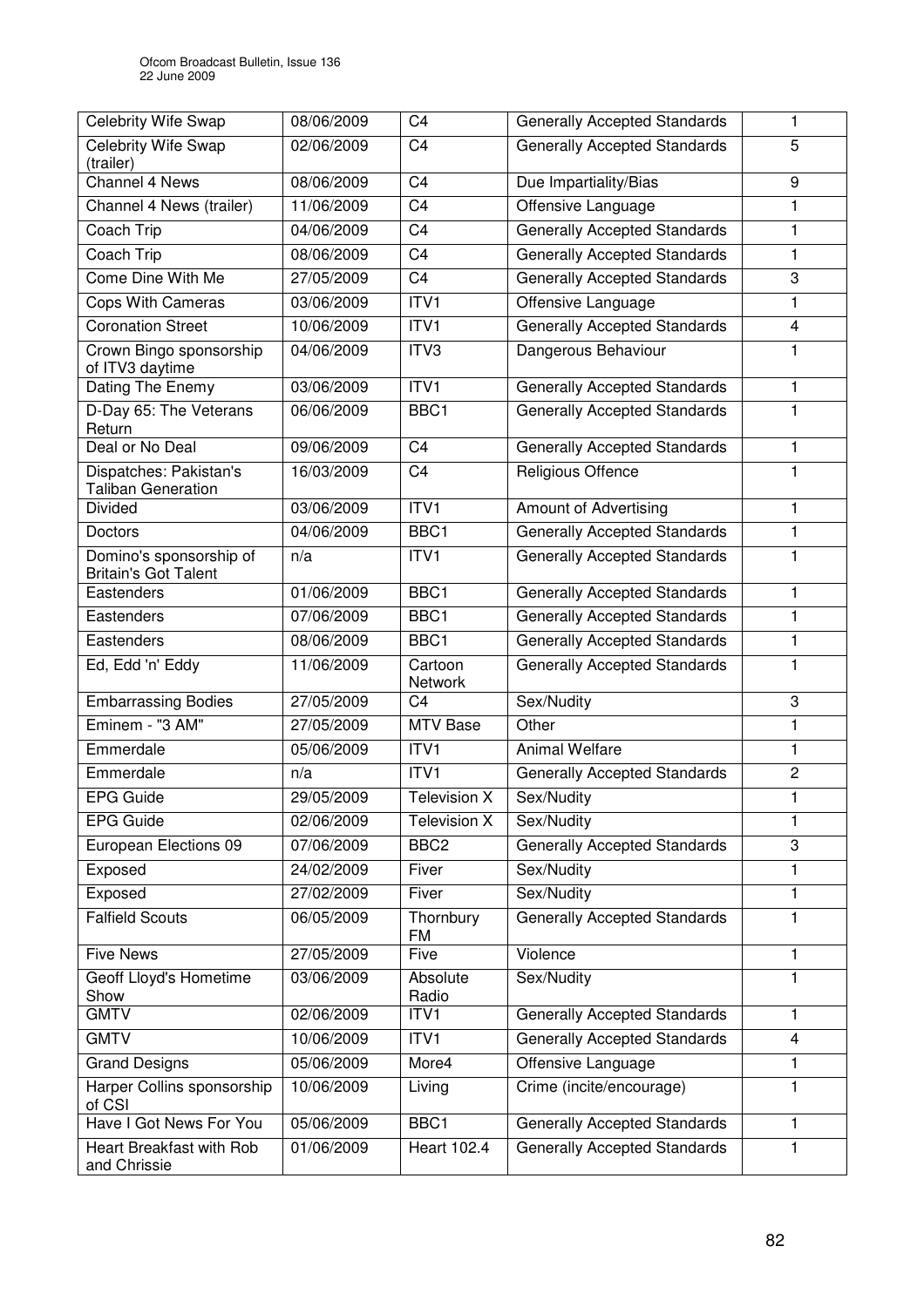| Celebrity Wife Swap | 08/06/2009 | C4 | Generally Accepted Standards | 1 |
|---|---|---|---|---|
| Celebrity Wife Swap (trailer) | 02/06/2009 | C4 | Generally Accepted Standards | 5 |
| Channel 4 News | 08/06/2009 | C4 | Due Impartiality/Bias | 9 |
| Channel 4 News (trailer) | 11/06/2009 | C4 | Offensive Language | 1 |
| Coach Trip | 04/06/2009 | C4 | Generally Accepted Standards | 1 |
| Coach Trip | 08/06/2009 | C4 | Generally Accepted Standards | 1 |
| Come Dine With Me | 27/05/2009 | C4 | Generally Accepted Standards | 3 |
| Cops With Cameras | 03/06/2009 | ITV1 | Offensive Language | 1 |
| Coronation Street | 10/06/2009 | ITV1 | Generally Accepted Standards | 4 |
| Crown Bingo sponsorship of ITV3 daytime | 04/06/2009 | ITV3 | Dangerous Behaviour | 1 |
| Dating The Enemy | 03/06/2009 | ITV1 | Generally Accepted Standards | 1 |
| D-Day 65: The Veterans Return | 06/06/2009 | BBC1 | Generally Accepted Standards | 1 |
| Deal or No Deal | 09/06/2009 | C4 | Generally Accepted Standards | 1 |
| Dispatches: Pakistan's Taliban Generation | 16/03/2009 | C4 | Religious Offence | 1 |
| Divided | 03/06/2009 | ITV1 | Amount of Advertising | 1 |
| Doctors | 04/06/2009 | BBC1 | Generally Accepted Standards | 1 |
| Domino's sponsorship of Britain's Got Talent | n/a | ITV1 | Generally Accepted Standards | 1 |
| Eastenders | 01/06/2009 | BBC1 | Generally Accepted Standards | 1 |
| Eastenders | 07/06/2009 | BBC1 | Generally Accepted Standards | 1 |
| Eastenders | 08/06/2009 | BBC1 | Generally Accepted Standards | 1 |
| Ed, Edd 'n' Eddy | 11/06/2009 | Cartoon Network | Generally Accepted Standards | 1 |
| Embarrassing Bodies | 27/05/2009 | C4 | Sex/Nudity | 3 |
| Eminem - "3 AM" | 27/05/2009 | MTV Base | Other | 1 |
| Emmerdale | 05/06/2009 | ITV1 | Animal Welfare | 1 |
| Emmerdale | n/a | ITV1 | Generally Accepted Standards | 2 |
| EPG Guide | 29/05/2009 | Television X | Sex/Nudity | 1 |
| EPG Guide | 02/06/2009 | Television X | Sex/Nudity | 1 |
| European Elections 09 | 07/06/2009 | BBC2 | Generally Accepted Standards | 3 |
| Exposed | 24/02/2009 | Fiver | Sex/Nudity | 1 |
| Exposed | 27/02/2009 | Fiver | Sex/Nudity | 1 |
| Falfield Scouts | 06/05/2009 | Thornbury FM | Generally Accepted Standards | 1 |
| Five News | 27/05/2009 | Five | Violence | 1 |
| Geoff Lloyd's Hometime Show | 03/06/2009 | Absolute Radio | Sex/Nudity | 1 |
| GMTV | 02/06/2009 | ITV1 | Generally Accepted Standards | 1 |
| GMTV | 10/06/2009 | ITV1 | Generally Accepted Standards | 4 |
| Grand Designs | 05/06/2009 | More4 | Offensive Language | 1 |
| Harper Collins sponsorship of CSI | 10/06/2009 | Living | Crime (incite/encourage) | 1 |
| Have I Got News For You | 05/06/2009 | BBC1 | Generally Accepted Standards | 1 |
| Heart Breakfast with Rob and Chrissie | 01/06/2009 | Heart 102.4 | Generally Accepted Standards | 1 |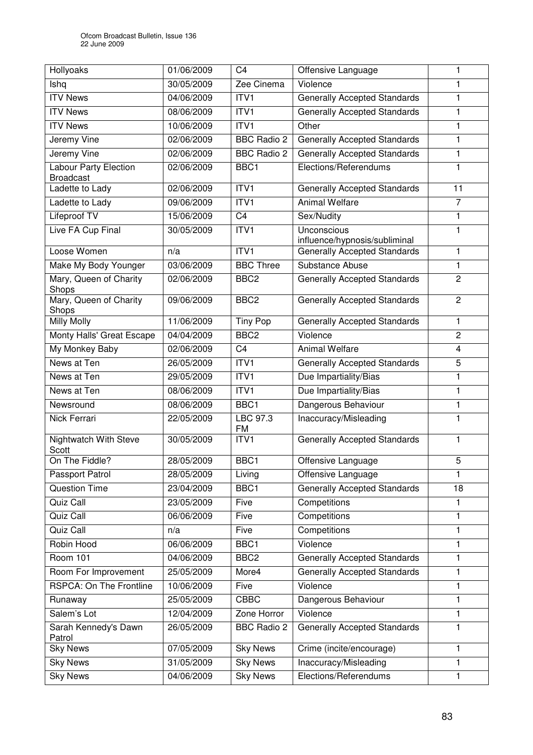| Hollyoaks | 01/06/2009 | C4 | Offensive Language | 1 |
|---|---|---|---|---|
| Ishq | 30/05/2009 | Zee Cinema | Violence | 1 |
| ITV News | 04/06/2009 | ITV1 | Generally Accepted Standards | 1 |
| ITV News | 08/06/2009 | ITV1 | Generally Accepted Standards | 1 |
| ITV News | 10/06/2009 | ITV1 | Other | 1 |
| Jeremy Vine | 02/06/2009 | BBC Radio 2 | Generally Accepted Standards | 1 |
| Jeremy Vine | 02/06/2009 | BBC Radio 2 | Generally Accepted Standards | 1 |
| Labour Party Election Broadcast | 02/06/2009 | BBC1 | Elections/Referendums | 1 |
| Ladette to Lady | 02/06/2009 | ITV1 | Generally Accepted Standards | 11 |
| Ladette to Lady | 09/06/2009 | ITV1 | Animal Welfare | 7 |
| Lifeproof TV | 15/06/2009 | C4 | Sex/Nudity | 1 |
| Live FA Cup Final | 30/05/2009 | ITV1 | Unconscious influence/hypnosis/subliminal | 1 |
| Loose Women | n/a | ITV1 | Generally Accepted Standards | 1 |
| Make My Body Younger | 03/06/2009 | BBC Three | Substance Abuse | 1 |
| Mary, Queen of Charity Shops | 02/06/2009 | BBC2 | Generally Accepted Standards | 2 |
| Mary, Queen of Charity Shops | 09/06/2009 | BBC2 | Generally Accepted Standards | 2 |
| Milly Molly | 11/06/2009 | Tiny Pop | Generally Accepted Standards | 1 |
| Monty Halls' Great Escape | 04/04/2009 | BBC2 | Violence | 2 |
| My Monkey Baby | 02/06/2009 | C4 | Animal Welfare | 4 |
| News at Ten | 26/05/2009 | ITV1 | Generally Accepted Standards | 5 |
| News at Ten | 29/05/2009 | ITV1 | Due Impartiality/Bias | 1 |
| News at Ten | 08/06/2009 | ITV1 | Due Impartiality/Bias | 1 |
| Newsround | 08/06/2009 | BBC1 | Dangerous Behaviour | 1 |
| Nick Ferrari | 22/05/2009 | LBC 97.3 FM | Inaccuracy/Misleading | 1 |
| Nightwatch With Steve Scott | 30/05/2009 | ITV1 | Generally Accepted Standards | 1 |
| On The Fiddle? | 28/05/2009 | BBC1 | Offensive Language | 5 |
| Passport Patrol | 28/05/2009 | Living | Offensive Language | 1 |
| Question Time | 23/04/2009 | BBC1 | Generally Accepted Standards | 18 |
| Quiz Call | 23/05/2009 | Five | Competitions | 1 |
| Quiz Call | 06/06/2009 | Five | Competitions | 1 |
| Quiz Call | n/a | Five | Competitions | 1 |
| Robin Hood | 06/06/2009 | BBC1 | Violence | 1 |
| Room 101 | 04/06/2009 | BBC2 | Generally Accepted Standards | 1 |
| Room For Improvement | 25/05/2009 | More4 | Generally Accepted Standards | 1 |
| RSPCA: On The Frontline | 10/06/2009 | Five | Violence | 1 |
| Runaway | 25/05/2009 | CBBC | Dangerous Behaviour | 1 |
| Salem's Lot | 12/04/2009 | Zone Horror | Violence | 1 |
| Sarah Kennedy's Dawn Patrol | 26/05/2009 | BBC Radio 2 | Generally Accepted Standards | 1 |
| Sky News | 07/05/2009 | Sky News | Crime (incite/encourage) | 1 |
| Sky News | 31/05/2009 | Sky News | Inaccuracy/Misleading | 1 |
| Sky News | 04/06/2009 | Sky News | Elections/Referendums | 1 |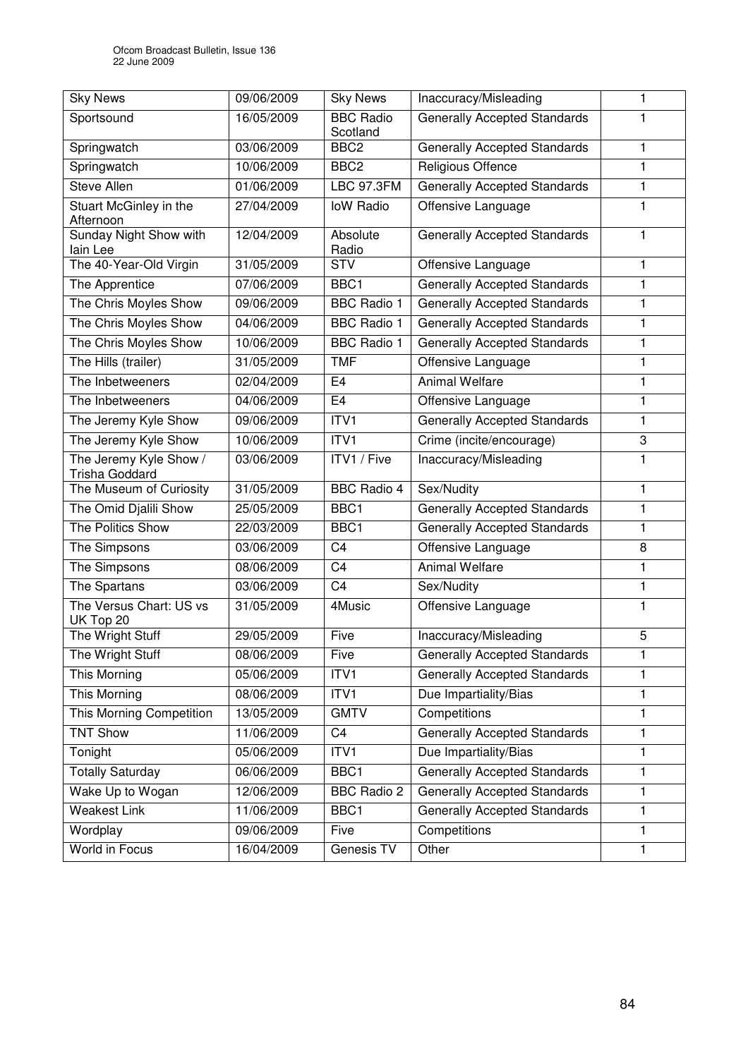| | | | | |
|---|---|---|---|---|
| Sky News | 09/06/2009 | Sky News | Inaccuracy/Misleading | 1 |
| Sportsound | 16/05/2009 | BBC Radio Scotland | Generally Accepted Standards | 1 |
| Springwatch | 03/06/2009 | BBC2 | Generally Accepted Standards | 1 |
| Springwatch | 10/06/2009 | BBC2 | Religious Offence | 1 |
| Steve Allen | 01/06/2009 | LBC 97.3FM | Generally Accepted Standards | 1 |
| Stuart McGinley in the Afternoon | 27/04/2009 | IoW Radio | Offensive Language | 1 |
| Sunday Night Show with Iain Lee | 12/04/2009 | Absolute Radio | Generally Accepted Standards | 1 |
| The 40-Year-Old Virgin | 31/05/2009 | STV | Offensive Language | 1 |
| The Apprentice | 07/06/2009 | BBC1 | Generally Accepted Standards | 1 |
| The Chris Moyles Show | 09/06/2009 | BBC Radio 1 | Generally Accepted Standards | 1 |
| The Chris Moyles Show | 04/06/2009 | BBC Radio 1 | Generally Accepted Standards | 1 |
| The Chris Moyles Show | 10/06/2009 | BBC Radio 1 | Generally Accepted Standards | 1 |
| The Hills (trailer) | 31/05/2009 | TMF | Offensive Language | 1 |
| The Inbetweeners | 02/04/2009 | E4 | Animal Welfare | 1 |
| The Inbetweeners | 04/06/2009 | E4 | Offensive Language | 1 |
| The Jeremy Kyle Show | 09/06/2009 | ITV1 | Generally Accepted Standards | 1 |
| The Jeremy Kyle Show | 10/06/2009 | ITV1 | Crime (incite/encourage) | 3 |
| The Jeremy Kyle Show / Trisha Goddard | 03/06/2009 | ITV1 / Five | Inaccuracy/Misleading | 1 |
| The Museum of Curiosity | 31/05/2009 | BBC Radio 4 | Sex/Nudity | 1 |
| The Omid Djalili Show | 25/05/2009 | BBC1 | Generally Accepted Standards | 1 |
| The Politics Show | 22/03/2009 | BBC1 | Generally Accepted Standards | 1 |
| The Simpsons | 03/06/2009 | C4 | Offensive Language | 8 |
| The Simpsons | 08/06/2009 | C4 | Animal Welfare | 1 |
| The Spartans | 03/06/2009 | C4 | Sex/Nudity | 1 |
| The Versus Chart: US vs UK Top 20 | 31/05/2009 | 4Music | Offensive Language | 1 |
| The Wright Stuff | 29/05/2009 | Five | Inaccuracy/Misleading | 5 |
| The Wright Stuff | 08/06/2009 | Five | Generally Accepted Standards | 1 |
| This Morning | 05/06/2009 | ITV1 | Generally Accepted Standards | 1 |
| This Morning | 08/06/2009 | ITV1 | Due Impartiality/Bias | 1 |
| This Morning Competition | 13/05/2009 | GMTV | Competitions | 1 |
| TNT Show | 11/06/2009 | C4 | Generally Accepted Standards | 1 |
| Tonight | 05/06/2009 | ITV1 | Due Impartiality/Bias | 1 |
| Totally Saturday | 06/06/2009 | BBC1 | Generally Accepted Standards | 1 |
| Wake Up to Wogan | 12/06/2009 | BBC Radio 2 | Generally Accepted Standards | 1 |
| Weakest Link | 11/06/2009 | BBC1 | Generally Accepted Standards | 1 |
| Wordplay | 09/06/2009 | Five | Competitions | 1 |
| World in Focus | 16/04/2009 | Genesis TV | Other | 1 |